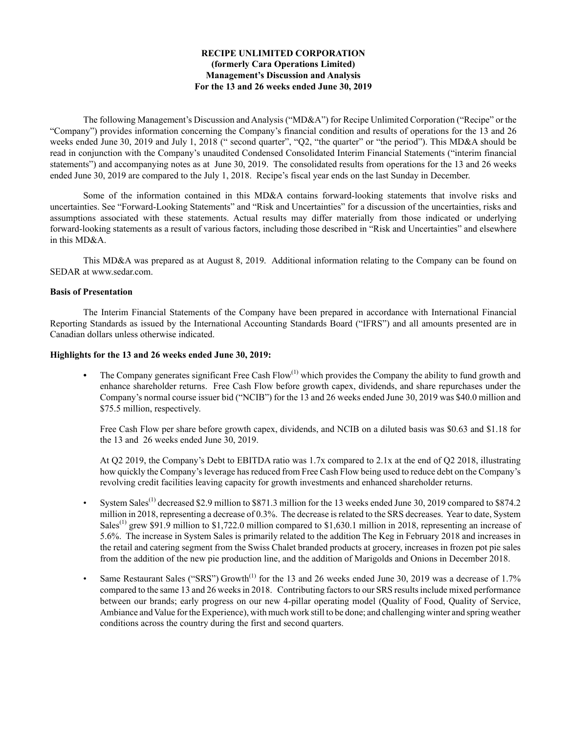**RECIPE UNLIMITED CORPORATION**
**(formerly Cara Operations Limited)**
**Management's Discussion and Analysis**
**For the 13 and 26 weeks ended June 30, 2019**

The following Management's Discussion and Analysis ("MD&A") for Recipe Unlimited Corporation ("Recipe" or the "Company") provides information concerning the Company's financial condition and results of operations for the 13 and 26 weeks ended June 30, 2019 and July 1, 2018 (" second quarter", "Q2, "the quarter" or "the period"). This MD&A should be read in conjunction with the Company's unaudited Condensed Consolidated Interim Financial Statements ("interim financial statements") and accompanying notes as at June 30, 2019. The consolidated results from operations for the 13 and 26 weeks ended June 30, 2019 are compared to the July 1, 2018. Recipe's fiscal year ends on the last Sunday in December.

Some of the information contained in this MD&A contains forward-looking statements that involve risks and uncertainties. See "Forward-Looking Statements" and "Risk and Uncertainties" for a discussion of the uncertainties, risks and assumptions associated with these statements. Actual results may differ materially from those indicated or underlying forward-looking statements as a result of various factors, including those described in "Risk and Uncertainties" and elsewhere in this MD&A.

This MD&A was prepared as at August 8, 2019. Additional information relating to the Company can be found on SEDAR at www.sedar.com.

**Basis of Presentation**

The Interim Financial Statements of the Company have been prepared in accordance with International Financial Reporting Standards as issued by the International Accounting Standards Board ("IFRS") and all amounts presented are in Canadian dollars unless otherwise indicated.

**Highlights for the 13 and 26 weeks ended June 30, 2019:**

- The Company generates significant Free Cash Flow[1] which provides the Company the ability to fund growth and enhance shareholder returns. Free Cash Flow before growth capex, dividends, and share repurchases under the Company's normal course issuer bid ("NCIB") for the 13 and 26 weeks ended June 30, 2019 was $40.0 million and $75.5 million, respectively.

  Free Cash Flow per share before growth capex, dividends, and NCIB on a diluted basis was $0.63 and $1.18 for the 13 and 26 weeks ended June 30, 2019.

  At Q2 2019, the Company's Debt to EBITDA ratio was 1.7x compared to 2.1x at the end of Q2 2018, illustrating how quickly the Company's leverage has reduced from Free Cash Flow being used to reduce debt on the Company's revolving credit facilities leaving capacity for growth investments and enhanced shareholder returns.

- System Sales[1] decreased $2.9 million to $871.3 million for the 13 weeks ended June 30, 2019 compared to $874.2 million in 2018, representing a decrease of 0.3%. The decrease is related to the SRS decreases. Year to date, System Sales[1] grew $91.9 million to $1,722.0 million compared to $1,630.1 million in 2018, representing an increase of 5.6%. The increase in System Sales is primarily related to the addition The Keg in February 2018 and increases in the retail and catering segment from the Swiss Chalet branded products at grocery, increases in frozen pot pie sales from the addition of the new pie production line, and the addition of Marigolds and Onions in December 2018.

- Same Restaurant Sales ("SRS") Growth[1] for the 13 and 26 weeks ended June 30, 2019 was a decrease of 1.7% compared to the same 13 and 26 weeks in 2018. Contributing factors to our SRS results include mixed performance between our brands; early progress on our new 4-pillar operating model (Quality of Food, Quality of Service, Ambiance and Value for the Experience), with much work still to be done; and challenging winter and spring weather conditions across the country during the first and second quarters.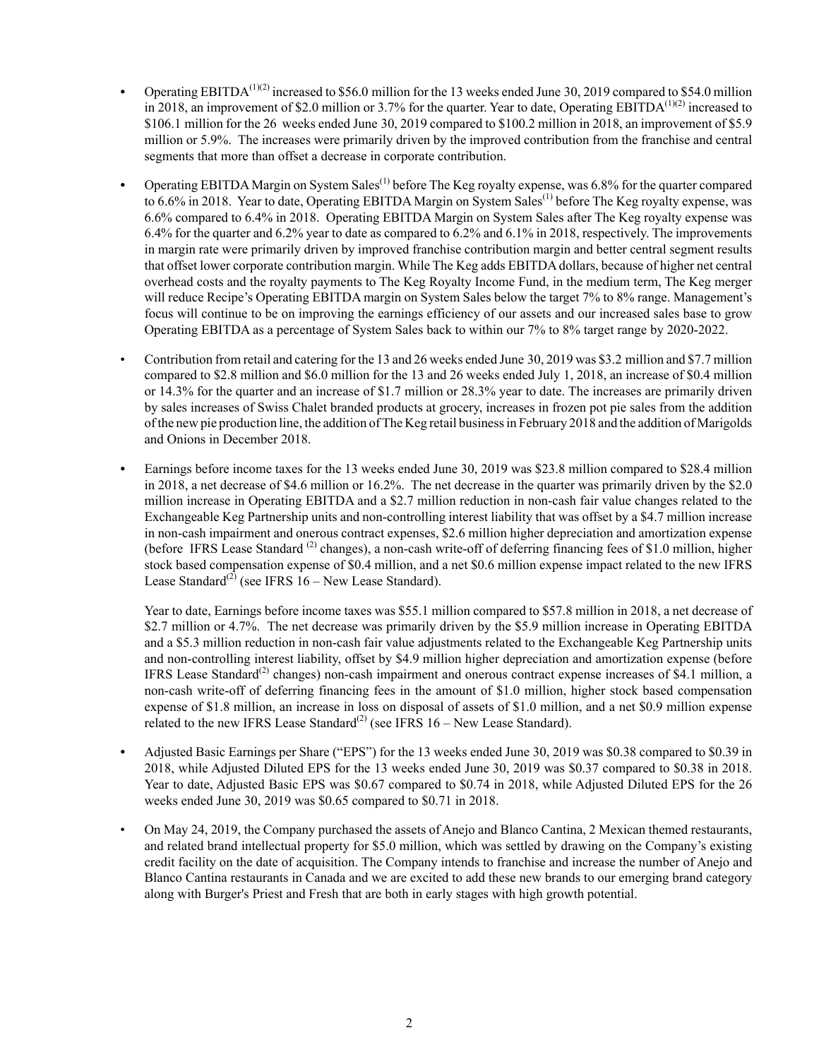- Operating EBITDA[(1)(2)] increased to $56.0 million for the 13 weeks ended June 30, 2019 compared to $54.0 million in 2018, an improvement of $2.0 million or 3.7% for the quarter. Year to date, Operating EBITDA[(1)(2)] increased to $106.1 million for the 26 weeks ended June 30, 2019 compared to $100.2 million in 2018, an improvement of $5.9 million or 5.9%. The increases were primarily driven by the improved contribution from the franchise and central segments that more than offset a decrease in corporate contribution.

- Operating EBITDA Margin on System Sales[(1)] before The Keg royalty expense, was 6.8% for the quarter compared to 6.6% in 2018. Year to date, Operating EBITDA Margin on System Sales[(1)] before The Keg royalty expense, was 6.6% compared to 6.4% in 2018. Operating EBITDA Margin on System Sales after The Keg royalty expense was 6.4% for the quarter and 6.2% year to date as compared to 6.2% and 6.1% in 2018, respectively. The improvements in margin rate were primarily driven by improved franchise contribution margin and better central segment results that offset lower corporate contribution margin. While The Keg adds EBITDA dollars, because of higher net central overhead costs and the royalty payments to The Keg Royalty Income Fund, in the medium term, The Keg merger will reduce Recipe's Operating EBITDA margin on System Sales below the target 7% to 8% range. Management's focus will continue to be on improving the earnings efficiency of our assets and our increased sales base to grow Operating EBITDA as a percentage of System Sales back to within our 7% to 8% target range by 2020-2022.

- Contribution from retail and catering for the 13 and 26 weeks ended June 30, 2019 was $3.2 million and $7.7 million compared to $2.8 million and $6.0 million for the 13 and 26 weeks ended July 1, 2018, an increase of $0.4 million or 14.3% for the quarter and an increase of $1.7 million or 28.3% year to date. The increases are primarily driven by sales increases of Swiss Chalet branded products at grocery, increases in frozen pot pie sales from the addition of the new pie production line, the addition of The Keg retail business in February 2018 and the addition of Marigolds and Onions in December 2018.

- Earnings before income taxes for the 13 weeks ended June 30, 2019 was $23.8 million compared to $28.4 million in 2018, a net decrease of $4.6 million or 16.2%. The net decrease in the quarter was primarily driven by the $2.0 million increase in Operating EBITDA and a $2.7 million reduction in non-cash fair value changes related to the Exchangeable Keg Partnership units and non-controlling interest liability that was offset by a $4.7 million increase in non-cash impairment and onerous contract expenses, $2.6 million higher depreciation and amortization expense (before IFRS Lease Standard [(2)] changes), a non-cash write-off of deferring financing fees of $1.0 million, higher stock based compensation expense of $0.4 million, and a net $0.6 million expense impact related to the new IFRS Lease Standard[(2)] (see IFRS 16 – New Lease Standard).

  Year to date, Earnings before income taxes was $55.1 million compared to $57.8 million in 2018, a net decrease of $2.7 million or 4.7%. The net decrease was primarily driven by the $5.9 million increase in Operating EBITDA and a $5.3 million reduction in non-cash fair value adjustments related to the Exchangeable Keg Partnership units and non-controlling interest liability, offset by $4.9 million higher depreciation and amortization expense (before IFRS Lease Standard[(2)] changes) non-cash impairment and onerous contract expense increases of $4.1 million, a non-cash write-off of deferring financing fees in the amount of $1.0 million, higher stock based compensation expense of $1.8 million, an increase in loss on disposal of assets of $1.0 million, and a net $0.9 million expense related to the new IFRS Lease Standard[(2)] (see IFRS 16 – New Lease Standard).

- Adjusted Basic Earnings per Share ("EPS") for the 13 weeks ended June 30, 2019 was $0.38 compared to $0.39 in 2018, while Adjusted Diluted EPS for the 13 weeks ended June 30, 2019 was $0.37 compared to $0.38 in 2018. Year to date, Adjusted Basic EPS was $0.67 compared to $0.74 in 2018, while Adjusted Diluted EPS for the 26 weeks ended June 30, 2019 was $0.65 compared to $0.71 in 2018.

- On May 24, 2019, the Company purchased the assets of Anejo and Blanco Cantina, 2 Mexican themed restaurants, and related brand intellectual property for $5.0 million, which was settled by drawing on the Company's existing credit facility on the date of acquisition. The Company intends to franchise and increase the number of Anejo and Blanco Cantina restaurants in Canada and we are excited to add these new brands to our emerging brand category along with Burger's Priest and Fresh that are both in early stages with high growth potential.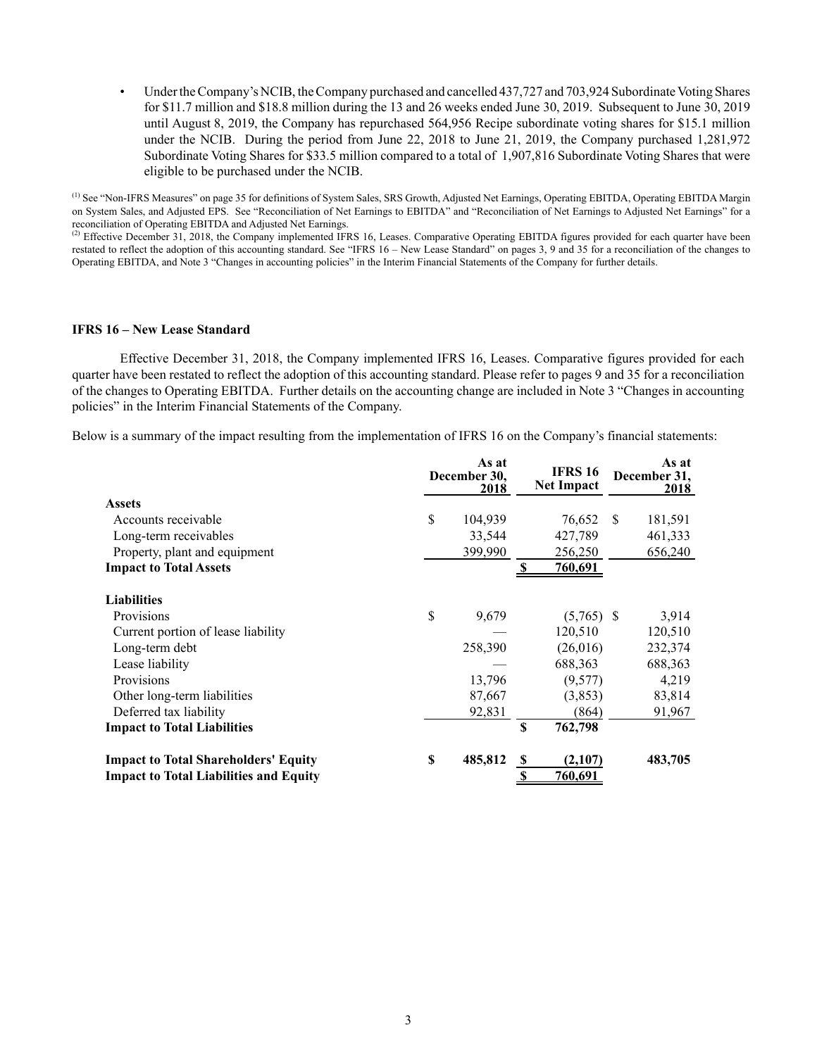- Under the Company's NCIB, the Company purchased and cancelled 437,727 and 703,924 Subordinate Voting Shares for $11.7 million and $18.8 million during the 13 and 26 weeks ended June 30, 2019. Subsequent to June 30, 2019 until August 8, 2019, the Company has repurchased 564,956 Recipe subordinate voting shares for $15.1 million under the NCIB. During the period from June 22, 2018 to June 21, 2019, the Company purchased 1,281,972 Subordinate Voting Shares for $33.5 million compared to a total of 1,907,816 Subordinate Voting Shares that were eligible to be purchased under the NCIB.

[(1)] See "Non-IFRS Measures" on page 35 for definitions of System Sales, SRS Growth, Adjusted Net Earnings, Operating EBITDA, Operating EBITDA Margin on System Sales, and Adjusted EPS. See "Reconciliation of Net Earnings to EBITDA" and "Reconciliation of Net Earnings to Adjusted Net Earnings" for a reconciliation of Operating EBITDA and Adjusted Net Earnings.

[(2)] Effective December 31, 2018, the Company implemented IFRS 16, Leases. Comparative Operating EBITDA figures provided for each quarter have been restated to reflect the adoption of this accounting standard. See "IFRS 16 – New Lease Standard" on pages 3, 9 and 35 for a reconciliation of the changes to Operating EBITDA, and Note 3 "Changes in accounting policies" in the Interim Financial Statements of the Company for further details.

**IFRS 16 – New Lease Standard**

Effective December 31, 2018, the Company implemented IFRS 16, Leases. Comparative figures provided for each quarter have been restated to reflect the adoption of this accounting standard. Please refer to pages 9 and 35 for a reconciliation of the changes to Operating EBITDA. Further details on the accounting change are included in Note 3 "Changes in accounting policies" in the Interim Financial Statements of the Company.

Below is a summary of the impact resulting from the implementation of IFRS 16 on the Company's financial statements:

| | As at December 30, 2018 | IFRS 16 Net Impact | As at December 31, 2018 |
|---|---|---|---|
| **Assets** | | | |
| Accounts receivable | $ 104,939 | 76,652 | $ 181,591 |
| Long-term receivables | 33,544 | 427,789 | 461,333 |
| Property, plant and equipment | 399,990 | 256,250 | 656,240 |
| **Impact to Total Assets** | | **$ 760,691** | |
| **Liabilities** | | | |
| Provisions | $ 9,679 | (5,765) | $ 3,914 |
| Current portion of lease liability | — | 120,510 | 120,510 |
| Long-term debt | 258,390 | (26,016) | 232,374 |
| Lease liability | — | 688,363 | 688,363 |
| Provisions | 13,796 | (9,577) | 4,219 |
| Other long-term liabilities | 87,667 | (3,853) | 83,814 |
| Deferred tax liability | 92,831 | (864) | 91,967 |
| **Impact to Total Liabilities** | | **$ 762,798** | |
| **Impact to Total Shareholders' Equity** | **$ 485,812** | **$ (2,107)** | **483,705** |
| **Impact to Total Liabilities and Equity** | | **$ 760,691** | |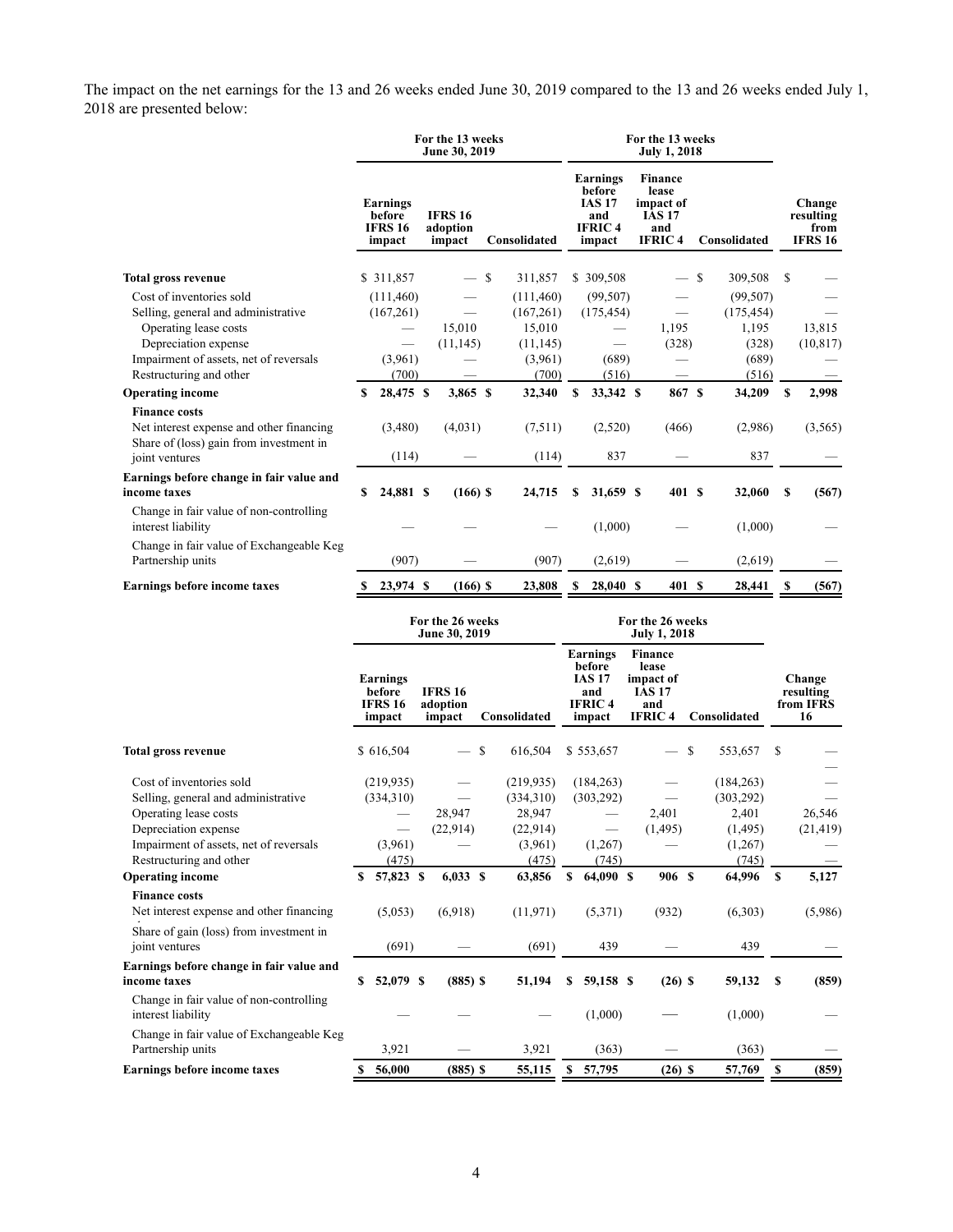The impact on the net earnings for the 13 and 26 weeks ended June 30, 2019 compared to the 13 and 26 weeks ended July 1, 2018 are presented below:

| | For the 13 weeks June 30, 2019 | | | For the 13 weeks July 1, 2018 | | | |
|---|---|---|---|---|---|---|---|
| | Earnings before IFRS 16 impact | IFRS 16 adoption impact | Consolidated | Earnings before IAS 17 and IFRIC 4 impact | Finance lease impact of IAS 17 and IFRIC 4 | Consolidated | Change resulting from IFRS 16 |
| **Total gross revenue** | $ 311,857 | — | $ 311,857 | $ 309,508 | — | $ 309,508 | $ — |
| Cost of inventories sold | (111,460) | — | (111,460) | (99,507) | — | (99,507) | — |
| Selling, general and administrative | (167,261) | — | (167,261) | (175,454) | — | (175,454) | — |
| Operating lease costs | — | 15,010 | 15,010 | — | 1,195 | 1,195 | 13,815 |
| Depreciation expense | — | (11,145) | (11,145) | — | (328) | (328) | (10,817) |
| Impairment of assets, net of reversals | (3,961) | — | (3,961) | (689) | — | (689) | — |
| Restructuring and other | (700) | — | (700) | (516) | — | (516) | — |
| **Operating income** | **$ 28,475** | **$ 3,865** | **$ 32,340** | **$ 33,342** | **$ 867** | **$ 34,209** | **$ 2,998** |
| **Finance costs** | | | | | | | |
| Net interest expense and other financing | (3,480) | (4,031) | (7,511) | (2,520) | (466) | (2,986) | (3,565) |
| Share of (loss) gain from investment in joint ventures | (114) | — | (114) | 837 | — | 837 | — |
| **Earnings before change in fair value and income taxes** | **$ 24,881** | **$ (166)** | **$ 24,715** | **$ 31,659** | **$ 401** | **$ 32,060** | **$ (567)** |
| Change in fair value of non-controlling interest liability | — | — | — | (1,000) | — | (1,000) | — |
| Change in fair value of Exchangeable Keg Partnership units | (907) | — | (907) | (2,619) | — | (2,619) | — |
| **Earnings before income taxes** | **$ 23,974** | **$ (166)** | **$ 23,808** | **$ 28,040** | **$ 401** | **$ 28,441** | **$ (567)** |

| | For the 26 weeks June 30, 2019 | | | For the 26 weeks July 1, 2018 | | | |
|---|---|---|---|---|---|---|---|
| | Earnings before IFRS 16 impact | IFRS 16 adoption impact | Consolidated | Earnings before IAS 17 and IFRIC 4 impact | Finance lease impact of IAS 17 and IFRIC 4 | Consolidated | Change resulting from IFRS 16 |
| **Total gross revenue** | $ 616,504 | — | $ 616,504 | $ 553,657 | — | $ 553,657 | $ — |
| Cost of inventories sold | (219,935) | — | (219,935) | (184,263) | — | (184,263) | — |
| Selling, general and administrative | (334,310) | — | (334,310) | (303,292) | — | (303,292) | — |
| Operating lease costs | — | 28,947 | 28,947 | — | 2,401 | 2,401 | 26,546 |
| Depreciation expense | — | (22,914) | (22,914) | — | (1,495) | (1,495) | (21,419) |
| Impairment of assets, net of reversals | (3,961) | — | (3,961) | (1,267) | — | (1,267) | — |
| Restructuring and other | (475) | | (475) | (745) | | (745) | — |
| **Operating income** | **$ 57,823** | **$ 6,033** | **$ 63,856** | **$ 64,090** | **$ 906** | **$ 64,996** | **$ 5,127** |
| **Finance costs** | | | | | | | |
| Net interest expense and other financing | (5,053) | (6,918) | (11,971) | (5,371) | (932) | (6,303) | (5,986) |
| Share of gain (loss) from investment in joint ventures | (691) | — | (691) | 439 | — | 439 | — |
| **Earnings before change in fair value and income taxes** | **$ 52,079** | **$ (885)** | **$ 51,194** | **$ 59,158** | **$ (26)** | **$ 59,132** | **$ (859)** |
| Change in fair value of non-controlling interest liability | — | — | — | (1,000) | — | (1,000) | — |
| Change in fair value of Exchangeable Keg Partnership units | 3,921 | — | 3,921 | (363) | — | (363) | — |
| **Earnings before income taxes** | **$ 56,000** | **$ (885)** | **$ 55,115** | **$ 57,795** | **$ (26)** | **$ 57,769** | **$ (859)** |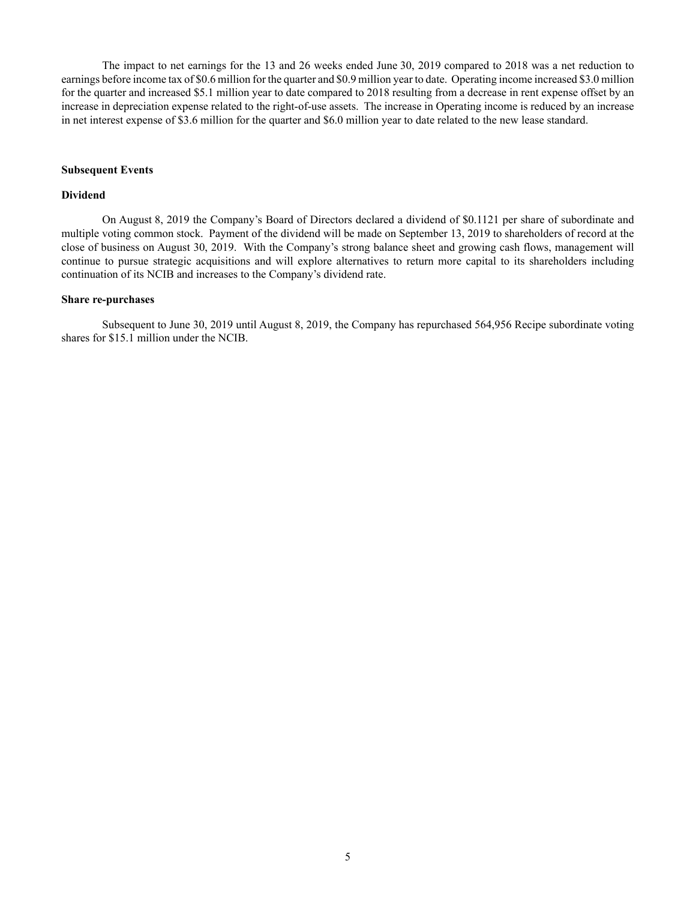The impact to net earnings for the 13 and 26 weeks ended June 30, 2019 compared to 2018 was a net reduction to earnings before income tax of $0.6 million for the quarter and $0.9 million year to date. Operating income increased $3.0 million for the quarter and increased $5.1 million year to date compared to 2018 resulting from a decrease in rent expense offset by an increase in depreciation expense related to the right-of-use assets. The increase in Operating income is reduced by an increase in net interest expense of $3.6 million for the quarter and $6.0 million year to date related to the new lease standard.

**Subsequent Events**

**Dividend**

On August 8, 2019 the Company's Board of Directors declared a dividend of $0.1121 per share of subordinate and multiple voting common stock. Payment of the dividend will be made on September 13, 2019 to shareholders of record at the close of business on August 30, 2019. With the Company's strong balance sheet and growing cash flows, management will continue to pursue strategic acquisitions and will explore alternatives to return more capital to its shareholders including continuation of its NCIB and increases to the Company's dividend rate.

**Share re-purchases**

Subsequent to June 30, 2019 until August 8, 2019, the Company has repurchased 564,956 Recipe subordinate voting shares for $15.1 million under the NCIB.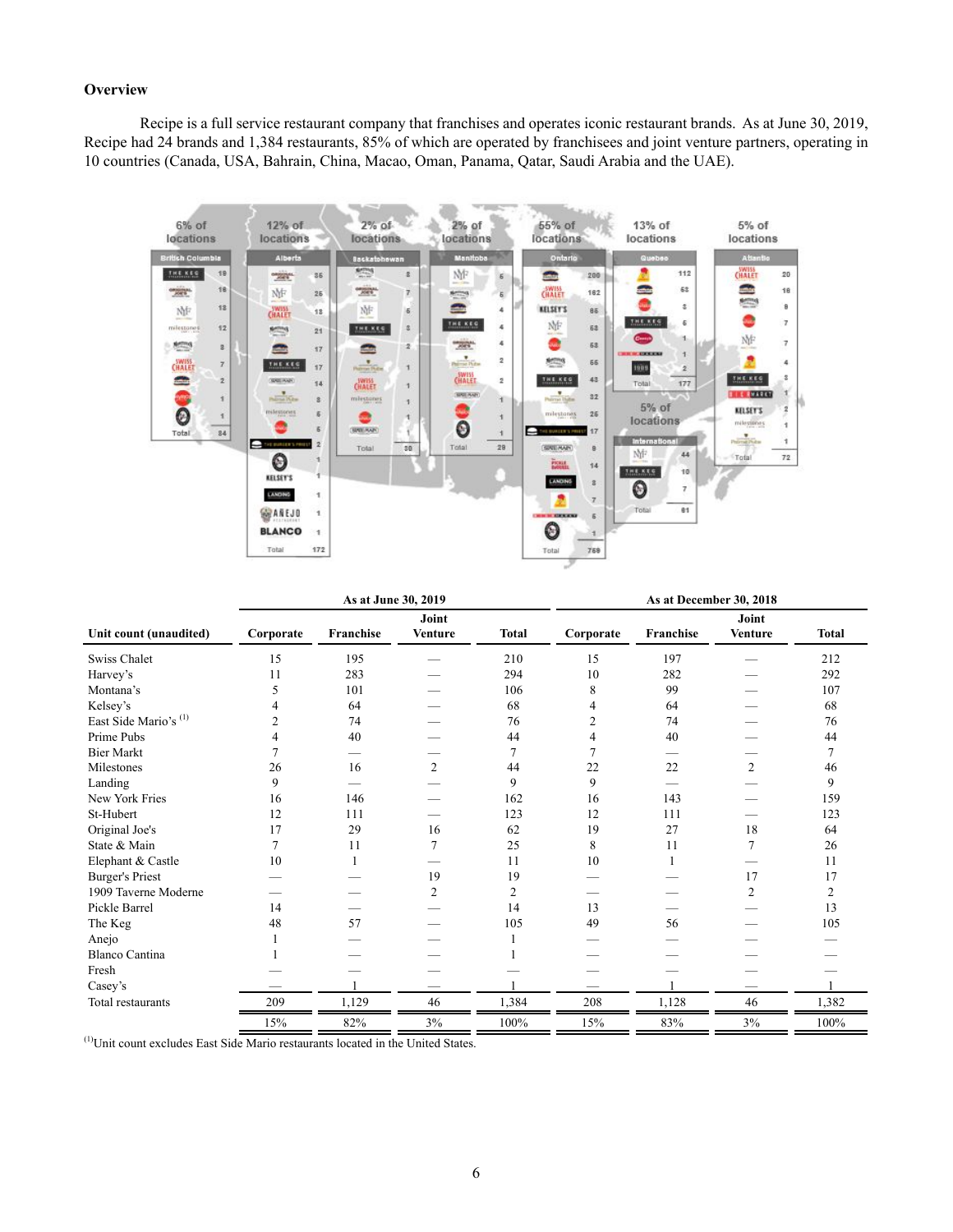## Overview

Recipe is a full service restaurant company that franchises and operates iconic restaurant brands. As at June 30, 2019, Recipe had 24 brands and 1,384 restaurants, 85% of which are operated by franchisees and joint venture partners, operating in 10 countries (Canada, USA, Bahrain, China, Macao, Oman, Panama, Qatar, Saudi Arabia and the UAE).

| | As at June 30, 2019 | | | | As at December 30, 2018 | | | |
|---|---|---|---|---|---|---|---|---|
| Unit count (unaudited) | Corporate | Franchise | Joint Venture | Total | Corporate | Franchise | Joint Venture | Total |
| Swiss Chalet | 15 | 195 | — | 210 | 15 | 197 | — | 212 |
| Harvey's | 11 | 283 | — | 294 | 10 | 282 | — | 292 |
| Montana's | 5 | 101 | — | 106 | 8 | 99 | — | 107 |
| Kelsey's | 4 | 64 | — | 68 | 4 | 64 | — | 68 |
| East Side Mario's [(1)] | 2 | 74 | — | 76 | 2 | 74 | — | 76 |
| Prime Pubs | 4 | 40 | — | 44 | 4 | 40 | — | 44 |
| Bier Markt | 7 | — | — | 7 | 7 | — | — | 7 |
| Milestones | 26 | 16 | 2 | 44 | 22 | 22 | 2 | 46 |
| Landing | 9 | — | — | 9 | 9 | — | — | 9 |
| New York Fries | 16 | 146 | — | 162 | 16 | 143 | — | 159 |
| St-Hubert | 12 | 111 | — | 123 | 12 | 111 | — | 123 |
| Original Joe's | 17 | 29 | 16 | 62 | 19 | 27 | 18 | 64 |
| State & Main | 7 | 11 | 7 | 25 | 8 | 11 | 7 | 26 |
| Elephant & Castle | 10 | 1 | — | 11 | 10 | 1 | — | 11 |
| Burger's Priest | — | — | 19 | 19 | — | — | 17 | 17 |
| 1909 Taverne Moderne | — | — | 2 | 2 | — | — | 2 | 2 |
| Pickle Barrel | 14 | — | — | 14 | 13 | — | — | 13 |
| The Keg | 48 | 57 | — | 105 | 49 | 56 | — | 105 |
| Anejo | 1 | — | — | 1 | — | — | — | — |
| Blanco Cantina | 1 | — | — | 1 | — | — | — | — |
| Fresh | — | — | — | — | — | — | — | — |
| Casey's | — | 1 | — | 1 | — | 1 | — | 1 |
| Total restaurants | 209 | 1,129 | 46 | 1,384 | 208 | 1,128 | 46 | 1,382 |
| | 15% | 82% | 3% | 100% | 15% | 83% | 3% | 100% |

[(1)]Unit count excludes East Side Mario restaurants located in the United States.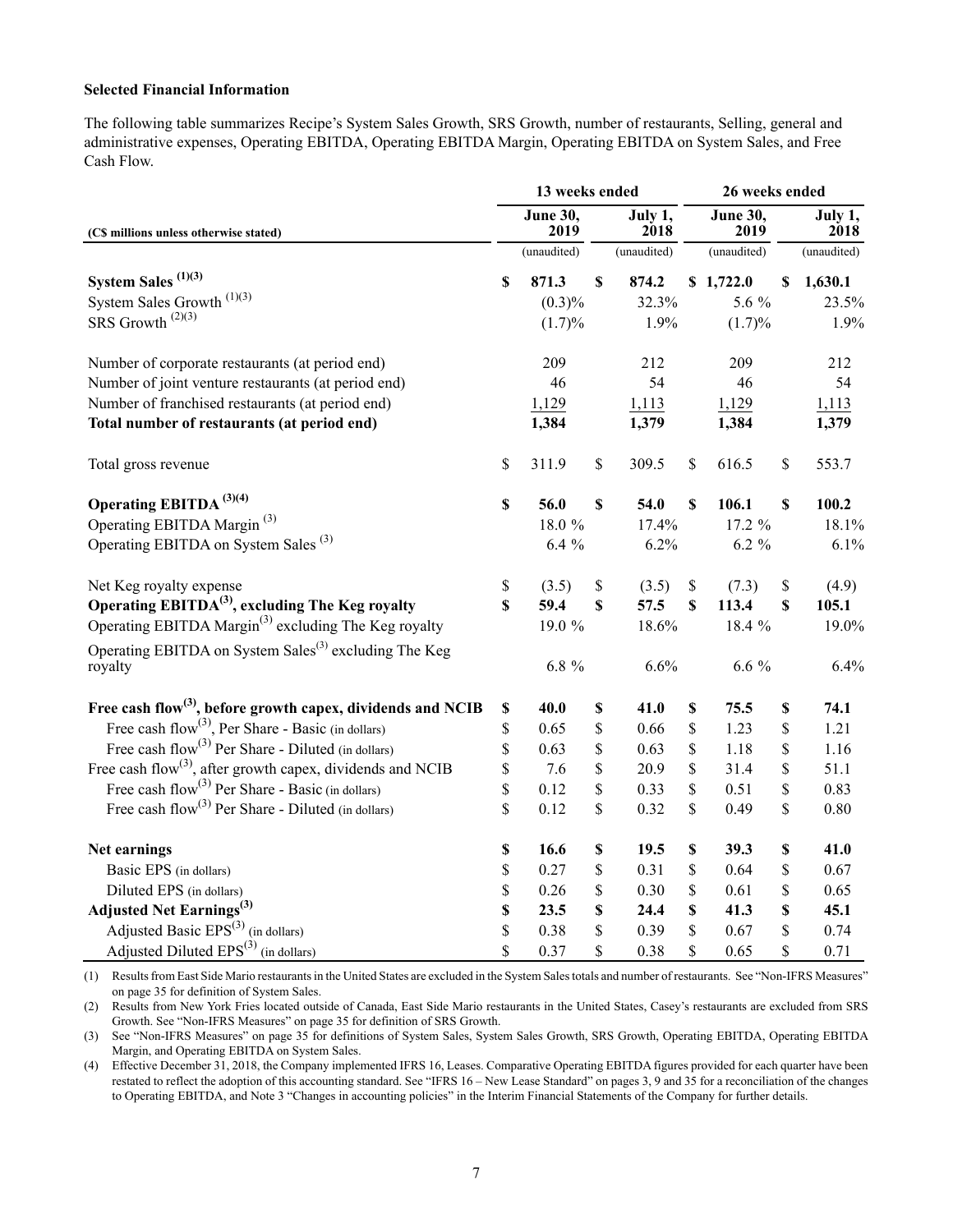**Selected Financial Information**

The following table summarizes Recipe's System Sales Growth, SRS Growth, number of restaurants, Selling, general and administrative expenses, Operating EBITDA, Operating EBITDA Margin, Operating EBITDA on System Sales, and Free Cash Flow.

| (C$ millions unless otherwise stated) | 13 weeks ended | | 26 weeks ended | |
|---|---|---|---|---|
| | June 30, 2019 | July 1, 2018 | June 30, 2019 | July 1, 2018 |
| | (unaudited) | (unaudited) | (unaudited) | (unaudited) |
| **System Sales [1][3]** | **$ 871.3** | **$ 874.2** | **$ 1,722.0** | **$ 1,630.1** |
| System Sales Growth [1][3] | (0.3)% | 32.3% | 5.6 % | 23.5% |
| SRS Growth [2][3] | (1.7)% | 1.9% | (1.7)% | 1.9% |
| Number of corporate restaurants (at period end) | 209 | 212 | 209 | 212 |
| Number of joint venture restaurants (at period end) | 46 | 54 | 46 | 54 |
| Number of franchised restaurants (at period end) | 1,129 | 1,113 | 1,129 | 1,113 |
| **Total number of restaurants (at period end)** | **1,384** | **1,379** | **1,384** | **1,379** |
| Total gross revenue | $ 311.9 | $ 309.5 | $ 616.5 | $ 553.7 |
| **Operating EBITDA [3][4]** | **$ 56.0** | **$ 54.0** | **$ 106.1** | **$ 100.2** |
| Operating EBITDA Margin [3] | 18.0 % | 17.4% | 17.2 % | 18.1% |
| Operating EBITDA on System Sales [3] | 6.4 % | 6.2% | 6.2 % | 6.1% |
| Net Keg royalty expense | $ (3.5) | $ (3.5) | $ (7.3) | $ (4.9) |
| **Operating EBITDA[3], excluding The Keg royalty** | **$ 59.4** | **$ 57.5** | **$ 113.4** | **$ 105.1** |
| Operating EBITDA Margin[3] excluding The Keg royalty | 19.0 % | 18.6% | 18.4 % | 19.0% |
| Operating EBITDA on System Sales[3] excluding The Keg royalty | 6.8 % | 6.6% | 6.6 % | 6.4% |
| **Free cash flow[3], before growth capex, dividends and NCIB** | **$ 40.0** | **$ 41.0** | **$ 75.5** | **$ 74.1** |
| Free cash flow[3], Per Share - Basic (in dollars) | $ 0.65 | $ 0.66 | $ 1.23 | $ 1.21 |
| Free cash flow[3] Per Share - Diluted (in dollars) | $ 0.63 | $ 0.63 | $ 1.18 | $ 1.16 |
| Free cash flow[3], after growth capex, dividends and NCIB | $ 7.6 | $ 20.9 | $ 31.4 | $ 51.1 |
| Free cash flow[3] Per Share - Basic (in dollars) | $ 0.12 | $ 0.33 | $ 0.51 | $ 0.83 |
| Free cash flow[3] Per Share - Diluted (in dollars) | $ 0.12 | $ 0.32 | $ 0.49 | $ 0.80 |
| **Net earnings** | **$ 16.6** | **$ 19.5** | **$ 39.3** | **$ 41.0** |
| Basic EPS (in dollars) | $ 0.27 | $ 0.31 | $ 0.64 | $ 0.67 |
| Diluted EPS (in dollars) | $ 0.26 | $ 0.30 | $ 0.61 | $ 0.65 |
| **Adjusted Net Earnings[3]** | **$ 23.5** | **$ 24.4** | **$ 41.3** | **$ 45.1** |
| Adjusted Basic EPS[3] (in dollars) | $ 0.38 | $ 0.39 | $ 0.67 | $ 0.74 |
| Adjusted Diluted EPS[3] (in dollars) | $ 0.37 | $ 0.38 | $ 0.65 | $ 0.71 |

(1) Results from East Side Mario restaurants in the United States are excluded in the System Sales totals and number of restaurants. See "Non-IFRS Measures" on page 35 for definition of System Sales.

(2) Results from New York Fries located outside of Canada, East Side Mario restaurants in the United States, Casey's restaurants are excluded from SRS Growth. See "Non-IFRS Measures" on page 35 for definition of SRS Growth.

(3) See "Non-IFRS Measures" on page 35 for definitions of System Sales, System Sales Growth, SRS Growth, Operating EBITDA, Operating EBITDA Margin, and Operating EBITDA on System Sales.

(4) Effective December 31, 2018, the Company implemented IFRS 16, Leases. Comparative Operating EBITDA figures provided for each quarter have been restated to reflect the adoption of this accounting standard. See "IFRS 16 – New Lease Standard" on pages 3, 9 and 35 for a reconciliation of the changes to Operating EBITDA, and Note 3 "Changes in accounting policies" in the Interim Financial Statements of the Company for further details.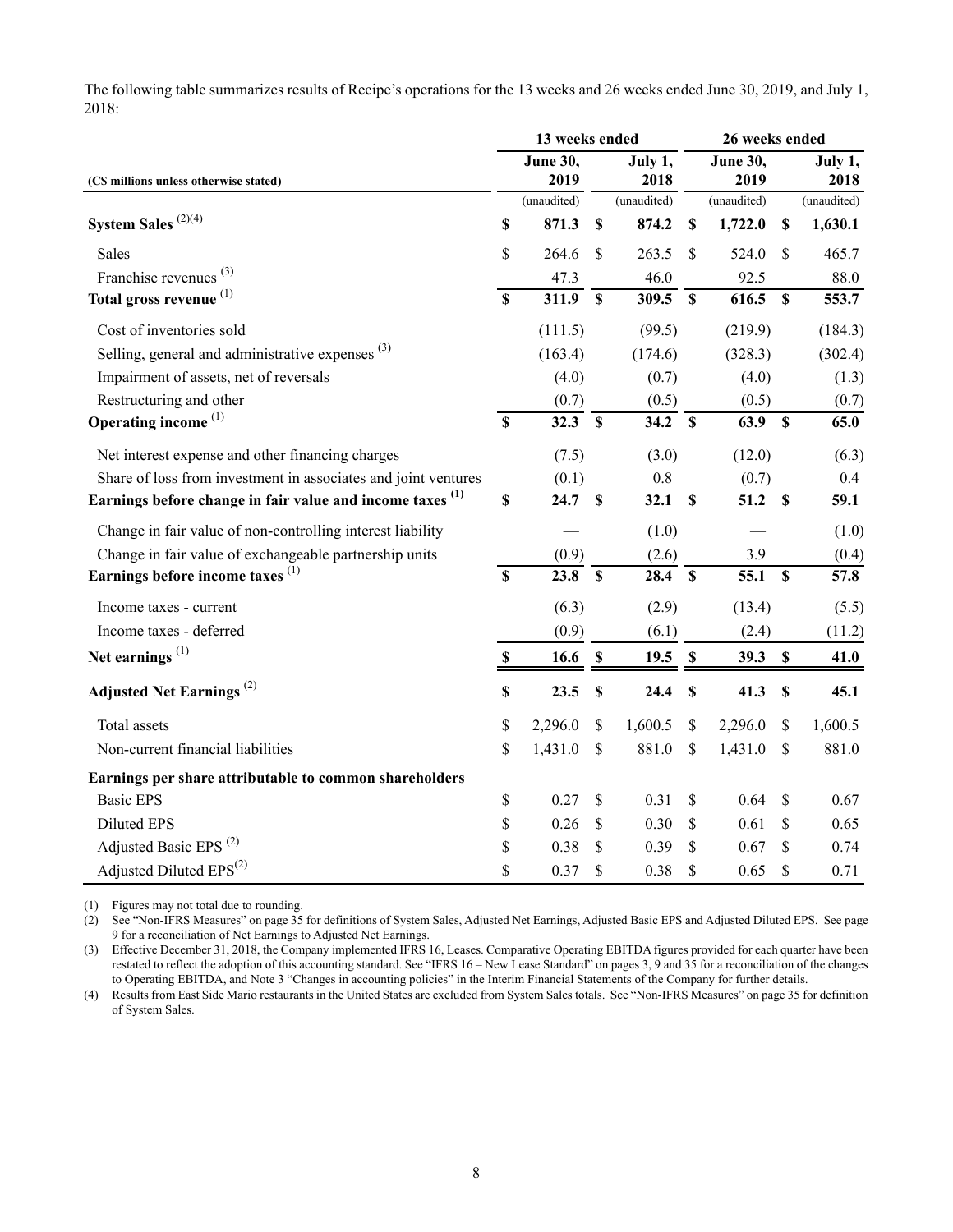The following table summarizes results of Recipe's operations for the 13 weeks and 26 weeks ended June 30, 2019, and July 1, 2018:

| (C$ millions unless otherwise stated) | 13 weeks ended | | 26 weeks ended | |
|---|---|---|---|---|
| | June 30, 2019 | July 1, 2018 | June 30, 2019 | July 1, 2018 |
| | (unaudited) | (unaudited) | (unaudited) | (unaudited) |
| **System Sales** [(2)(4)] | **$ 871.3** | **$ 874.2** | **$ 1,722.0** | **$ 1,630.1** |
| Sales | $ 264.6 | $ 263.5 | $ 524.0 | $ 465.7 |
| Franchise revenues [(3)] | 47.3 | 46.0 | 92.5 | 88.0 |
| **Total gross revenue** [(1)] | **$ 311.9** | **$ 309.5** | **$ 616.5** | **$ 553.7** |
| Cost of inventories sold | (111.5) | (99.5) | (219.9) | (184.3) |
| Selling, general and administrative expenses [(3)] | (163.4) | (174.6) | (328.3) | (302.4) |
| Impairment of assets, net of reversals | (4.0) | (0.7) | (4.0) | (1.3) |
| Restructuring and other | (0.7) | (0.5) | (0.5) | (0.7) |
| **Operating income** [(1)] | **$ 32.3** | **$ 34.2** | **$ 63.9** | **$ 65.0** |
| Net interest expense and other financing charges | (7.5) | (3.0) | (12.0) | (6.3) |
| Share of loss from investment in associates and joint ventures | (0.1) | 0.8 | (0.7) | 0.4 |
| **Earnings before change in fair value and income taxes** [(1)] | **$ 24.7** | **$ 32.1** | **$ 51.2** | **$ 59.1** |
| Change in fair value of non-controlling interest liability | — | (1.0) | — | (1.0) |
| Change in fair value of exchangeable partnership units | (0.9) | (2.6) | 3.9 | (0.4) |
| **Earnings before income taxes** [(1)] | **$ 23.8** | **$ 28.4** | **$ 55.1** | **$ 57.8** |
| Income taxes - current | (6.3) | (2.9) | (13.4) | (5.5) |
| Income taxes - deferred | (0.9) | (6.1) | (2.4) | (11.2) |
| **Net earnings** [(1)] | **$ 16.6** | **$ 19.5** | **$ 39.3** | **$ 41.0** |
| **Adjusted Net Earnings** [(2)] | **$ 23.5** | **$ 24.4** | **$ 41.3** | **$ 45.1** |
| Total assets | $ 2,296.0 | $ 1,600.5 | $ 2,296.0 | $ 1,600.5 |
| Non-current financial liabilities | $ 1,431.0 | $ 881.0 | $ 1,431.0 | $ 881.0 |
| **Earnings per share attributable to common shareholders** | | | | |
| Basic EPS | $ 0.27 | $ 0.31 | $ 0.64 | $ 0.67 |
| Diluted EPS | $ 0.26 | $ 0.30 | $ 0.61 | $ 0.65 |
| Adjusted Basic EPS [(2)] | $ 0.38 | $ 0.39 | $ 0.67 | $ 0.74 |
| Adjusted Diluted EPS[(2)] | $ 0.37 | $ 0.38 | $ 0.65 | $ 0.71 |

(1) Figures may not total due to rounding.

(2) See "Non-IFRS Measures" on page 35 for definitions of System Sales, Adjusted Net Earnings, Adjusted Basic EPS and Adjusted Diluted EPS. See page 9 for a reconciliation of Net Earnings to Adjusted Net Earnings.

(3) Effective December 31, 2018, the Company implemented IFRS 16, Leases. Comparative Operating EBITDA figures provided for each quarter have been restated to reflect the adoption of this accounting standard. See "IFRS 16 – New Lease Standard" on pages 3, 9 and 35 for a reconciliation of the changes to Operating EBITDA, and Note 3 "Changes in accounting policies" in the Interim Financial Statements of the Company for further details.

(4) Results from East Side Mario restaurants in the United States are excluded from System Sales totals. See "Non-IFRS Measures" on page 35 for definition of System Sales.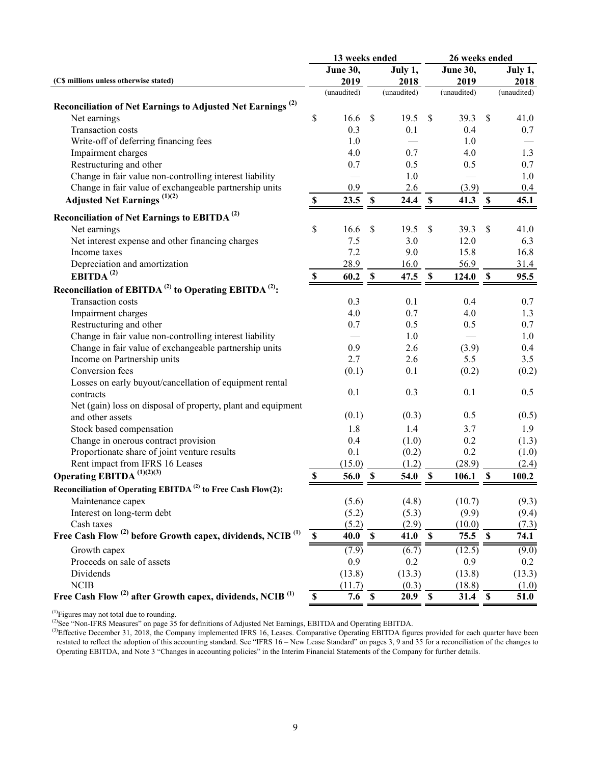| (C$ millions unless otherwise stated) | 13 weeks ended June 30, 2019 | 13 weeks ended July 1, 2018 | 26 weeks ended June 30, 2019 | 26 weeks ended July 1, 2018 |
|---|---|---|---|---|
| | (unaudited) | (unaudited) | (unaudited) | (unaudited) |
| **Reconciliation of Net Earnings to Adjusted Net Earnings [(2)]** | | | | |
| Net earnings | $ 16.6 | $ 19.5 | $ 39.3 | $ 41.0 |
| Transaction costs | 0.3 | 0.1 | 0.4 | 0.7 |
| Write-off of deferring financing fees | 1.0 | — | 1.0 | — |
| Impairment charges | 4.0 | 0.7 | 4.0 | 1.3 |
| Restructuring and other | 0.7 | 0.5 | 0.5 | 0.7 |
| Change in fair value non-controlling interest liability | — | 1.0 | — | 1.0 |
| Change in fair value of exchangeable partnership units | 0.9 | 2.6 | (3.9) | 0.4 |
| **Adjusted Net Earnings [(1)(2)]** | **$ 23.5** | **$ 24.4** | **$ 41.3** | **$ 45.1** |
| **Reconciliation of Net Earnings to EBITDA [(2)]** | | | | |
| Net earnings | $ 16.6 | $ 19.5 | $ 39.3 | $ 41.0 |
| Net interest expense and other financing charges | 7.5 | 3.0 | 12.0 | 6.3 |
| Income taxes | 7.2 | 9.0 | 15.8 | 16.8 |
| Depreciation and amortization | 28.9 | 16.0 | 56.9 | 31.4 |
| **EBITDA [(2)]** | **$ 60.2** | **$ 47.5** | **$ 124.0** | **$ 95.5** |
| **Reconciliation of EBITDA [(2)] to Operating EBITDA [(2)]:** | | | | |
| Transaction costs | 0.3 | 0.1 | 0.4 | 0.7 |
| Impairment charges | 4.0 | 0.7 | 4.0 | 1.3 |
| Restructuring and other | 0.7 | 0.5 | 0.5 | 0.7 |
| Change in fair value non-controlling interest liability | — | 1.0 | — | 1.0 |
| Change in fair value of exchangeable partnership units | 0.9 | 2.6 | (3.9) | 0.4 |
| Income on Partnership units | 2.7 | 2.6 | 5.5 | 3.5 |
| Conversion fees | (0.1) | 0.1 | (0.2) | (0.2) |
| Losses on early buyout/cancellation of equipment rental contracts | 0.1 | 0.3 | 0.1 | 0.5 |
| Net (gain) loss on disposal of property, plant and equipment and other assets | (0.1) | (0.3) | 0.5 | (0.5) |
| Stock based compensation | 1.8 | 1.4 | 3.7 | 1.9 |
| Change in onerous contract provision | 0.4 | (1.0) | 0.2 | (1.3) |
| Proportionate share of joint venture results | 0.1 | (0.2) | 0.2 | (1.0) |
| Rent impact from IFRS 16 Leases | (15.0) | (1.2) | (28.9) | (2.4) |
| **Operating EBITDA [(1)(2)(3)]** | **$ 56.0** | **$ 54.0** | **$ 106.1** | **$ 100.2** |
| **Reconciliation of Operating EBITDA [(2)] to Free Cash Flow(2):** | | | | |
| Maintenance capex | (5.6) | (4.8) | (10.7) | (9.3) |
| Interest on long-term debt | (5.2) | (5.3) | (9.9) | (9.4) |
| Cash taxes | (5.2) | (2.9) | (10.0) | (7.3) |
| **Free Cash Flow [(2)] before Growth capex, dividends, NCIB [(1)]** | **$ 40.0** | **$ 41.0** | **$ 75.5** | **$ 74.1** |
| Growth capex | (7.9) | (6.7) | (12.5) | (9.0) |
| Proceeds on sale of assets | 0.9 | 0.2 | 0.9 | 0.2 |
| Dividends | (13.8) | (13.3) | (13.8) | (13.3) |
| NCIB | (11.7) | (0.3) | (18.8) | (1.0) |
| **Free Cash Flow [(2)] after Growth capex, dividends, NCIB [(1)]** | **$ 7.6** | **$ 20.9** | **$ 31.4** | **$ 51.0** |

[(1)]Figures may not total due to rounding.

[(2)]See "Non-IFRS Measures" on page 35 for definitions of Adjusted Net Earnings, EBITDA and Operating EBITDA.

[(3)]Effective December 31, 2018, the Company implemented IFRS 16, Leases. Comparative Operating EBITDA figures provided for each quarter have been restated to reflect the adoption of this accounting standard. See "IFRS 16 – New Lease Standard" on pages 3, 9 and 35 for a reconciliation of the changes to Operating EBITDA, and Note 3 "Changes in accounting policies" in the Interim Financial Statements of the Company for further details.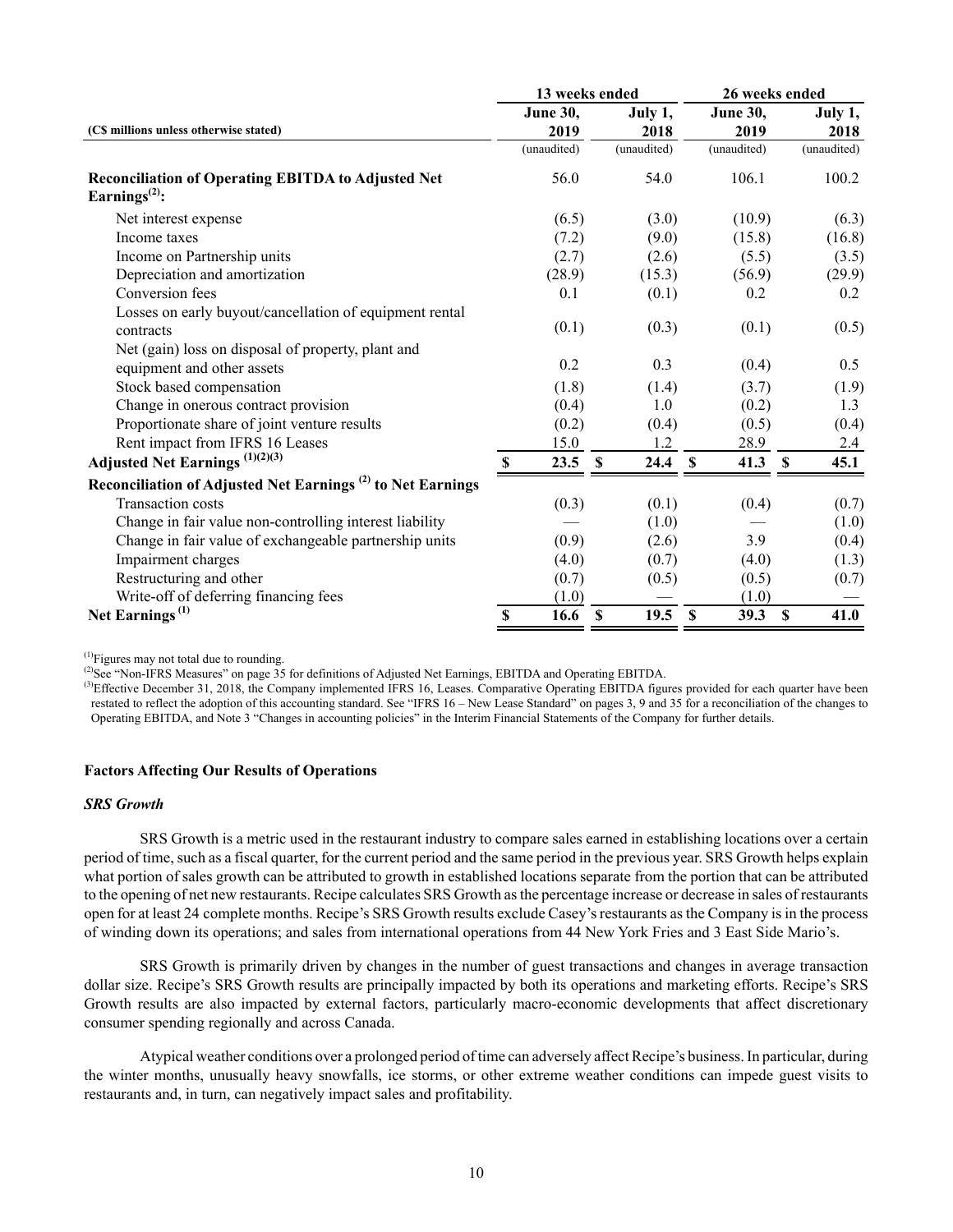| (C$ millions unless otherwise stated) | 13 weeks ended | | 26 weeks ended | |
|---|---|---|---|---|
| | June 30, 2019 | July 1, 2018 | June 30, 2019 | July 1, 2018 |
| | (unaudited) | (unaudited) | (unaudited) | (unaudited) |
| **Reconciliation of Operating EBITDA to Adjusted Net Earnings[(2)]:** | 56.0 | 54.0 | 106.1 | 100.2 |
| Net interest expense | (6.5) | (3.0) | (10.9) | (6.3) |
| Income taxes | (7.2) | (9.0) | (15.8) | (16.8) |
| Income on Partnership units | (2.7) | (2.6) | (5.5) | (3.5) |
| Depreciation and amortization | (28.9) | (15.3) | (56.9) | (29.9) |
| Conversion fees | 0.1 | (0.1) | 0.2 | 0.2 |
| Losses on early buyout/cancellation of equipment rental contracts | (0.1) | (0.3) | (0.1) | (0.5) |
| Net (gain) loss on disposal of property, plant and equipment and other assets | 0.2 | 0.3 | (0.4) | 0.5 |
| Stock based compensation | (1.8) | (1.4) | (3.7) | (1.9) |
| Change in onerous contract provision | (0.4) | 1.0 | (0.2) | 1.3 |
| Proportionate share of joint venture results | (0.2) | (0.4) | (0.5) | (0.4) |
| Rent impact from IFRS 16 Leases | 15.0 | 1.2 | 28.9 | 2.4 |
| **Adjusted Net Earnings [(1)(2)(3)]** | **$ 23.5** | **$ 24.4** | **$ 41.3** | **$ 45.1** |
| **Reconciliation of Adjusted Net Earnings [(2)] to Net Earnings** | | | | |
| Transaction costs | (0.3) | (0.1) | (0.4) | (0.7) |
| Change in fair value non-controlling interest liability | — | (1.0) | — | (1.0) |
| Change in fair value of exchangeable partnership units | (0.9) | (2.6) | 3.9 | (0.4) |
| Impairment charges | (4.0) | (0.7) | (4.0) | (1.3) |
| Restructuring and other | (0.7) | (0.5) | (0.5) | (0.7) |
| Write-off of deferring financing fees | (1.0) | — | (1.0) | — |
| **Net Earnings [(1)]** | **$ 16.6** | **$ 19.5** | **$ 39.3** | **$ 41.0** |

[(1)]Figures may not total due to rounding.

[(2)]See "Non-IFRS Measures" on page 35 for definitions of Adjusted Net Earnings, EBITDA and Operating EBITDA.

[(3)]Effective December 31, 2018, the Company implemented IFRS 16, Leases. Comparative Operating EBITDA figures provided for each quarter have been restated to reflect the adoption of this accounting standard. See "IFRS 16 – New Lease Standard" on pages 3, 9 and 35 for a reconciliation of the changes to Operating EBITDA, and Note 3 "Changes in accounting policies" in the Interim Financial Statements of the Company for further details.

### Factors Affecting Our Results of Operations

#### *SRS Growth*

SRS Growth is a metric used in the restaurant industry to compare sales earned in establishing locations over a certain period of time, such as a fiscal quarter, for the current period and the same period in the previous year. SRS Growth helps explain what portion of sales growth can be attributed to growth in established locations separate from the portion that can be attributed to the opening of net new restaurants. Recipe calculates SRS Growth as the percentage increase or decrease in sales of restaurants open for at least 24 complete months. Recipe's SRS Growth results exclude Casey's restaurants as the Company is in the process of winding down its operations; and sales from international operations from 44 New York Fries and 3 East Side Mario's.

SRS Growth is primarily driven by changes in the number of guest transactions and changes in average transaction dollar size. Recipe's SRS Growth results are principally impacted by both its operations and marketing efforts. Recipe's SRS Growth results are also impacted by external factors, particularly macro-economic developments that affect discretionary consumer spending regionally and across Canada.

Atypical weather conditions over a prolonged period of time can adversely affect Recipe's business. In particular, during the winter months, unusually heavy snowfalls, ice storms, or other extreme weather conditions can impede guest visits to restaurants and, in turn, can negatively impact sales and profitability.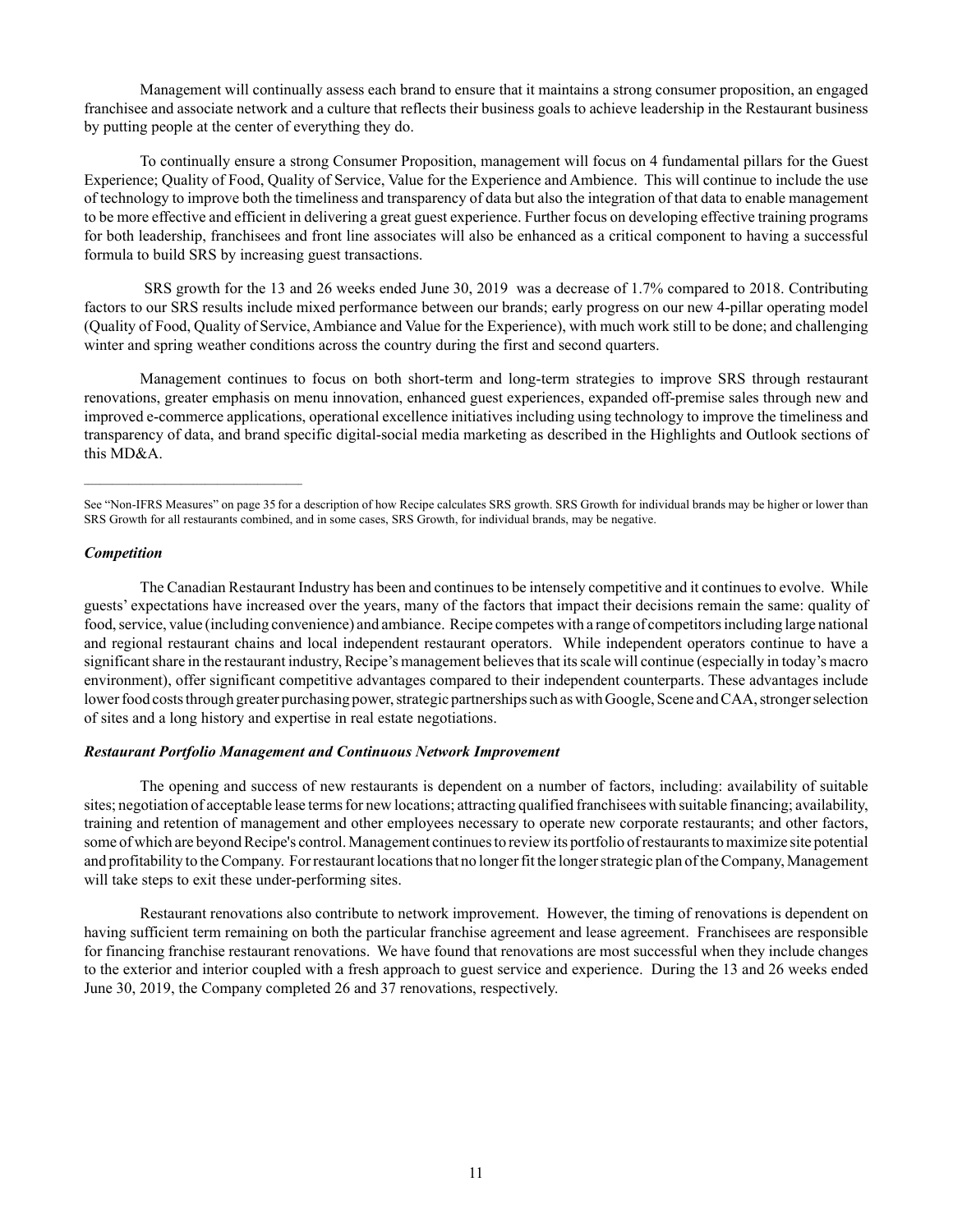Management will continually assess each brand to ensure that it maintains a strong consumer proposition, an engaged franchisee and associate network and a culture that reflects their business goals to achieve leadership in the Restaurant business by putting people at the center of everything they do.

To continually ensure a strong Consumer Proposition, management will focus on 4 fundamental pillars for the Guest Experience; Quality of Food, Quality of Service, Value for the Experience and Ambience. This will continue to include the use of technology to improve both the timeliness and transparency of data but also the integration of that data to enable management to be more effective and efficient in delivering a great guest experience. Further focus on developing effective training programs for both leadership, franchisees and front line associates will also be enhanced as a critical component to having a successful formula to build SRS by increasing guest transactions.

SRS growth for the 13 and 26 weeks ended June 30, 2019 was a decrease of 1.7% compared to 2018. Contributing factors to our SRS results include mixed performance between our brands; early progress on our new 4-pillar operating model (Quality of Food, Quality of Service, Ambiance and Value for the Experience), with much work still to be done; and challenging winter and spring weather conditions across the country during the first and second quarters.

Management continues to focus on both short-term and long-term strategies to improve SRS through restaurant renovations, greater emphasis on menu innovation, enhanced guest experiences, expanded off-premise sales through new and improved e-commerce applications, operational excellence initiatives including using technology to improve the timeliness and transparency of data, and brand specific digital-social media marketing as described in the Highlights and Outlook sections of this MD&A.

---

See "Non-IFRS Measures" on page 35 for a description of how Recipe calculates SRS growth. SRS Growth for individual brands may be higher or lower than SRS Growth for all restaurants combined, and in some cases, SRS Growth, for individual brands, may be negative.

***Competition***

The Canadian Restaurant Industry has been and continues to be intensely competitive and it continues to evolve. While guests' expectations have increased over the years, many of the factors that impact their decisions remain the same: quality of food, service, value (including convenience) and ambiance. Recipe competes with a range of competitors including large national and regional restaurant chains and local independent restaurant operators. While independent operators continue to have a significant share in the restaurant industry, Recipe's management believes that its scale will continue (especially in today's macro environment), offer significant competitive advantages compared to their independent counterparts. These advantages include lower food costs through greater purchasing power, strategic partnerships such as with Google, Scene and CAA, stronger selection of sites and a long history and expertise in real estate negotiations.

***Restaurant Portfolio Management and Continuous Network Improvement***

The opening and success of new restaurants is dependent on a number of factors, including: availability of suitable sites; negotiation of acceptable lease terms for new locations; attracting qualified franchisees with suitable financing; availability, training and retention of management and other employees necessary to operate new corporate restaurants; and other factors, some of which are beyond Recipe's control. Management continues to review its portfolio of restaurants to maximize site potential and profitability to the Company. For restaurant locations that no longer fit the longer strategic plan of the Company, Management will take steps to exit these under-performing sites.

Restaurant renovations also contribute to network improvement. However, the timing of renovations is dependent on having sufficient term remaining on both the particular franchise agreement and lease agreement. Franchisees are responsible for financing franchise restaurant renovations. We have found that renovations are most successful when they include changes to the exterior and interior coupled with a fresh approach to guest service and experience. During the 13 and 26 weeks ended June 30, 2019, the Company completed 26 and 37 renovations, respectively.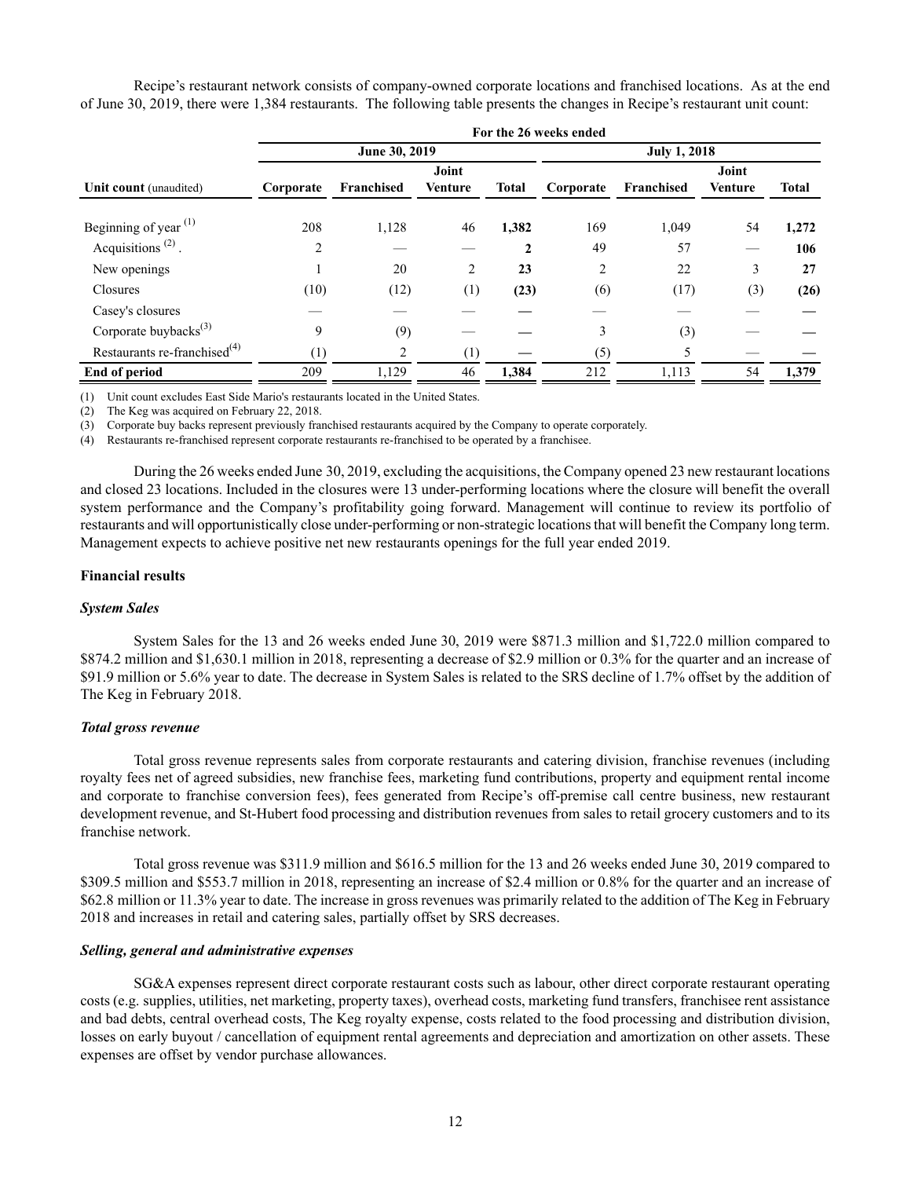Recipe's restaurant network consists of company-owned corporate locations and franchised locations. As at the end of June 30, 2019, there were 1,384 restaurants. The following table presents the changes in Recipe's restaurant unit count:

| | For the 26 weeks ended | | | | | | | |
|---|---|---|---|---|---|---|---|---|
| | June 30, 2019 | | | | July 1, 2018 | | | |
| **Unit count** (unaudited) | **Corporate** | **Franchised** | **Joint Venture** | **Total** | **Corporate** | **Franchised** | **Joint Venture** | **Total** |
| Beginning of year [(1)] | 208 | 1,128 | 46 | **1,382** | 169 | 1,049 | 54 | **1,272** |
| Acquisitions [(2)] . | 2 | — | — | **2** | 49 | 57 | — | **106** |
| New openings | 1 | 20 | 2 | **23** | 2 | 22 | 3 | **27** |
| Closures | (10) | (12) | (1) | **(23)** | (6) | (17) | (3) | **(26)** |
| Casey's closures | — | — | — | **—** | — | — | — | **—** |
| Corporate buybacks[(3)] | 9 | (9) | — | **—** | 3 | (3) | — | **—** |
| Restaurants re-franchised[(4)] | (1) | 2 | (1) | **—** | (5) | 5 | — | **—** |
| **End of period** | 209 | 1,129 | 46 | **1,384** | 212 | 1,113 | 54 | **1,379** |

(1) Unit count excludes East Side Mario's restaurants located in the United States.

(2) The Keg was acquired on February 22, 2018.

(3) Corporate buy backs represent previously franchised restaurants acquired by the Company to operate corporately.

(4) Restaurants re-franchised represent corporate restaurants re-franchised to be operated by a franchisee.

During the 26 weeks ended June 30, 2019, excluding the acquisitions, the Company opened 23 new restaurant locations and closed 23 locations. Included in the closures were 13 under-performing locations where the closure will benefit the overall system performance and the Company's profitability going forward. Management will continue to review its portfolio of restaurants and will opportunistically close under-performing or non-strategic locations that will benefit the Company long term. Management expects to achieve positive net new restaurants openings for the full year ended 2019.

**Financial results**

***System Sales***

System Sales for the 13 and 26 weeks ended June 30, 2019 were $871.3 million and $1,722.0 million compared to $874.2 million and $1,630.1 million in 2018, representing a decrease of $2.9 million or 0.3% for the quarter and an increase of $91.9 million or 5.6% year to date. The decrease in System Sales is related to the SRS decline of 1.7% offset by the addition of The Keg in February 2018.

***Total gross revenue***

Total gross revenue represents sales from corporate restaurants and catering division, franchise revenues (including royalty fees net of agreed subsidies, new franchise fees, marketing fund contributions, property and equipment rental income and corporate to franchise conversion fees), fees generated from Recipe's off-premise call centre business, new restaurant development revenue, and St-Hubert food processing and distribution revenues from sales to retail grocery customers and to its franchise network.

Total gross revenue was $311.9 million and $616.5 million for the 13 and 26 weeks ended June 30, 2019 compared to $309.5 million and $553.7 million in 2018, representing an increase of $2.4 million or 0.8% for the quarter and an increase of $62.8 million or 11.3% year to date. The increase in gross revenues was primarily related to the addition of The Keg in February 2018 and increases in retail and catering sales, partially offset by SRS decreases.

***Selling, general and administrative expenses***

SG&A expenses represent direct corporate restaurant costs such as labour, other direct corporate restaurant operating costs (e.g. supplies, utilities, net marketing, property taxes), overhead costs, marketing fund transfers, franchisee rent assistance and bad debts, central overhead costs, The Keg royalty expense, costs related to the food processing and distribution division, losses on early buyout / cancellation of equipment rental agreements and depreciation and amortization on other assets. These expenses are offset by vendor purchase allowances.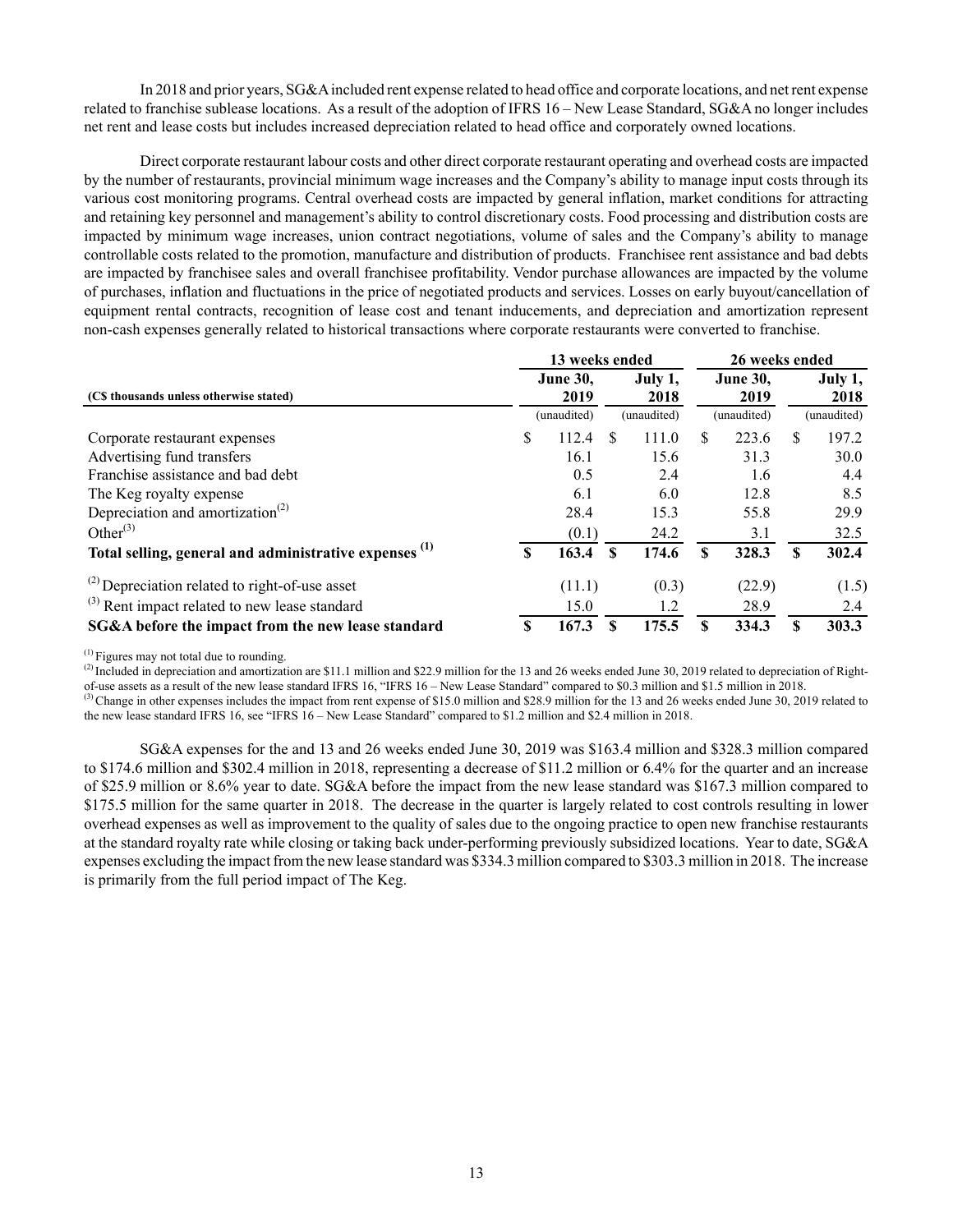In 2018 and prior years, SG&A included rent expense related to head office and corporate locations, and net rent expense related to franchise sublease locations. As a result of the adoption of IFRS 16 – New Lease Standard, SG&A no longer includes net rent and lease costs but includes increased depreciation related to head office and corporately owned locations.

Direct corporate restaurant labour costs and other direct corporate restaurant operating and overhead costs are impacted by the number of restaurants, provincial minimum wage increases and the Company's ability to manage input costs through its various cost monitoring programs. Central overhead costs are impacted by general inflation, market conditions for attracting and retaining key personnel and management's ability to control discretionary costs. Food processing and distribution costs are impacted by minimum wage increases, union contract negotiations, volume of sales and the Company's ability to manage controllable costs related to the promotion, manufacture and distribution of products. Franchisee rent assistance and bad debts are impacted by franchisee sales and overall franchisee profitability. Vendor purchase allowances are impacted by the volume of purchases, inflation and fluctuations in the price of negotiated products and services. Losses on early buyout/cancellation of equipment rental contracts, recognition of lease cost and tenant inducements, and depreciation and amortization represent non-cash expenses generally related to historical transactions where corporate restaurants were converted to franchise.

| (C$ thousands unless otherwise stated) | 13 weeks ended June 30, 2019 (unaudited) | 13 weeks ended July 1, 2018 (unaudited) | 26 weeks ended June 30, 2019 (unaudited) | 26 weeks ended July 1, 2018 (unaudited) |
|---|---|---|---|---|
| Corporate restaurant expenses | $ 112.4 | $ 111.0 | $ 223.6 | $ 197.2 |
| Advertising fund transfers | 16.1 | 15.6 | 31.3 | 30.0 |
| Franchise assistance and bad debt | 0.5 | 2.4 | 1.6 | 4.4 |
| The Keg royalty expense | 6.1 | 6.0 | 12.8 | 8.5 |
| Depreciation and amortization[2] | 28.4 | 15.3 | 55.8 | 29.9 |
| Other[3] | (0.1) | 24.2 | 3.1 | 32.5 |
| **Total selling, general and administrative expenses [1]** | **$ 163.4** | **$ 174.6** | **$ 328.3** | **$ 302.4** |
| [2] Depreciation related to right-of-use asset | (11.1) | (0.3) | (22.9) | (1.5) |
| [3] Rent impact related to new lease standard | 15.0 | 1.2 | 28.9 | 2.4 |
| **SG&A before the impact from the new lease standard** | **$ 167.3** | **$ 175.5** | **$ 334.3** | **$ 303.3** |

[1] Figures may not total due to rounding.
[2] Included in depreciation and amortization are $11.1 million and $22.9 million for the 13 and 26 weeks ended June 30, 2019 related to depreciation of Right-of-use assets as a result of the new lease standard IFRS 16, "IFRS 16 – New Lease Standard" compared to $0.3 million and $1.5 million in 2018.
[3] Change in other expenses includes the impact from rent expense of $15.0 million and $28.9 million for the 13 and 26 weeks ended June 30, 2019 related to the new lease standard IFRS 16, see "IFRS 16 – New Lease Standard" compared to $1.2 million and $2.4 million in 2018.

SG&A expenses for the and 13 and 26 weeks ended June 30, 2019 was $163.4 million and $328.3 million compared to $174.6 million and $302.4 million in 2018, representing a decrease of $11.2 million or 6.4% for the quarter and an increase of $25.9 million or 8.6% year to date. SG&A before the impact from the new lease standard was $167.3 million compared to $175.5 million for the same quarter in 2018. The decrease in the quarter is largely related to cost controls resulting in lower overhead expenses as well as improvement to the quality of sales due to the ongoing practice to open new franchise restaurants at the standard royalty rate while closing or taking back under-performing previously subsidized locations. Year to date, SG&A expenses excluding the impact from the new lease standard was $334.3 million compared to $303.3 million in 2018. The increase is primarily from the full period impact of The Keg.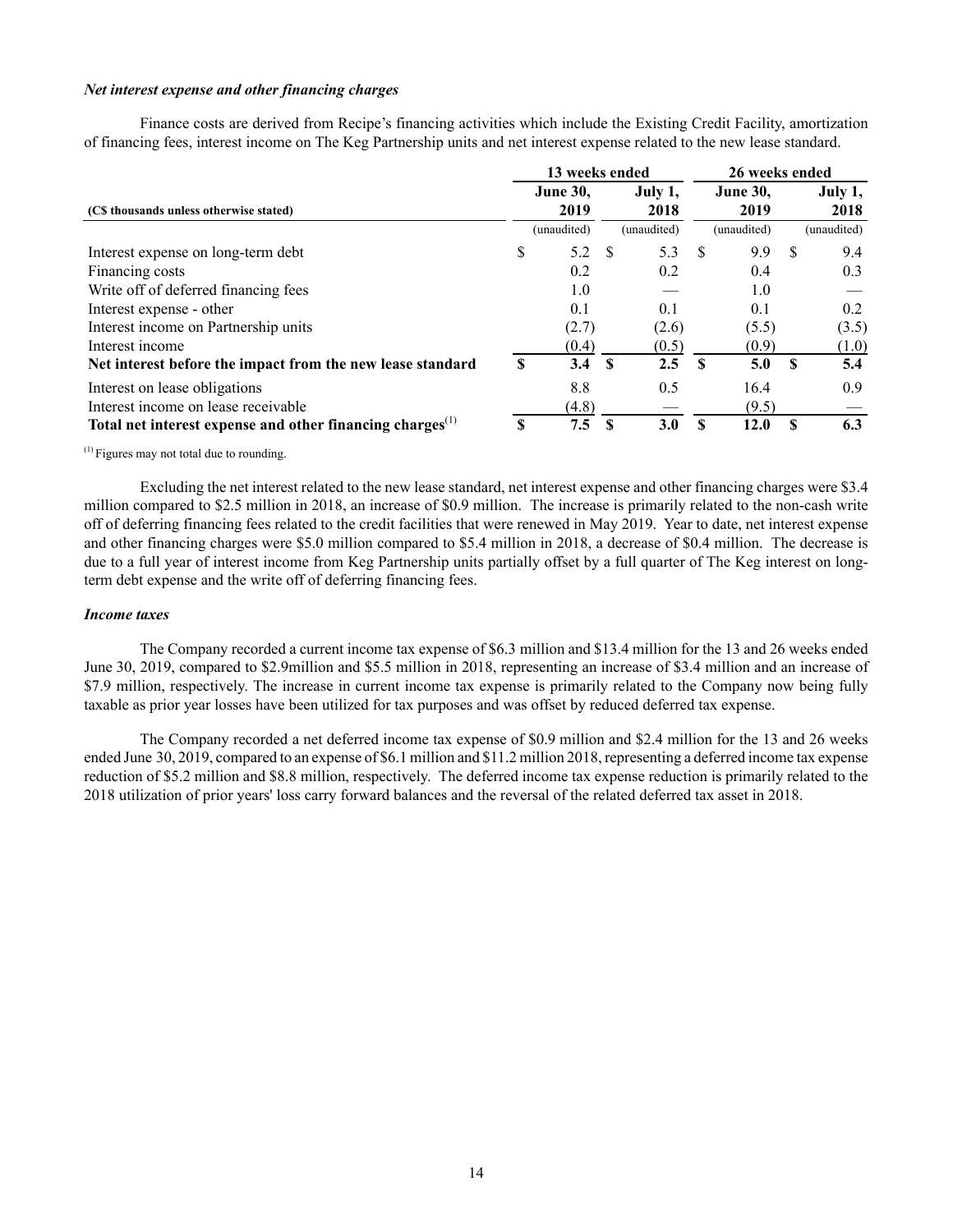### *Net interest expense and other financing charges*

Finance costs are derived from Recipe's financing activities which include the Existing Credit Facility, amortization of financing fees, interest income on The Keg Partnership units and net interest expense related to the new lease standard.

| (C$ thousands unless otherwise stated) | 13 weeks ended | | 26 weeks ended | |
|---|---|---|---|---|
| | June 30, 2019 | July 1, 2018 | June 30, 2019 | July 1, 2018 |
| | (unaudited) | (unaudited) | (unaudited) | (unaudited) |
| Interest expense on long-term debt | $ 5.2 | $ 5.3 | $ 9.9 | $ 9.4 |
| Financing costs | 0.2 | 0.2 | 0.4 | 0.3 |
| Write off of deferred financing fees | 1.0 | — | 1.0 | — |
| Interest expense - other | 0.1 | 0.1 | 0.1 | 0.2 |
| Interest income on Partnership units | (2.7) | (2.6) | (5.5) | (3.5) |
| Interest income | (0.4) | (0.5) | (0.9) | (1.0) |
| **Net interest before the impact from the new lease standard** | **$ 3.4** | **$ 2.5** | **$ 5.0** | **$ 5.4** |
| Interest on lease obligations | 8.8 | 0.5 | 16.4 | 0.9 |
| Interest income on lease receivable | (4.8) | — | (9.5) | — |
| **Total net interest expense and other financing charges**(1) | **$ 7.5** | **$ 3.0** | **$ 12.0** | **$ 6.3** |

(1) Figures may not total due to rounding.

Excluding the net interest related to the new lease standard, net interest expense and other financing charges were $3.4 million compared to $2.5 million in 2018, an increase of $0.9 million. The increase is primarily related to the non-cash write off of deferring financing fees related to the credit facilities that were renewed in May 2019. Year to date, net interest expense and other financing charges were $5.0 million compared to $5.4 million in 2018, a decrease of $0.4 million. The decrease is due to a full year of interest income from Keg Partnership units partially offset by a full quarter of The Keg interest on long-term debt expense and the write off of deferring financing fees.

### *Income taxes*

The Company recorded a current income tax expense of $6.3 million and $13.4 million for the 13 and 26 weeks ended June 30, 2019, compared to $2.9million and $5.5 million in 2018, representing an increase of $3.4 million and an increase of $7.9 million, respectively. The increase in current income tax expense is primarily related to the Company now being fully taxable as prior year losses have been utilized for tax purposes and was offset by reduced deferred tax expense.

The Company recorded a net deferred income tax expense of $0.9 million and $2.4 million for the 13 and 26 weeks ended June 30, 2019, compared to an expense of $6.1 million and $11.2 million 2018, representing a deferred income tax expense reduction of $5.2 million and $8.8 million, respectively. The deferred income tax expense reduction is primarily related to the 2018 utilization of prior years' loss carry forward balances and the reversal of the related deferred tax asset in 2018.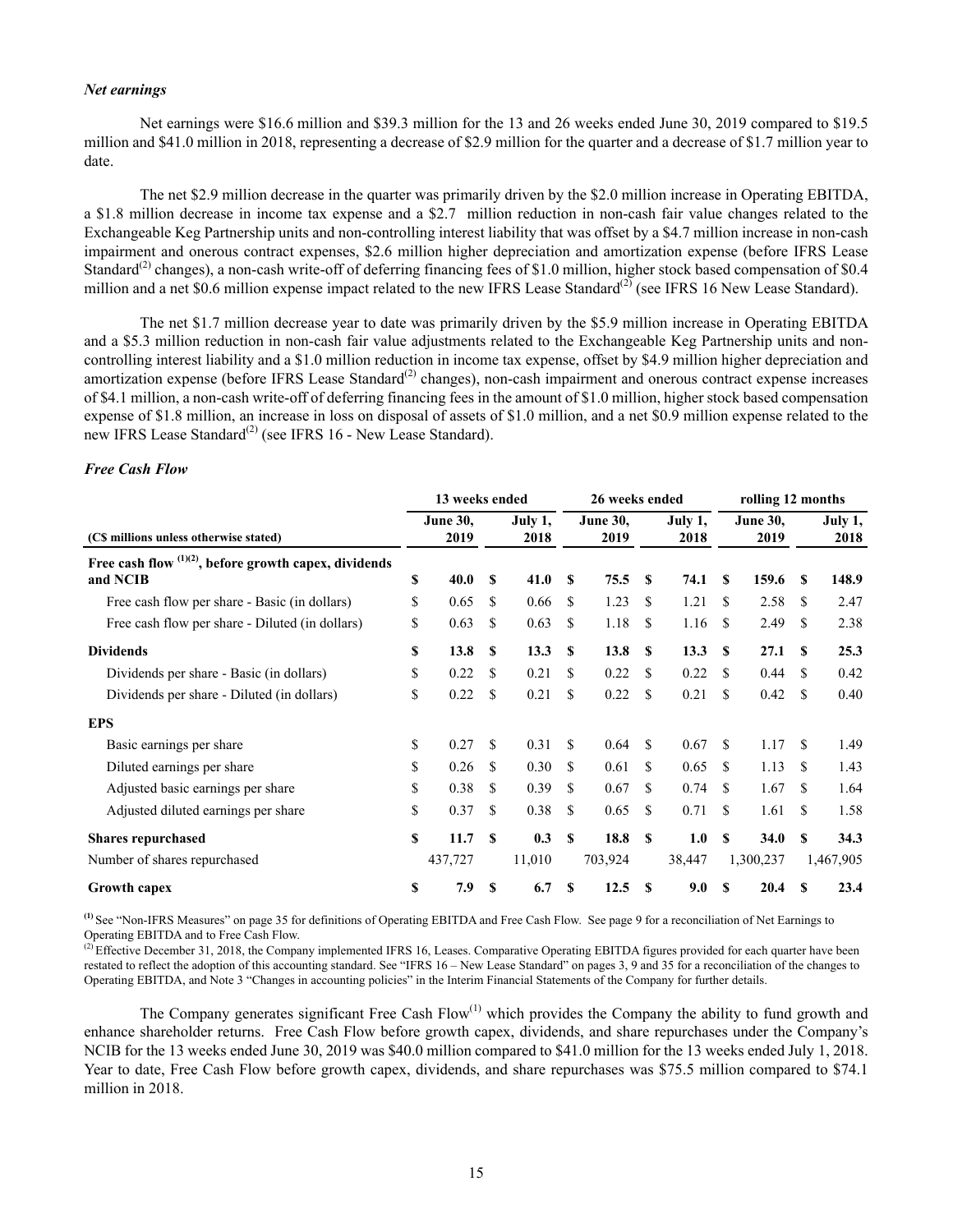### *Net earnings*

Net earnings were \$16.6 million and \$39.3 million for the 13 and 26 weeks ended June 30, 2019 compared to \$19.5 million and \$41.0 million in 2018, representing a decrease of \$2.9 million for the quarter and a decrease of \$1.7 million year to date.

The net \$2.9 million decrease in the quarter was primarily driven by the \$2.0 million increase in Operating EBITDA, a \$1.8 million decrease in income tax expense and a \$2.7 million reduction in non-cash fair value changes related to the Exchangeable Keg Partnership units and non-controlling interest liability that was offset by a \$4.7 million increase in non-cash impairment and onerous contract expenses, \$2.6 million higher depreciation and amortization expense (before IFRS Lease Standard[2] changes), a non-cash write-off of deferring financing fees of \$1.0 million, higher stock based compensation of \$0.4 million and a net \$0.6 million expense impact related to the new IFRS Lease Standard[2] (see IFRS 16 New Lease Standard).

The net \$1.7 million decrease year to date was primarily driven by the \$5.9 million increase in Operating EBITDA and a \$5.3 million reduction in non-cash fair value adjustments related to the Exchangeable Keg Partnership units and non-controlling interest liability and a \$1.0 million reduction in income tax expense, offset by \$4.9 million higher depreciation and amortization expense (before IFRS Lease Standard[2] changes), non-cash impairment and onerous contract expense increases of \$4.1 million, a non-cash write-off of deferring financing fees in the amount of \$1.0 million, higher stock based compensation expense of \$1.8 million, an increase in loss on disposal of assets of \$1.0 million, and a net \$0.9 million expense related to the new IFRS Lease Standard[2] (see IFRS 16 - New Lease Standard).

### *Free Cash Flow*

| (C\$ millions unless otherwise stated) | 13 weeks ended June 30, 2019 | 13 weeks ended July 1, 2018 | 26 weeks ended June 30, 2019 | 26 weeks ended July 1, 2018 | rolling 12 months June 30, 2019 | rolling 12 months July 1, 2018 |
|---|---|---|---|---|---|---|
| **Free cash flow [1][2], before growth capex, dividends and NCIB** | **\$ 40.0** | **\$ 41.0** | **\$ 75.5** | **\$ 74.1** | **\$ 159.6** | **\$ 148.9** |
| Free cash flow per share - Basic (in dollars) | \$ 0.65 | \$ 0.66 | \$ 1.23 | \$ 1.21 | \$ 2.58 | \$ 2.47 |
| Free cash flow per share - Diluted (in dollars) | \$ 0.63 | \$ 0.63 | \$ 1.18 | \$ 1.16 | \$ 2.49 | \$ 2.38 |
| **Dividends** | **\$ 13.8** | **\$ 13.3** | **\$ 13.8** | **\$ 13.3** | **\$ 27.1** | **\$ 25.3** |
| Dividends per share - Basic (in dollars) | \$ 0.22 | \$ 0.21 | \$ 0.22 | \$ 0.22 | \$ 0.44 | \$ 0.42 |
| Dividends per share - Diluted (in dollars) | \$ 0.22 | \$ 0.21 | \$ 0.22 | \$ 0.21 | \$ 0.42 | \$ 0.40 |
| **EPS** | | | | | | |
| Basic earnings per share | \$ 0.27 | \$ 0.31 | \$ 0.64 | \$ 0.67 | \$ 1.17 | \$ 1.49 |
| Diluted earnings per share | \$ 0.26 | \$ 0.30 | \$ 0.61 | \$ 0.65 | \$ 1.13 | \$ 1.43 |
| Adjusted basic earnings per share | \$ 0.38 | \$ 0.39 | \$ 0.67 | \$ 0.74 | \$ 1.67 | \$ 1.64 |
| Adjusted diluted earnings per share | \$ 0.37 | \$ 0.38 | \$ 0.65 | \$ 0.71 | \$ 1.61 | \$ 1.58 |
| **Shares repurchased** | **\$ 11.7** | **\$ 0.3** | **\$ 18.8** | **\$ 1.0** | **\$ 34.0** | **\$ 34.3** |
| Number of shares repurchased | 437,727 | 11,010 | 703,924 | 38,447 | 1,300,237 | 1,467,905 |
| **Growth capex** | **\$ 7.9** | **\$ 6.7** | **\$ 12.5** | **\$ 9.0** | **\$ 20.4** | **\$ 23.4** |

[1] See "Non-IFRS Measures" on page 35 for definitions of Operating EBITDA and Free Cash Flow. See page 9 for a reconciliation of Net Earnings to Operating EBITDA and to Free Cash Flow.

[2] Effective December 31, 2018, the Company implemented IFRS 16, Leases. Comparative Operating EBITDA figures provided for each quarter have been restated to reflect the adoption of this accounting standard. See "IFRS 16 – New Lease Standard" on pages 3, 9 and 35 for a reconciliation of the changes to Operating EBITDA, and Note 3 "Changes in accounting policies" in the Interim Financial Statements of the Company for further details.

The Company generates significant Free Cash Flow[1] which provides the Company the ability to fund growth and enhance shareholder returns. Free Cash Flow before growth capex, dividends, and share repurchases under the Company's NCIB for the 13 weeks ended June 30, 2019 was \$40.0 million compared to \$41.0 million for the 13 weeks ended July 1, 2018. Year to date, Free Cash Flow before growth capex, dividends, and share repurchases was \$75.5 million compared to \$74.1 million in 2018.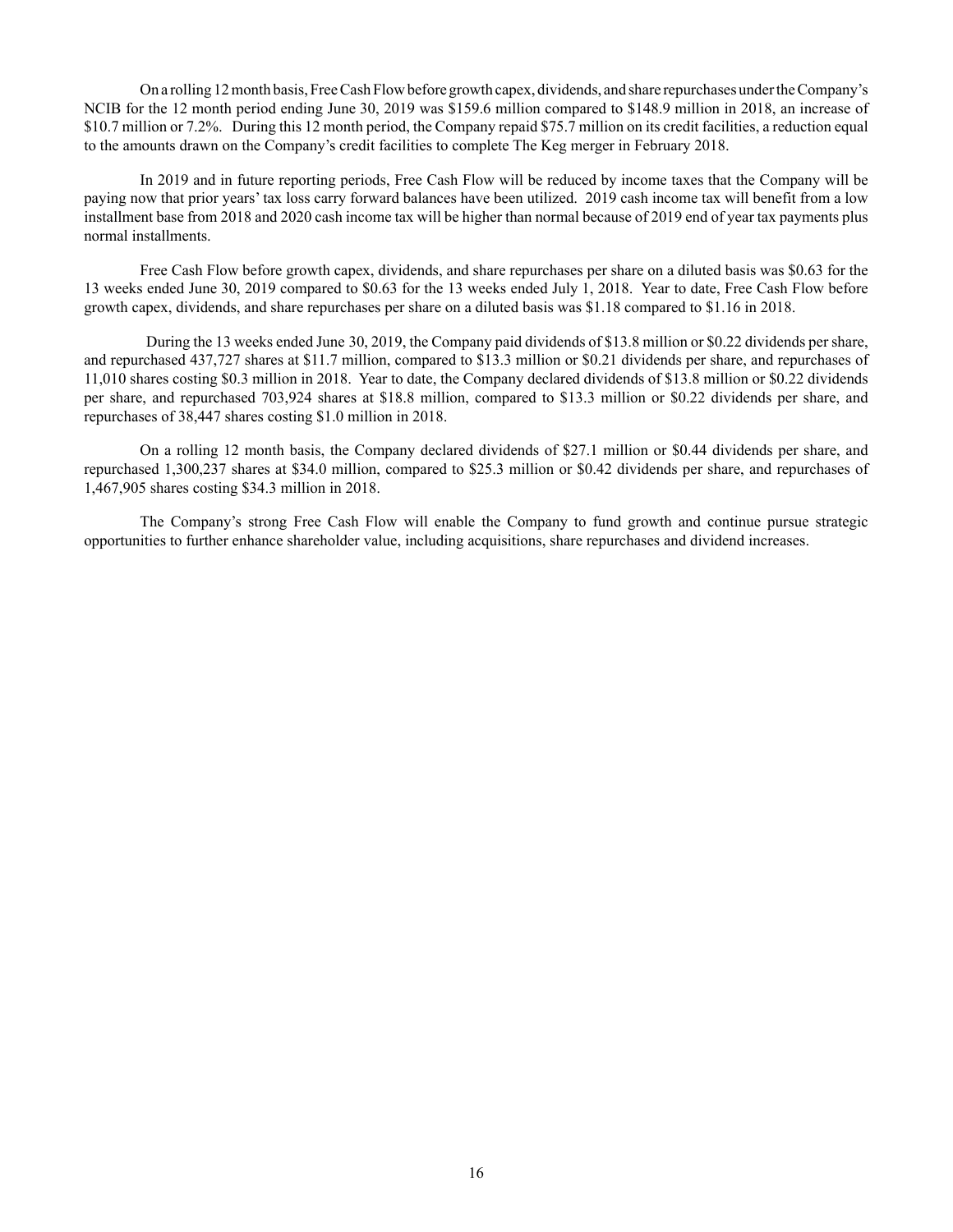On a rolling 12 month basis, Free Cash Flow before growth capex, dividends, and share repurchases under the Company's NCIB for the 12 month period ending June 30, 2019 was $159.6 million compared to $148.9 million in 2018, an increase of $10.7 million or 7.2%. During this 12 month period, the Company repaid $75.7 million on its credit facilities, a reduction equal to the amounts drawn on the Company's credit facilities to complete The Keg merger in February 2018.

In 2019 and in future reporting periods, Free Cash Flow will be reduced by income taxes that the Company will be paying now that prior years' tax loss carry forward balances have been utilized. 2019 cash income tax will benefit from a low installment base from 2018 and 2020 cash income tax will be higher than normal because of 2019 end of year tax payments plus normal installments.

Free Cash Flow before growth capex, dividends, and share repurchases per share on a diluted basis was $0.63 for the 13 weeks ended June 30, 2019 compared to $0.63 for the 13 weeks ended July 1, 2018. Year to date, Free Cash Flow before growth capex, dividends, and share repurchases per share on a diluted basis was $1.18 compared to $1.16 in 2018.

During the 13 weeks ended June 30, 2019, the Company paid dividends of $13.8 million or $0.22 dividends per share, and repurchased 437,727 shares at $11.7 million, compared to $13.3 million or $0.21 dividends per share, and repurchases of 11,010 shares costing $0.3 million in 2018. Year to date, the Company declared dividends of $13.8 million or $0.22 dividends per share, and repurchased 703,924 shares at $18.8 million, compared to $13.3 million or $0.22 dividends per share, and repurchases of 38,447 shares costing $1.0 million in 2018.

On a rolling 12 month basis, the Company declared dividends of $27.1 million or $0.44 dividends per share, and repurchased 1,300,237 shares at $34.0 million, compared to $25.3 million or $0.42 dividends per share, and repurchases of 1,467,905 shares costing $34.3 million in 2018.

The Company's strong Free Cash Flow will enable the Company to fund growth and continue pursue strategic opportunities to further enhance shareholder value, including acquisitions, share repurchases and dividend increases.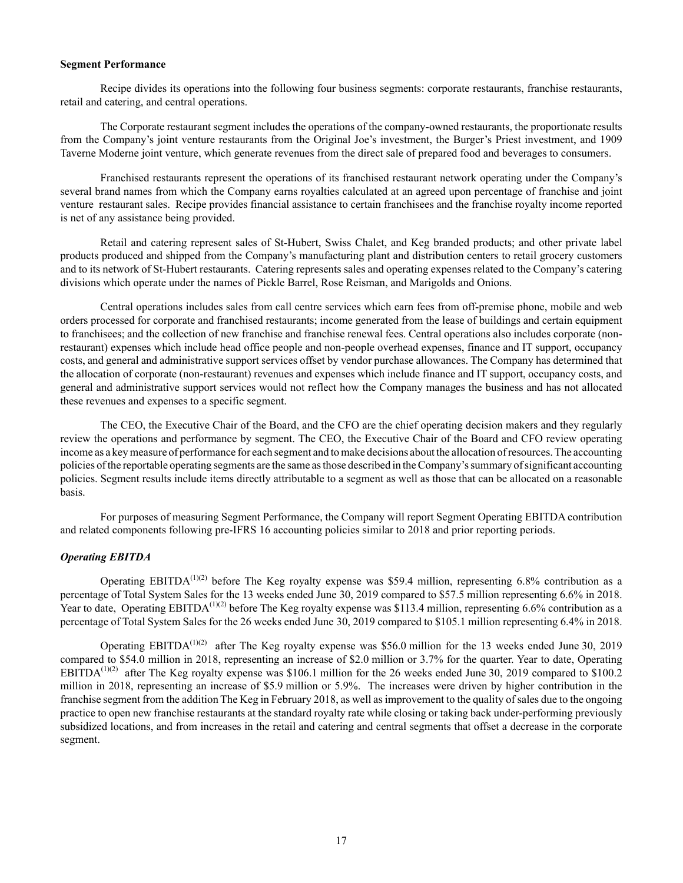**Segment Performance**

Recipe divides its operations into the following four business segments: corporate restaurants, franchise restaurants, retail and catering, and central operations.

The Corporate restaurant segment includes the operations of the company-owned restaurants, the proportionate results from the Company's joint venture restaurants from the Original Joe's investment, the Burger's Priest investment, and 1909 Taverne Moderne joint venture, which generate revenues from the direct sale of prepared food and beverages to consumers.

Franchised restaurants represent the operations of its franchised restaurant network operating under the Company's several brand names from which the Company earns royalties calculated at an agreed upon percentage of franchise and joint venture restaurant sales. Recipe provides financial assistance to certain franchisees and the franchise royalty income reported is net of any assistance being provided.

Retail and catering represent sales of St-Hubert, Swiss Chalet, and Keg branded products; and other private label products produced and shipped from the Company's manufacturing plant and distribution centers to retail grocery customers and to its network of St-Hubert restaurants. Catering represents sales and operating expenses related to the Company's catering divisions which operate under the names of Pickle Barrel, Rose Reisman, and Marigolds and Onions.

Central operations includes sales from call centre services which earn fees from off-premise phone, mobile and web orders processed for corporate and franchised restaurants; income generated from the lease of buildings and certain equipment to franchisees; and the collection of new franchise and franchise renewal fees. Central operations also includes corporate (non-restaurant) expenses which include head office people and non-people overhead expenses, finance and IT support, occupancy costs, and general and administrative support services offset by vendor purchase allowances. The Company has determined that the allocation of corporate (non-restaurant) revenues and expenses which include finance and IT support, occupancy costs, and general and administrative support services would not reflect how the Company manages the business and has not allocated these revenues and expenses to a specific segment.

The CEO, the Executive Chair of the Board, and the CFO are the chief operating decision makers and they regularly review the operations and performance by segment. The CEO, the Executive Chair of the Board and CFO review operating income as a key measure of performance for each segment and to make decisions about the allocation of resources. The accounting policies of the reportable operating segments are the same as those described in the Company's summary of significant accounting policies. Segment results include items directly attributable to a segment as well as those that can be allocated on a reasonable basis.

For purposes of measuring Segment Performance, the Company will report Segment Operating EBITDA contribution and related components following pre-IFRS 16 accounting policies similar to 2018 and prior reporting periods.

***Operating EBITDA***

Operating EBITDA[1][2] before The Keg royalty expense was \$59.4 million, representing 6.8% contribution as a percentage of Total System Sales for the 13 weeks ended June 30, 2019 compared to \$57.5 million representing 6.6% in 2018. Year to date, Operating EBITDA[1][2] before The Keg royalty expense was \$113.4 million, representing 6.6% contribution as a percentage of Total System Sales for the 26 weeks ended June 30, 2019 compared to \$105.1 million representing 6.4% in 2018.

Operating EBITDA[1][2] after The Keg royalty expense was \$56.0 million for the 13 weeks ended June 30, 2019 compared to \$54.0 million in 2018, representing an increase of \$2.0 million or 3.7% for the quarter. Year to date, Operating EBITDA[1][2] after The Keg royalty expense was \$106.1 million for the 26 weeks ended June 30, 2019 compared to \$100.2 million in 2018, representing an increase of \$5.9 million or 5.9%. The increases were driven by higher contribution in the franchise segment from the addition The Keg in February 2018, as well as improvement to the quality of sales due to the ongoing practice to open new franchise restaurants at the standard royalty rate while closing or taking back under-performing previously subsidized locations, and from increases in the retail and catering and central segments that offset a decrease in the corporate segment.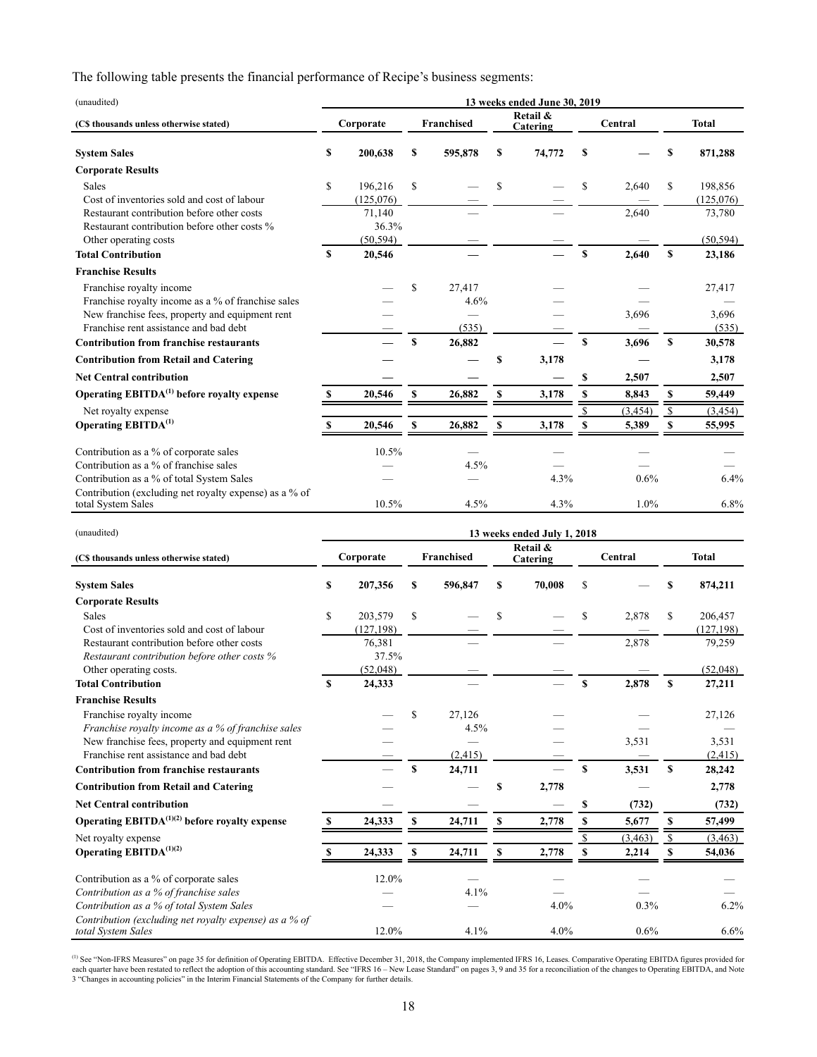The following table presents the financial performance of Recipe's business segments:

| (unaudited) | 13 weeks ended June 30, 2019 | | | | |
|---|---|---|---|---|---|
| **(C$ thousands unless otherwise stated)** | **Corporate** | **Franchised** | **Retail & Catering** | **Central** | **Total** |
| **System Sales** | **$ 200,638** | **$ 595,878** | **$ 74,772** | **$ —** | **$ 871,288** |
| **Corporate Results** | | | | | |
| Sales | $ 196,216 | $ — | $ — | $ 2,640 | $ 198,856 |
| Cost of inventories sold and cost of labour | (125,076) | — | — | — | (125,076) |
| Restaurant contribution before other costs | 71,140 | — | — | 2,640 | 73,780 |
| Restaurant contribution before other costs % | 36.3% | | | | |
| Other operating costs | (50,594) | — | — | — | (50,594) |
| **Total Contribution** | **$ 20,546** | — | — | **$ 2,640** | **$ 23,186** |
| **Franchise Results** | | | | | |
| Franchise royalty income | — | $ 27,417 | — | — | 27,417 |
| Franchise royalty income as a % of franchise sales | — | 4.6% | — | — | — |
| New franchise fees, property and equipment rent | — | — | — | 3,696 | 3,696 |
| Franchise rent assistance and bad debt | — | (535) | — | — | (535) |
| **Contribution from franchise restaurants** | — | **$ 26,882** | — | **$ 3,696** | **$ 30,578** |
| **Contribution from Retail and Catering** | | — | **$ 3,178** | | **3,178** |
| **Net Central contribution** | — | — | — | **$ 2,507** | **2,507** |
| **Operating EBITDA[(1)] before royalty expense** | **$ 20,546** | **$ 26,882** | **$ 3,178** | **$ 8,843** | **$ 59,449** |
| Net royalty expense | | | | $ (3,454) | $ (3,454) |
| **Operating EBITDA[(1)]** | **$ 20,546** | **$ 26,882** | **$ 3,178** | **$ 5,389** | **$ 55,995** |
| Contribution as a % of corporate sales | 10.5% | — | — | — | — |
| Contribution as a % of franchise sales | — | 4.5% | — | — | — |
| Contribution as a % of total System Sales | — | — | 4.3% | 0.6% | 6.4% |
| Contribution (excluding net royalty expense) as a % of total System Sales | 10.5% | 4.5% | 4.3% | 1.0% | 6.8% |

| (unaudited) | 13 weeks ended July 1, 2018 | | | | |
|---|---|---|---|---|---|
| **(C$ thousands unless otherwise stated)** | **Corporate** | **Franchised** | **Retail & Catering** | **Central** | **Total** |
| **System Sales** | **$ 207,356** | **$ 596,847** | **$ 70,008** | $ — | **$ 874,211** |
| **Corporate Results** | | | | | |
| Sales | $ 203,579 | $ — | $ — | $ 2,878 | $ 206,457 |
| Cost of inventories sold and cost of labour | (127,198) | — | — | — | (127,198) |
| Restaurant contribution before other costs | 76,381 | — | — | 2,878 | 79,259 |
| *Restaurant contribution before other costs %* | 37.5% | | | | |
| Other operating costs. | (52,048) | — | — | — | (52,048) |
| **Total Contribution** | **$ 24,333** | — | — | **$ 2,878** | **$ 27,211** |
| **Franchise Results** | | | | | |
| Franchise royalty income | — | $ 27,126 | — | — | 27,126 |
| *Franchise royalty income as a % of franchise sales* | — | 4.5% | — | — | — |
| New franchise fees, property and equipment rent | — | — | — | 3,531 | 3,531 |
| Franchise rent assistance and bad debt | — | (2,415) | — | — | (2,415) |
| **Contribution from franchise restaurants** | — | **$ 24,711** | — | **$ 3,531** | **$ 28,242** |
| **Contribution from Retail and Catering** | — | — | **$ 2,778** | — | **2,778** |
| **Net Central contribution** | — | — | — | **$ (732)** | **(732)** |
| **Operating EBITDA[(1)(2)] before royalty expense** | **$ 24,333** | **$ 24,711** | **$ 2,778** | **$ 5,677** | **$ 57,499** |
| Net royalty expense | | | | $ (3,463) | $ (3,463) |
| **Operating EBITDA[(1)(2)]** | **$ 24,333** | **$ 24,711** | **$ 2,778** | **$ 2,214** | **$ 54,036** |
| Contribution as a % of corporate sales | 12.0% | — | — | — | — |
| *Contribution as a % of franchise sales* | — | 4.1% | — | — | — |
| *Contribution as a % of total System Sales* | — | — | 4.0% | 0.3% | 6.2% |
| *Contribution (excluding net royalty expense) as a % of total System Sales* | 12.0% | 4.1% | 4.0% | 0.6% | 6.6% |

(1) See "Non-IFRS Measures" on page 35 for definition of Operating EBITDA. Effective December 31, 2018, the Company implemented IFRS 16, Leases. Comparative Operating EBITDA figures provided for each quarter have been restated to reflect the adoption of this accounting standard. See "IFRS 16 – New Lease Standard" on pages 3, 9 and 35 for a reconciliation of the changes to Operating EBITDA, and Note 3 "Changes in accounting policies" in the Interim Financial Statements of the Company for further details.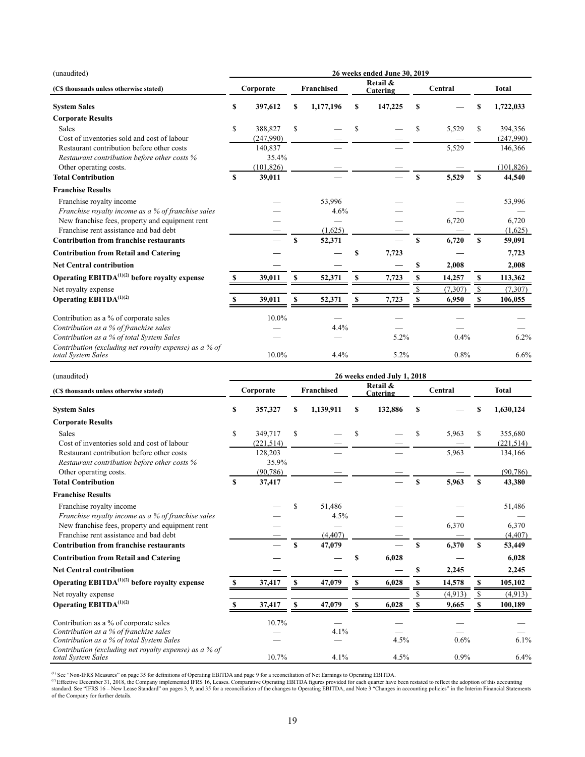| (unaudited) | 26 weeks ended June 30, 2019 | | | | |
|---|---|---|---|---|---|
| **(C$ thousands unless otherwise stated)** | **Corporate** | **Franchised** | **Retail & Catering** | **Central** | **Total** |
| **System Sales** | **$ 397,612** | **$ 1,177,196** | **$ 147,225** | **$ —** | **$ 1,722,033** |
| **Corporate Results** | | | | | |
| Sales | $ 388,827 | $ — | $ — | $ 5,529 | $ 394,356 |
| Cost of inventories sold and cost of labour | (247,990) | — | — | — | (247,990) |
| Restaurant contribution before other costs | 140,837 | — | — | 5,529 | 146,366 |
| *Restaurant contribution before other costs %* | *35.4%* | | | | |
| Other operating costs. | (101,826) | — | — | — | (101,826) |
| **Total Contribution** | **$ 39,011** | **—** | **—** | **$ 5,529** | **$ 44,540** |
| **Franchise Results** | | | | | |
| Franchise royalty income | — | 53,996 | — | — | 53,996 |
| *Franchise royalty income as a % of franchise sales* | — | *4.6%* | — | — | — |
| New franchise fees, property and equipment rent | — | — | — | 6,720 | 6,720 |
| Franchise rent assistance and bad debt | — | (1,625) | — | — | (1,625) |
| **Contribution from franchise restaurants** | **—** | **$ 52,371** | **—** | **$ 6,720** | **$ 59,091** |
| **Contribution from Retail and Catering** | **—** | **—** | **$ 7,723** | **—** | **7,723** |
| **Net Central contribution** | **—** | **—** | **—** | **$ 2,008** | **2,008** |
| **Operating EBITDA[(1)(2)] before royalty expense** | **$ 39,011** | **$ 52,371** | **$ 7,723** | **$ 14,257** | **$ 113,362** |
| Net royalty expense | | | | $ (7,307) | $ (7,307) |
| **Operating EBITDA[(1)(2)]** | **$ 39,011** | **$ 52,371** | **$ 7,723** | **$ 6,950** | **$ 106,055** |
| Contribution as a % of corporate sales | 10.0% | — | — | — | — |
| *Contribution as a % of franchise sales* | — | *4.4%* | — | — | — |
| *Contribution as a % of total System Sales* | — | — | *5.2%* | *0.4%* | *6.2%* |
| *Contribution (excluding net royalty expense) as a % of total System Sales* | *10.0%* | *4.4%* | *5.2%* | *0.8%* | *6.6%* |

| (unaudited) | 26 weeks ended July 1, 2018 | | | | |
|---|---|---|---|---|---|
| **(C$ thousands unless otherwise stated)** | **Corporate** | **Franchised** | **Retail & Catering** | **Central** | **Total** |
| **System Sales** | **$ 357,327** | **$ 1,139,911** | **$ 132,886** | **$ —** | **$ 1,630,124** |
| **Corporate Results** | | | | | |
| Sales | $ 349,717 | $ — | $ — | $ 5,963 | $ 355,680 |
| Cost of inventories sold and cost of labour | (221,514) | — | — | — | (221,514) |
| Restaurant contribution before other costs | 128,203 | — | — | 5,963 | 134,166 |
| *Restaurant contribution before other costs %* | *35.9%* | | | | |
| Other operating costs. | (90,786) | — | — | — | (90,786) |
| **Total Contribution** | **$ 37,417** | **—** | **—** | **$ 5,963** | **$ 43,380** |
| **Franchise Results** | | | | | |
| Franchise royalty income | — | $ 51,486 | — | — | 51,486 |
| *Franchise royalty income as a % of franchise sales* | — | *4.5%* | — | — | — |
| New franchise fees, property and equipment rent | — | — | — | 6,370 | 6,370 |
| Franchise rent assistance and bad debt | — | (4,407) | — | — | (4,407) |
| **Contribution from franchise restaurants** | **—** | **$ 47,079** | **—** | **$ 6,370** | **$ 53,449** |
| **Contribution from Retail and Catering** | **—** | **—** | **$ 6,028** | **—** | **6,028** |
| **Net Central contribution** | **—** | **—** | **—** | **$ 2,245** | **2,245** |
| **Operating EBITDA[(1)(2)] before royalty expense** | **$ 37,417** | **$ 47,079** | **$ 6,028** | **$ 14,578** | **$ 105,102** |
| Net royalty expense | | | | $ (4,913) | $ (4,913) |
| **Operating EBITDA[(1)(2)]** | **$ 37,417** | **$ 47,079** | **$ 6,028** | **$ 9,665** | **$ 100,189** |
| Contribution as a % of corporate sales | 10.7% | — | — | — | — |
| *Contribution as a % of franchise sales* | — | *4.1%* | — | — | — |
| *Contribution as a % of total System Sales* | — | — | *4.5%* | *0.6%* | *6.1%* |
| *Contribution (excluding net royalty expense) as a % of total System Sales* | *10.7%* | *4.1%* | *4.5%* | *0.9%* | *6.4%* |

[(1)] See "Non-IFRS Measures" on page 35 for definitions of Operating EBITDA and page 9 for a reconciliation of Net Earnings to Operating EBITDA.

[(2)] Effective December 31, 2018, the Company implemented IFRS 16, Leases. Comparative Operating EBITDA figures provided for each quarter have been restated to reflect the adoption of this accounting standard. See "IFRS 16 – New Lease Standard" on pages 3, 9, and 35 for a reconciliation of the changes to Operating EBITDA, and Note 3 "Changes in accounting policies" in the Interim Financial Statements of the Company for further details.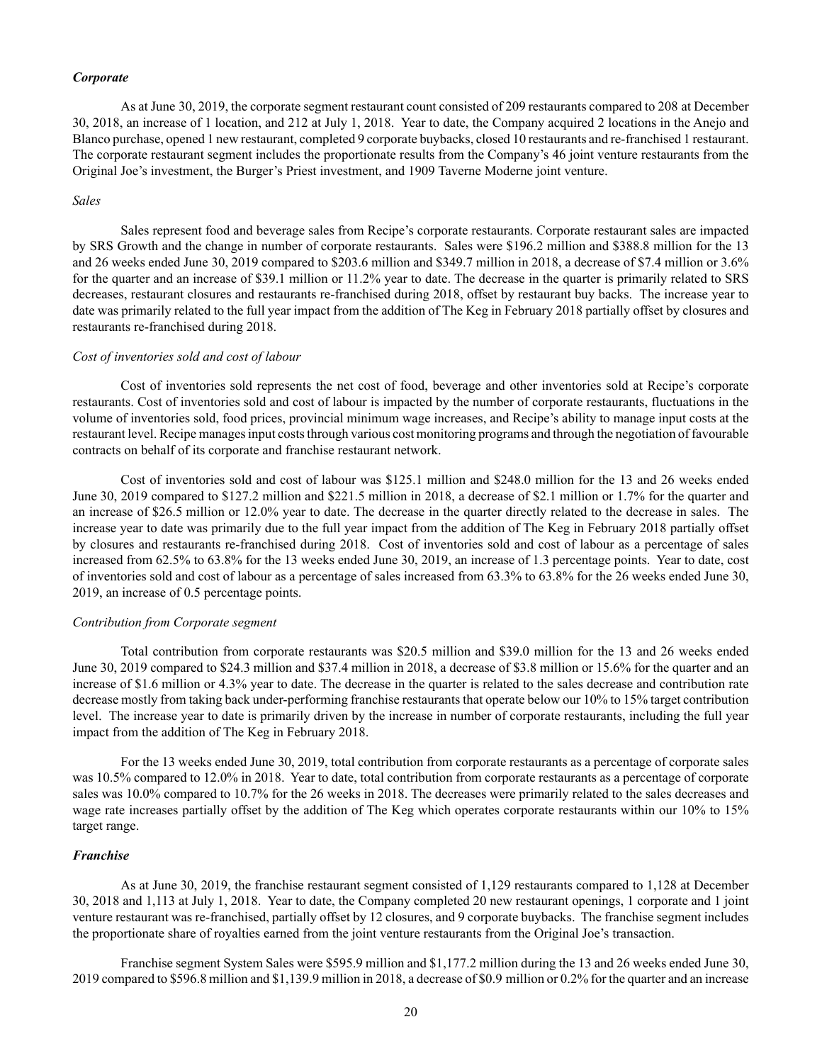***Corporate***

As at June 30, 2019, the corporate segment restaurant count consisted of 209 restaurants compared to 208 at December 30, 2018, an increase of 1 location, and 212 at July 1, 2018. Year to date, the Company acquired 2 locations in the Anejo and Blanco purchase, opened 1 new restaurant, completed 9 corporate buybacks, closed 10 restaurants and re-franchised 1 restaurant. The corporate restaurant segment includes the proportionate results from the Company's 46 joint venture restaurants from the Original Joe's investment, the Burger's Priest investment, and 1909 Taverne Moderne joint venture.

*Sales*

Sales represent food and beverage sales from Recipe's corporate restaurants. Corporate restaurant sales are impacted by SRS Growth and the change in number of corporate restaurants. Sales were \$196.2 million and \$388.8 million for the 13 and 26 weeks ended June 30, 2019 compared to \$203.6 million and \$349.7 million in 2018, a decrease of \$7.4 million or 3.6% for the quarter and an increase of \$39.1 million or 11.2% year to date. The decrease in the quarter is primarily related to SRS decreases, restaurant closures and restaurants re-franchised during 2018, offset by restaurant buy backs. The increase year to date was primarily related to the full year impact from the addition of The Keg in February 2018 partially offset by closures and restaurants re-franchised during 2018.

*Cost of inventories sold and cost of labour*

Cost of inventories sold represents the net cost of food, beverage and other inventories sold at Recipe's corporate restaurants. Cost of inventories sold and cost of labour is impacted by the number of corporate restaurants, fluctuations in the volume of inventories sold, food prices, provincial minimum wage increases, and Recipe's ability to manage input costs at the restaurant level. Recipe manages input costs through various cost monitoring programs and through the negotiation of favourable contracts on behalf of its corporate and franchise restaurant network.

Cost of inventories sold and cost of labour was \$125.1 million and \$248.0 million for the 13 and 26 weeks ended June 30, 2019 compared to \$127.2 million and \$221.5 million in 2018, a decrease of \$2.1 million or 1.7% for the quarter and an increase of \$26.5 million or 12.0% year to date. The decrease in the quarter directly related to the decrease in sales. The increase year to date was primarily due to the full year impact from the addition of The Keg in February 2018 partially offset by closures and restaurants re-franchised during 2018. Cost of inventories sold and cost of labour as a percentage of sales increased from 62.5% to 63.8% for the 13 weeks ended June 30, 2019, an increase of 1.3 percentage points. Year to date, cost of inventories sold and cost of labour as a percentage of sales increased from 63.3% to 63.8% for the 26 weeks ended June 30, 2019, an increase of 0.5 percentage points.

*Contribution from Corporate segment*

Total contribution from corporate restaurants was \$20.5 million and \$39.0 million for the 13 and 26 weeks ended June 30, 2019 compared to \$24.3 million and \$37.4 million in 2018, a decrease of \$3.8 million or 15.6% for the quarter and an increase of \$1.6 million or 4.3% year to date. The decrease in the quarter is related to the sales decrease and contribution rate decrease mostly from taking back under-performing franchise restaurants that operate below our 10% to 15% target contribution level. The increase year to date is primarily driven by the increase in number of corporate restaurants, including the full year impact from the addition of The Keg in February 2018.

For the 13 weeks ended June 30, 2019, total contribution from corporate restaurants as a percentage of corporate sales was 10.5% compared to 12.0% in 2018. Year to date, total contribution from corporate restaurants as a percentage of corporate sales was 10.0% compared to 10.7% for the 26 weeks in 2018. The decreases were primarily related to the sales decreases and wage rate increases partially offset by the addition of The Keg which operates corporate restaurants within our 10% to 15% target range.

***Franchise***

As at June 30, 2019, the franchise restaurant segment consisted of 1,129 restaurants compared to 1,128 at December 30, 2018 and 1,113 at July 1, 2018. Year to date, the Company completed 20 new restaurant openings, 1 corporate and 1 joint venture restaurant was re-franchised, partially offset by 12 closures, and 9 corporate buybacks. The franchise segment includes the proportionate share of royalties earned from the joint venture restaurants from the Original Joe's transaction.

Franchise segment System Sales were \$595.9 million and \$1,177.2 million during the 13 and 26 weeks ended June 30, 2019 compared to \$596.8 million and \$1,139.9 million in 2018, a decrease of \$0.9 million or 0.2% for the quarter and an increase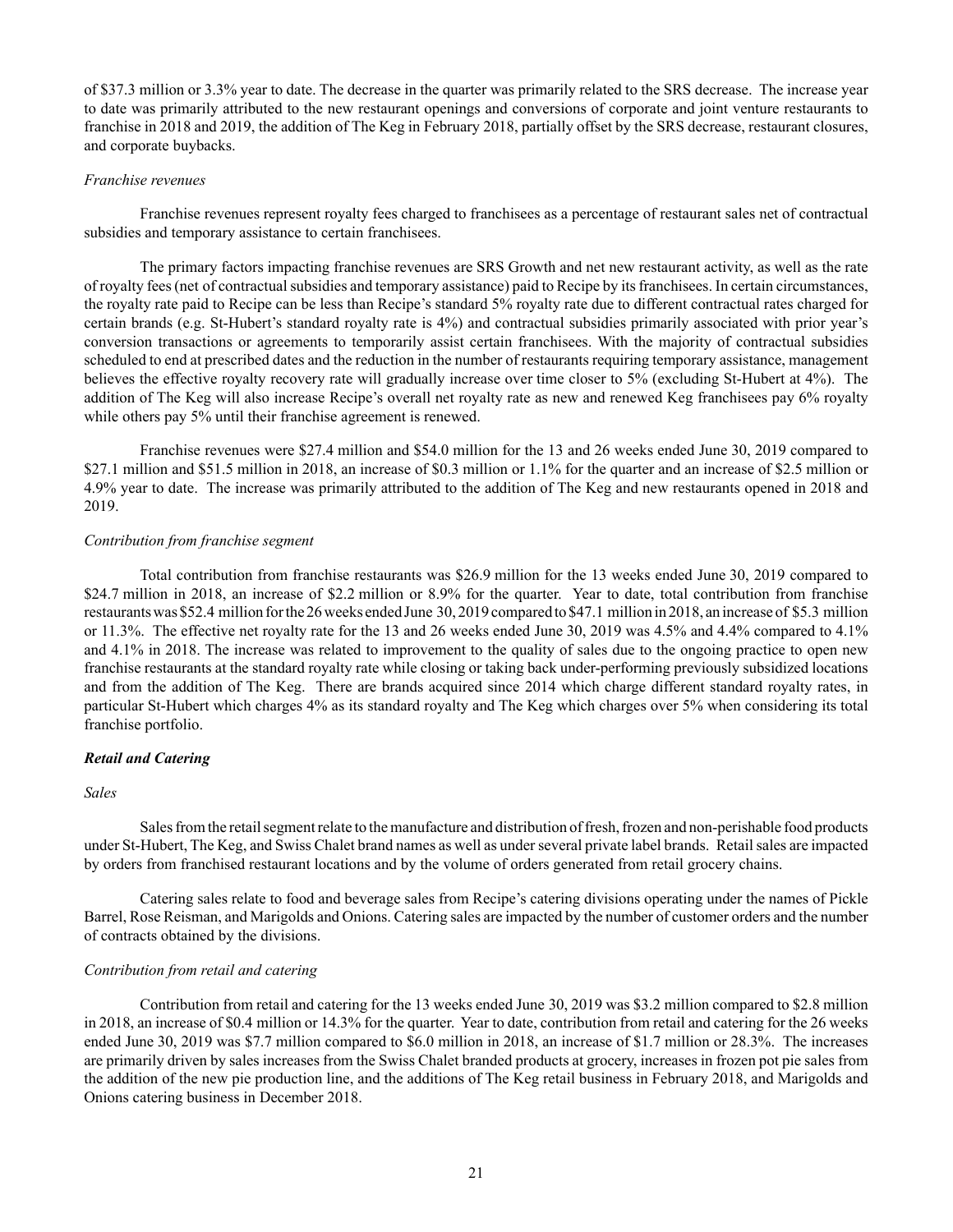of $37.3 million or 3.3% year to date. The decrease in the quarter was primarily related to the SRS decrease. The increase year to date was primarily attributed to the new restaurant openings and conversions of corporate and joint venture restaurants to franchise in 2018 and 2019, the addition of The Keg in February 2018, partially offset by the SRS decrease, restaurant closures, and corporate buybacks.

*Franchise revenues*

Franchise revenues represent royalty fees charged to franchisees as a percentage of restaurant sales net of contractual subsidies and temporary assistance to certain franchisees.

The primary factors impacting franchise revenues are SRS Growth and net new restaurant activity, as well as the rate of royalty fees (net of contractual subsidies and temporary assistance) paid to Recipe by its franchisees. In certain circumstances, the royalty rate paid to Recipe can be less than Recipe's standard 5% royalty rate due to different contractual rates charged for certain brands (e.g. St-Hubert's standard royalty rate is 4%) and contractual subsidies primarily associated with prior year's conversion transactions or agreements to temporarily assist certain franchisees. With the majority of contractual subsidies scheduled to end at prescribed dates and the reduction in the number of restaurants requiring temporary assistance, management believes the effective royalty recovery rate will gradually increase over time closer to 5% (excluding St-Hubert at 4%). The addition of The Keg will also increase Recipe's overall net royalty rate as new and renewed Keg franchisees pay 6% royalty while others pay 5% until their franchise agreement is renewed.

Franchise revenues were $27.4 million and $54.0 million for the 13 and 26 weeks ended June 30, 2019 compared to $27.1 million and $51.5 million in 2018, an increase of $0.3 million or 1.1% for the quarter and an increase of $2.5 million or 4.9% year to date. The increase was primarily attributed to the addition of The Keg and new restaurants opened in 2018 and 2019.

*Contribution from franchise segment*

Total contribution from franchise restaurants was $26.9 million for the 13 weeks ended June 30, 2019 compared to $24.7 million in 2018, an increase of $2.2 million or 8.9% for the quarter. Year to date, total contribution from franchise restaurants was $52.4 million for the 26 weeks ended June 30, 2019 compared to $47.1 million in 2018, an increase of $5.3 million or 11.3%. The effective net royalty rate for the 13 and 26 weeks ended June 30, 2019 was 4.5% and 4.4% compared to 4.1% and 4.1% in 2018. The increase was related to improvement to the quality of sales due to the ongoing practice to open new franchise restaurants at the standard royalty rate while closing or taking back under-performing previously subsidized locations and from the addition of The Keg. There are brands acquired since 2014 which charge different standard royalty rates, in particular St-Hubert which charges 4% as its standard royalty and The Keg which charges over 5% when considering its total franchise portfolio.

***Retail and Catering***

*Sales*

Sales from the retail segment relate to the manufacture and distribution of fresh, frozen and non-perishable food products under St-Hubert, The Keg, and Swiss Chalet brand names as well as under several private label brands. Retail sales are impacted by orders from franchised restaurant locations and by the volume of orders generated from retail grocery chains.

Catering sales relate to food and beverage sales from Recipe's catering divisions operating under the names of Pickle Barrel, Rose Reisman, and Marigolds and Onions. Catering sales are impacted by the number of customer orders and the number of contracts obtained by the divisions.

*Contribution from retail and catering*

Contribution from retail and catering for the 13 weeks ended June 30, 2019 was $3.2 million compared to $2.8 million in 2018, an increase of $0.4 million or 14.3% for the quarter. Year to date, contribution from retail and catering for the 26 weeks ended June 30, 2019 was $7.7 million compared to $6.0 million in 2018, an increase of $1.7 million or 28.3%. The increases are primarily driven by sales increases from the Swiss Chalet branded products at grocery, increases in frozen pot pie sales from the addition of the new pie production line, and the additions of The Keg retail business in February 2018, and Marigolds and Onions catering business in December 2018.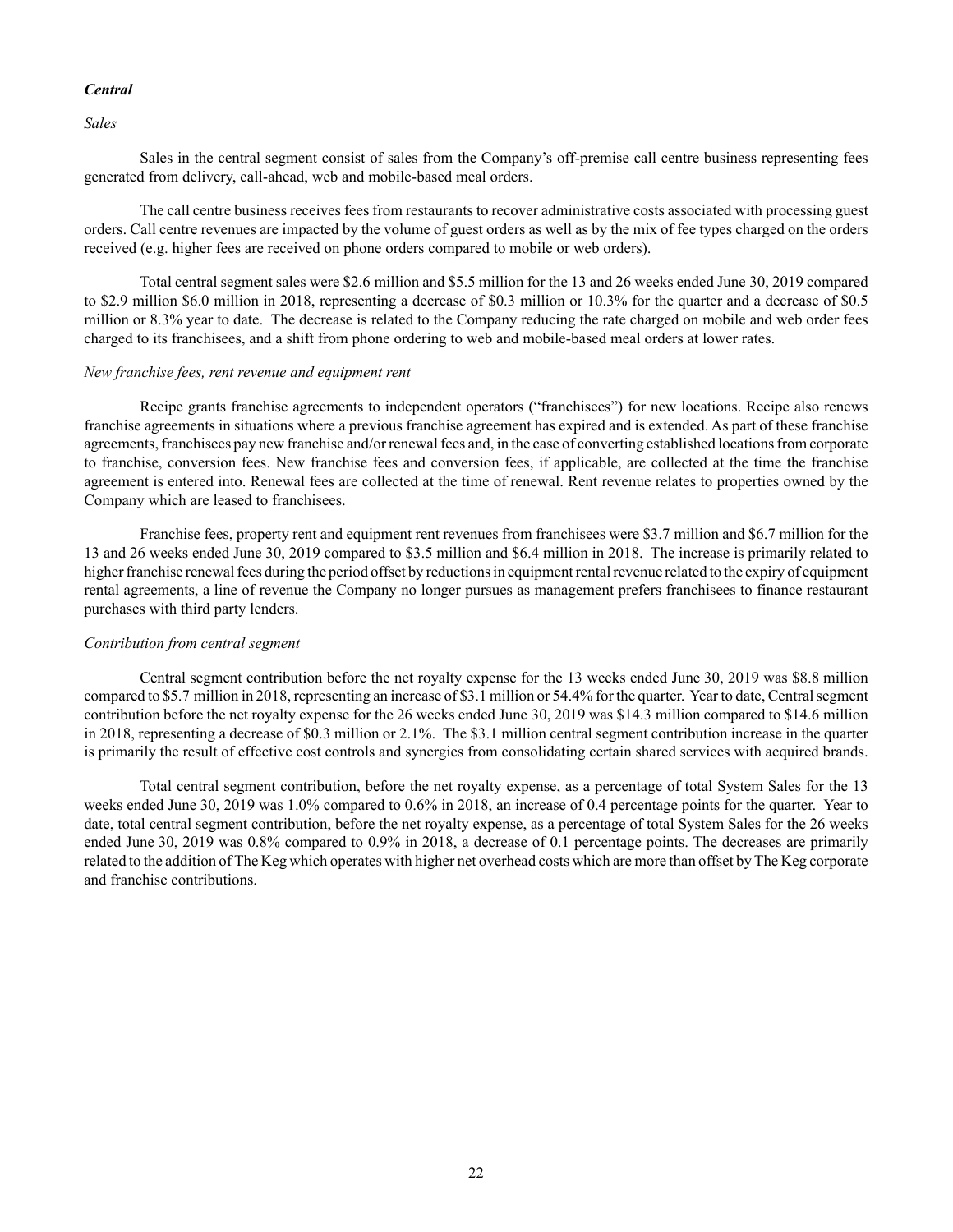***Central***

*Sales*

Sales in the central segment consist of sales from the Company's off-premise call centre business representing fees generated from delivery, call-ahead, web and mobile-based meal orders.

The call centre business receives fees from restaurants to recover administrative costs associated with processing guest orders. Call centre revenues are impacted by the volume of guest orders as well as by the mix of fee types charged on the orders received (e.g. higher fees are received on phone orders compared to mobile or web orders).

Total central segment sales were $2.6 million and $5.5 million for the 13 and 26 weeks ended June 30, 2019 compared to $2.9 million $6.0 million in 2018, representing a decrease of $0.3 million or 10.3% for the quarter and a decrease of $0.5 million or 8.3% year to date. The decrease is related to the Company reducing the rate charged on mobile and web order fees charged to its franchisees, and a shift from phone ordering to web and mobile-based meal orders at lower rates.

*New franchise fees, rent revenue and equipment rent*

Recipe grants franchise agreements to independent operators ("franchisees") for new locations. Recipe also renews franchise agreements in situations where a previous franchise agreement has expired and is extended. As part of these franchise agreements, franchisees pay new franchise and/or renewal fees and, in the case of converting established locations from corporate to franchise, conversion fees. New franchise fees and conversion fees, if applicable, are collected at the time the franchise agreement is entered into. Renewal fees are collected at the time of renewal. Rent revenue relates to properties owned by the Company which are leased to franchisees.

Franchise fees, property rent and equipment rent revenues from franchisees were $3.7 million and $6.7 million for the 13 and 26 weeks ended June 30, 2019 compared to $3.5 million and $6.4 million in 2018. The increase is primarily related to higher franchise renewal fees during the period offset by reductions in equipment rental revenue related to the expiry of equipment rental agreements, a line of revenue the Company no longer pursues as management prefers franchisees to finance restaurant purchases with third party lenders.

*Contribution from central segment*

Central segment contribution before the net royalty expense for the 13 weeks ended June 30, 2019 was $8.8 million compared to $5.7 million in 2018, representing an increase of $3.1 million or 54.4% for the quarter. Year to date, Central segment contribution before the net royalty expense for the 26 weeks ended June 30, 2019 was $14.3 million compared to $14.6 million in 2018, representing a decrease of $0.3 million or 2.1%. The $3.1 million central segment contribution increase in the quarter is primarily the result of effective cost controls and synergies from consolidating certain shared services with acquired brands.

Total central segment contribution, before the net royalty expense, as a percentage of total System Sales for the 13 weeks ended June 30, 2019 was 1.0% compared to 0.6% in 2018, an increase of 0.4 percentage points for the quarter. Year to date, total central segment contribution, before the net royalty expense, as a percentage of total System Sales for the 26 weeks ended June 30, 2019 was 0.8% compared to 0.9% in 2018, a decrease of 0.1 percentage points. The decreases are primarily related to the addition of The Keg which operates with higher net overhead costs which are more than offset by The Keg corporate and franchise contributions.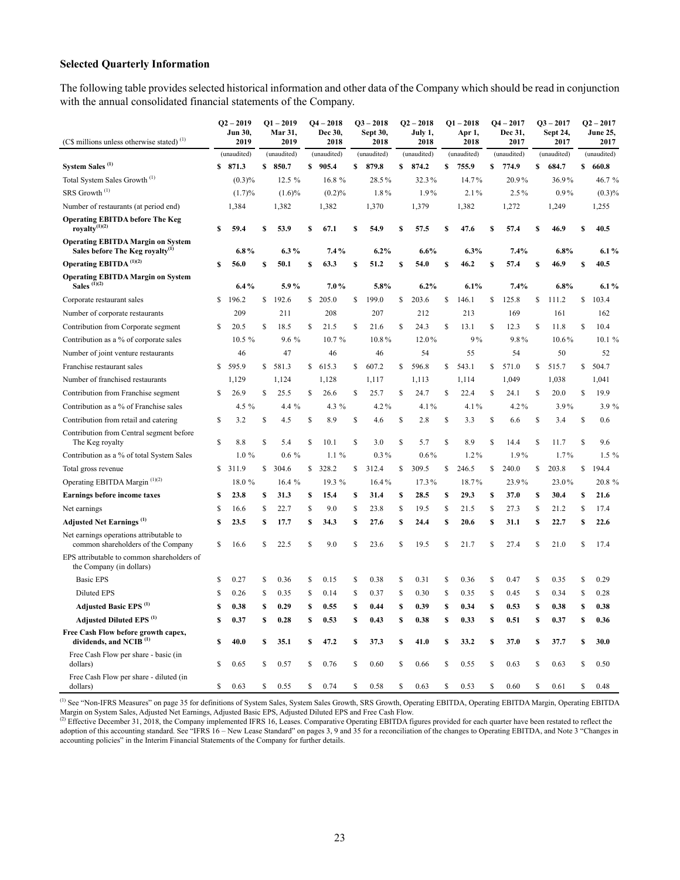### Selected Quarterly Information

The following table provides selected historical information and other data of the Company which should be read in conjunction with the annual consolidated financial statements of the Company.

| (C$ millions unless otherwise stated) [(1)] | Q2 – 2019 Jun 30, 2019 | Q1 – 2019 Mar 31, 2019 | Q4 – 2018 Dec 30, 2018 | Q3 – 2018 Sept 30, 2018 | Q2 – 2018 July 1, 2018 | Q1 – 2018 Apr 1, 2018 | Q4 – 2017 Dec 31, 2017 | Q3 – 2017 Sept 24, 2017 | Q2 – 2017 June 25, 2017 |
|---|---|---|---|---|---|---|---|---|---|
| | (unaudited) | (unaudited) | (unaudited) | (unaudited) | (unaudited) | (unaudited) | (unaudited) | (unaudited) | (unaudited) |
| **System Sales [(1)]** | **$ 871.3** | **$ 850.7** | **$ 905.4** | **$ 879.8** | **$ 874.2** | **$ 755.9** | **$ 774.9** | **$ 684.7** | **$ 660.8** |
| Total System Sales Growth [(1)] | (0.3)% | 12.5 % | 16.8 % | 28.5% | 32.3% | 14.7% | 20.9% | 36.9% | 46.7 % |
| SRS Growth [(1)] | (1.7)% | (1.6)% | (0.2)% | 1.8% | 1.9% | 2.1% | 2.5% | 0.9% | (0.3)% |
| Number of restaurants (at period end) | 1,384 | 1,382 | 1,382 | 1,370 | 1,379 | 1,382 | 1,272 | 1,249 | 1,255 |
| **Operating EBITDA before The Keg royalty[(1)(2)]** | **$ 59.4** | **$ 53.9** | **$ 67.1** | **$ 54.9** | **$ 57.5** | **$ 47.6** | **$ 57.4** | **$ 46.9** | **$ 40.5** |
| **Operating EBITDA Margin on System Sales before The Keg royalty[(1)]** | **6.8%** | **6.3%** | **7.4%** | **6.2%** | **6.6%** | **6.3%** | **7.4%** | **6.8%** | **6.1%** |
| **Operating EBITDA [(1)(2)]** | **$ 56.0** | **$ 50.1** | **$ 63.3** | **$ 51.2** | **$ 54.0** | **$ 46.2** | **$ 57.4** | **$ 46.9** | **$ 40.5** |
| **Operating EBITDA Margin on System Sales [(1)(2)]** | **6.4%** | **5.9%** | **7.0%** | **5.8%** | **6.2%** | **6.1%** | **7.4%** | **6.8%** | **6.1%** |
| Corporate restaurant sales | $ 196.2 | $ 192.6 | $ 205.0 | $ 199.0 | $ 203.6 | $ 146.1 | $ 125.8 | $ 111.2 | $ 103.4 |
| Number of corporate restaurants | 209 | 211 | 208 | 207 | 212 | 213 | 169 | 161 | 162 |
| Contribution from Corporate segment | $ 20.5 | $ 18.5 | $ 21.5 | $ 21.6 | $ 24.3 | $ 13.1 | $ 12.3 | $ 11.8 | $ 10.4 |
| Contribution as a % of corporate sales | 10.5 % | 9.6 % | 10.7 % | 10.8% | 12.0% | 9% | 9.8% | 10.6% | 10.1 % |
| Number of joint venture restaurants | 46 | 47 | 46 | 46 | 54 | 55 | 54 | 50 | 52 |
| Franchise restaurant sales | $ 595.9 | $ 581.3 | $ 615.3 | $ 607.2 | $ 596.8 | $ 543.1 | $ 571.0 | $ 515.7 | $ 504.7 |
| Number of franchised restaurants | 1,129 | 1,124 | 1,128 | 1,117 | 1,113 | 1,114 | 1,049 | 1,038 | 1,041 |
| Contribution from Franchise segment | $ 26.9 | $ 25.5 | $ 26.6 | $ 25.7 | $ 24.7 | $ 22.4 | $ 24.1 | $ 20.0 | $ 19.9 |
| Contribution as a % of Franchise sales | 4.5 % | 4.4 % | 4.3 % | 4.2% | 4.1% | 4.1% | 4.2% | 3.9% | 3.9 % |
| Contribution from retail and catering | $ 3.2 | $ 4.5 | $ 8.9 | $ 4.6 | $ 2.8 | $ 3.3 | $ 6.6 | $ 3.4 | $ 0.6 |
| Contribution from Central segment before The Keg royalty | $ 8.8 | $ 5.4 | $ 10.1 | $ 3.0 | $ 5.7 | $ 8.9 | $ 14.4 | $ 11.7 | $ 9.6 |
| Contribution as a % of total System Sales | 1.0 % | 0.6 % | 1.1 % | 0.3% | 0.6% | 1.2% | 1.9% | 1.7% | 1.5 % |
| Total gross revenue | $ 311.9 | $ 304.6 | $ 328.2 | $ 312.4 | $ 309.5 | $ 246.5 | $ 240.0 | $ 203.8 | $ 194.4 |
| Operating EBITDA Margin [(1)(2)] | 18.0 % | 16.4 % | 19.3 % | 16.4% | 17.3% | 18.7% | 23.9% | 23.0% | 20.8 % |
| **Earnings before income taxes** | **$ 23.8** | **$ 31.3** | **$ 15.4** | **$ 31.4** | **$ 28.5** | **$ 29.3** | **$ 37.0** | **$ 30.4** | **$ 21.6** |
| Net earnings | $ 16.6 | $ 22.7 | $ 9.0 | $ 23.8 | $ 19.5 | $ 21.5 | $ 27.3 | $ 21.2 | $ 17.4 |
| **Adjusted Net Earnings [(1)]** | **$ 23.5** | **$ 17.7** | **$ 34.3** | **$ 27.6** | **$ 24.4** | **$ 20.6** | **$ 31.1** | **$ 22.7** | **$ 22.6** |
| Net earnings operations attributable to common shareholders of the Company | $ 16.6 | $ 22.5 | $ 9.0 | $ 23.6 | $ 19.5 | $ 21.7 | $ 27.4 | $ 21.0 | $ 17.4 |
| EPS attributable to common shareholders of the Company (in dollars) | | | | | | | | | |
| Basic EPS | $ 0.27 | $ 0.36 | $ 0.15 | $ 0.38 | $ 0.31 | $ 0.36 | $ 0.47 | $ 0.35 | $ 0.29 |
| Diluted EPS | $ 0.26 | $ 0.35 | $ 0.14 | $ 0.37 | $ 0.30 | $ 0.35 | $ 0.45 | $ 0.34 | $ 0.28 |
| **Adjusted Basic EPS [(1)]** | **$ 0.38** | **$ 0.29** | **$ 0.55** | **$ 0.44** | **$ 0.39** | **$ 0.34** | **$ 0.53** | **$ 0.38** | **$ 0.38** |
| **Adjusted Diluted EPS [(1)]** | **$ 0.37** | **$ 0.28** | **$ 0.53** | **$ 0.43** | **$ 0.38** | **$ 0.33** | **$ 0.51** | **$ 0.37** | **$ 0.36** |
| **Free Cash Flow before growth capex, dividends, and NCIB [(1)]** | **$ 40.0** | **$ 35.1** | **$ 47.2** | **$ 37.3** | **$ 41.0** | **$ 33.2** | **$ 37.0** | **$ 37.7** | **$ 30.0** |
| Free Cash Flow per share - basic (in dollars) | $ 0.65 | $ 0.57 | $ 0.76 | $ 0.60 | $ 0.66 | $ 0.55 | $ 0.63 | $ 0.63 | $ 0.50 |
| Free Cash Flow per share - diluted (in dollars) | $ 0.63 | $ 0.55 | $ 0.74 | $ 0.58 | $ 0.63 | $ 0.53 | $ 0.60 | $ 0.61 | $ 0.48 |

[(1)] See "Non-IFRS Measures" on page 35 for definitions of System Sales, System Sales Growth, SRS Growth, Operating EBITDA, Operating EBITDA Margin, Operating EBITDA Margin on System Sales, Adjusted Net Earnings, Adjusted Basic EPS, Adjusted Diluted EPS and Free Cash Flow.

[(2)] Effective December 31, 2018, the Company implemented IFRS 16, Leases. Comparative Operating EBITDA figures provided for each quarter have been restated to reflect the adoption of this accounting standard. See "IFRS 16 – New Lease Standard" on pages 3, 9 and 35 for a reconciliation of the changes to Operating EBITDA, and Note 3 "Changes in accounting policies" in the Interim Financial Statements of the Company for further details.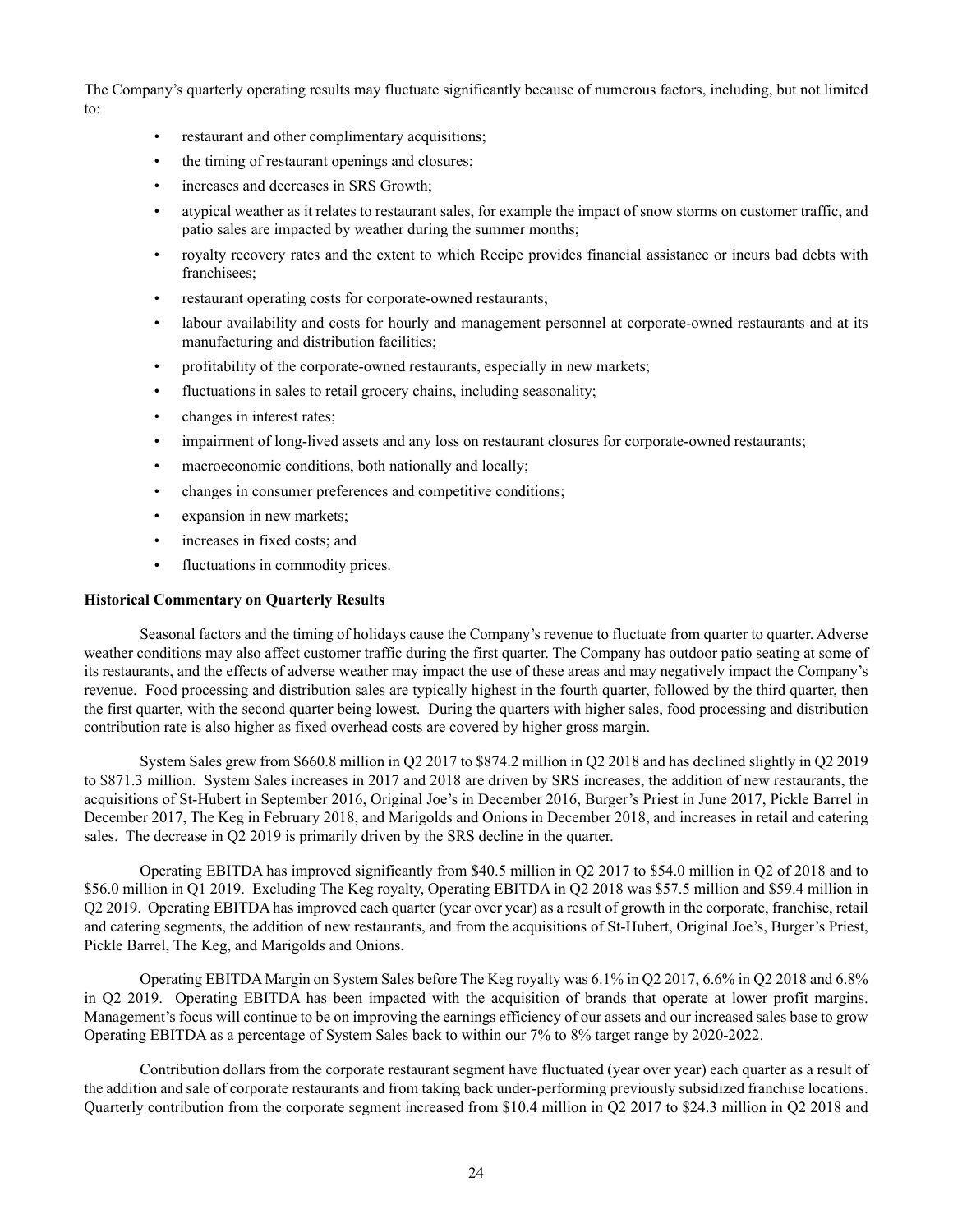The Company's quarterly operating results may fluctuate significantly because of numerous factors, including, but not limited to:

- restaurant and other complimentary acquisitions;
- the timing of restaurant openings and closures;
- increases and decreases in SRS Growth;
- atypical weather as it relates to restaurant sales, for example the impact of snow storms on customer traffic, and patio sales are impacted by weather during the summer months;
- royalty recovery rates and the extent to which Recipe provides financial assistance or incurs bad debts with franchisees;
- restaurant operating costs for corporate-owned restaurants;
- labour availability and costs for hourly and management personnel at corporate-owned restaurants and at its manufacturing and distribution facilities;
- profitability of the corporate-owned restaurants, especially in new markets;
- fluctuations in sales to retail grocery chains, including seasonality;
- changes in interest rates;
- impairment of long-lived assets and any loss on restaurant closures for corporate-owned restaurants;
- macroeconomic conditions, both nationally and locally;
- changes in consumer preferences and competitive conditions;
- expansion in new markets;
- increases in fixed costs; and
- fluctuations in commodity prices.

**Historical Commentary on Quarterly Results**

Seasonal factors and the timing of holidays cause the Company's revenue to fluctuate from quarter to quarter. Adverse weather conditions may also affect customer traffic during the first quarter. The Company has outdoor patio seating at some of its restaurants, and the effects of adverse weather may impact the use of these areas and may negatively impact the Company's revenue. Food processing and distribution sales are typically highest in the fourth quarter, followed by the third quarter, then the first quarter, with the second quarter being lowest. During the quarters with higher sales, food processing and distribution contribution rate is also higher as fixed overhead costs are covered by higher gross margin.

System Sales grew from $660.8 million in Q2 2017 to $874.2 million in Q2 2018 and has declined slightly in Q2 2019 to $871.3 million. System Sales increases in 2017 and 2018 are driven by SRS increases, the addition of new restaurants, the acquisitions of St-Hubert in September 2016, Original Joe's in December 2016, Burger's Priest in June 2017, Pickle Barrel in December 2017, The Keg in February 2018, and Marigolds and Onions in December 2018, and increases in retail and catering sales. The decrease in Q2 2019 is primarily driven by the SRS decline in the quarter.

Operating EBITDA has improved significantly from $40.5 million in Q2 2017 to $54.0 million in Q2 of 2018 and to $56.0 million in Q1 2019. Excluding The Keg royalty, Operating EBITDA in Q2 2018 was $57.5 million and $59.4 million in Q2 2019. Operating EBITDA has improved each quarter (year over year) as a result of growth in the corporate, franchise, retail and catering segments, the addition of new restaurants, and from the acquisitions of St-Hubert, Original Joe's, Burger's Priest, Pickle Barrel, The Keg, and Marigolds and Onions.

Operating EBITDA Margin on System Sales before The Keg royalty was 6.1% in Q2 2017, 6.6% in Q2 2018 and 6.8% in Q2 2019. Operating EBITDA has been impacted with the acquisition of brands that operate at lower profit margins. Management's focus will continue to be on improving the earnings efficiency of our assets and our increased sales base to grow Operating EBITDA as a percentage of System Sales back to within our 7% to 8% target range by 2020-2022.

Contribution dollars from the corporate restaurant segment have fluctuated (year over year) each quarter as a result of the addition and sale of corporate restaurants and from taking back under-performing previously subsidized franchise locations. Quarterly contribution from the corporate segment increased from $10.4 million in Q2 2017 to $24.3 million in Q2 2018 and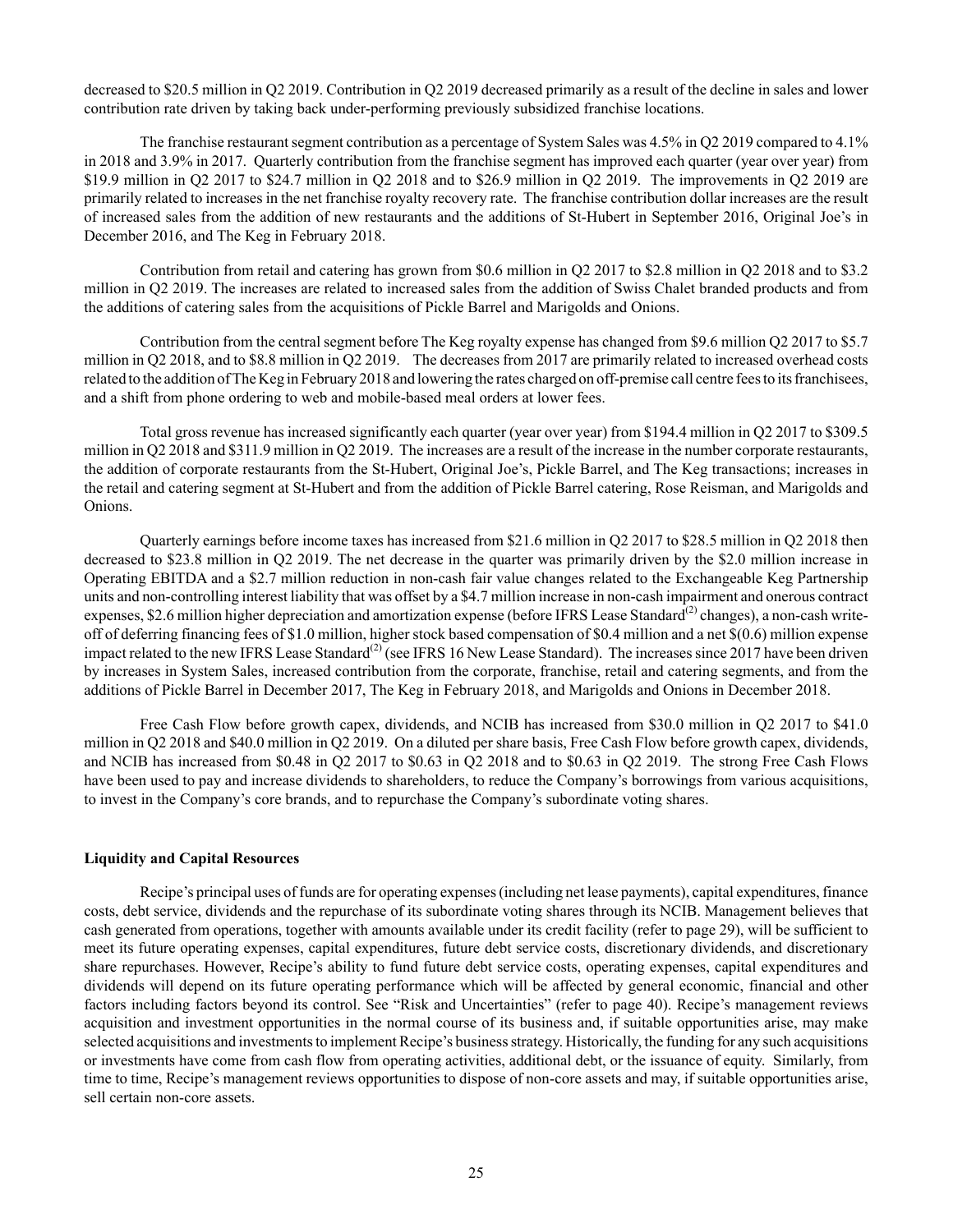decreased to $20.5 million in Q2 2019. Contribution in Q2 2019 decreased primarily as a result of the decline in sales and lower contribution rate driven by taking back under-performing previously subsidized franchise locations.

The franchise restaurant segment contribution as a percentage of System Sales was 4.5% in Q2 2019 compared to 4.1% in 2018 and 3.9% in 2017. Quarterly contribution from the franchise segment has improved each quarter (year over year) from $19.9 million in Q2 2017 to $24.7 million in Q2 2018 and to $26.9 million in Q2 2019. The improvements in Q2 2019 are primarily related to increases in the net franchise royalty recovery rate. The franchise contribution dollar increases are the result of increased sales from the addition of new restaurants and the additions of St-Hubert in September 2016, Original Joe's in December 2016, and The Keg in February 2018.

Contribution from retail and catering has grown from $0.6 million in Q2 2017 to $2.8 million in Q2 2018 and to $3.2 million in Q2 2019. The increases are related to increased sales from the addition of Swiss Chalet branded products and from the additions of catering sales from the acquisitions of Pickle Barrel and Marigolds and Onions.

Contribution from the central segment before The Keg royalty expense has changed from $9.6 million Q2 2017 to $5.7 million in Q2 2018, and to $8.8 million in Q2 2019. The decreases from 2017 are primarily related to increased overhead costs related to the addition of The Keg in February 2018 and lowering the rates charged on off-premise call centre fees to its franchisees, and a shift from phone ordering to web and mobile-based meal orders at lower fees.

Total gross revenue has increased significantly each quarter (year over year) from $194.4 million in Q2 2017 to $309.5 million in Q2 2018 and $311.9 million in Q2 2019. The increases are a result of the increase in the number corporate restaurants, the addition of corporate restaurants from the St-Hubert, Original Joe's, Pickle Barrel, and The Keg transactions; increases in the retail and catering segment at St-Hubert and from the addition of Pickle Barrel catering, Rose Reisman, and Marigolds and Onions.

Quarterly earnings before income taxes has increased from $21.6 million in Q2 2017 to $28.5 million in Q2 2018 then decreased to $23.8 million in Q2 2019. The net decrease in the quarter was primarily driven by the $2.0 million increase in Operating EBITDA and a $2.7 million reduction in non-cash fair value changes related to the Exchangeable Keg Partnership units and non-controlling interest liability that was offset by a $4.7 million increase in non-cash impairment and onerous contract expenses, $2.6 million higher depreciation and amortization expense (before IFRS Lease Standard[(2)] changes), a non-cash write-off of deferring financing fees of $1.0 million, higher stock based compensation of $0.4 million and a net $(0.6) million expense impact related to the new IFRS Lease Standard[(2)] (see IFRS 16 New Lease Standard). The increases since 2017 have been driven by increases in System Sales, increased contribution from the corporate, franchise, retail and catering segments, and from the additions of Pickle Barrel in December 2017, The Keg in February 2018, and Marigolds and Onions in December 2018.

Free Cash Flow before growth capex, dividends, and NCIB has increased from $30.0 million in Q2 2017 to $41.0 million in Q2 2018 and $40.0 million in Q2 2019. On a diluted per share basis, Free Cash Flow before growth capex, dividends, and NCIB has increased from $0.48 in Q2 2017 to $0.63 in Q2 2018 and to $0.63 in Q2 2019. The strong Free Cash Flows have been used to pay and increase dividends to shareholders, to reduce the Company's borrowings from various acquisitions, to invest in the Company's core brands, and to repurchase the Company's subordinate voting shares.

**Liquidity and Capital Resources**

Recipe's principal uses of funds are for operating expenses (including net lease payments), capital expenditures, finance costs, debt service, dividends and the repurchase of its subordinate voting shares through its NCIB. Management believes that cash generated from operations, together with amounts available under its credit facility (refer to page 29), will be sufficient to meet its future operating expenses, capital expenditures, future debt service costs, discretionary dividends, and discretionary share repurchases. However, Recipe's ability to fund future debt service costs, operating expenses, capital expenditures and dividends will depend on its future operating performance which will be affected by general economic, financial and other factors including factors beyond its control. See "Risk and Uncertainties" (refer to page 40). Recipe's management reviews acquisition and investment opportunities in the normal course of its business and, if suitable opportunities arise, may make selected acquisitions and investments to implement Recipe's business strategy. Historically, the funding for any such acquisitions or investments have come from cash flow from operating activities, additional debt, or the issuance of equity. Similarly, from time to time, Recipe's management reviews opportunities to dispose of non-core assets and may, if suitable opportunities arise, sell certain non-core assets.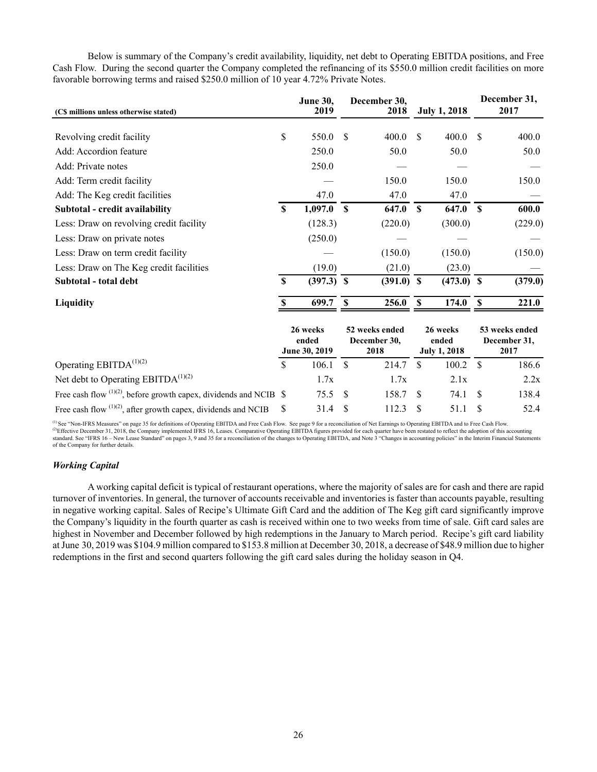Below is summary of the Company's credit availability, liquidity, net debt to Operating EBITDA positions, and Free Cash Flow. During the second quarter the Company completed the refinancing of its $550.0 million credit facilities on more favorable borrowing terms and raised $250.0 million of 10 year 4.72% Private Notes.

| (C$ millions unless otherwise stated) | June 30, 2019 | December 30, 2018 | July 1, 2018 | December 31, 2017 |
|---|---|---|---|---|
| Revolving credit facility | $ 550.0 | $ 400.0 | $ 400.0 | $ 400.0 |
| Add: Accordion feature | 250.0 | 50.0 | 50.0 | 50.0 |
| Add: Private notes | 250.0 | — | — | — |
| Add: Term credit facility | — | 150.0 | 150.0 | 150.0 |
| Add: The Keg credit facilities | 47.0 | 47.0 | 47.0 | — |
| **Subtotal - credit availability** | **$ 1,097.0** | **$ 647.0** | **$ 647.0** | **$ 600.0** |
| Less: Draw on revolving credit facility | (128.3) | (220.0) | (300.0) | (229.0) |
| Less: Draw on private notes | (250.0) | — | — | — |
| Less: Draw on term credit facility | — | (150.0) | (150.0) | (150.0) |
| Less: Draw on The Keg credit facilities | (19.0) | (21.0) | (23.0) | — |
| **Subtotal - total debt** | **$ (397.3)** | **$ (391.0)** | **$ (473.0)** | **$ (379.0)** |
| **Liquidity** | **$ 699.7** | **$ 256.0** | **$ 174.0** | **$ 221.0** |

| | 26 weeks ended June 30, 2019 | 52 weeks ended December 30, 2018 | 26 weeks ended July 1, 2018 | 53 weeks ended December 31, 2017 |
|---|---|---|---|---|
| Operating EBITDA[(1)(2)] | $ 106.1 | $ 214.7 | $ 100.2 | $ 186.6 |
| Net debt to Operating EBITDA[(1)(2)] | 1.7x | 1.7x | 2.1x | 2.2x |
| Free cash flow [(1)(2)], before growth capex, dividends and NCIB | $ 75.5 | $ 158.7 | $ 74.1 | $ 138.4 |
| Free cash flow [(1)(2)], after growth capex, dividends and NCIB | $ 31.4 | $ 112.3 | $ 51.1 | $ 52.4 |

[(1)] See "Non-IFRS Measures" on page 35 for definitions of Operating EBITDA and Free Cash Flow. See page 9 for a reconciliation of Net Earnings to Operating EBITDA and to Free Cash Flow.
[(2)]Effective December 31, 2018, the Company implemented IFRS 16, Leases. Comparative Operating EBITDA figures provided for each quarter have been restated to reflect the adoption of this accounting standard. See "IFRS 16 – New Lease Standard" on pages 3, 9 and 35 for a reconciliation of the changes to Operating EBITDA, and Note 3 "Changes in accounting policies" in the Interim Financial Statements of the Company for further details.

### *Working Capital*

A working capital deficit is typical of restaurant operations, where the majority of sales are for cash and there are rapid turnover of inventories. In general, the turnover of accounts receivable and inventories is faster than accounts payable, resulting in negative working capital. Sales of Recipe's Ultimate Gift Card and the addition of The Keg gift card significantly improve the Company's liquidity in the fourth quarter as cash is received within one to two weeks from time of sale. Gift card sales are highest in November and December followed by high redemptions in the January to March period. Recipe's gift card liability at June 30, 2019 was $104.9 million compared to $153.8 million at December 30, 2018, a decrease of $48.9 million due to higher redemptions in the first and second quarters following the gift card sales during the holiday season in Q4.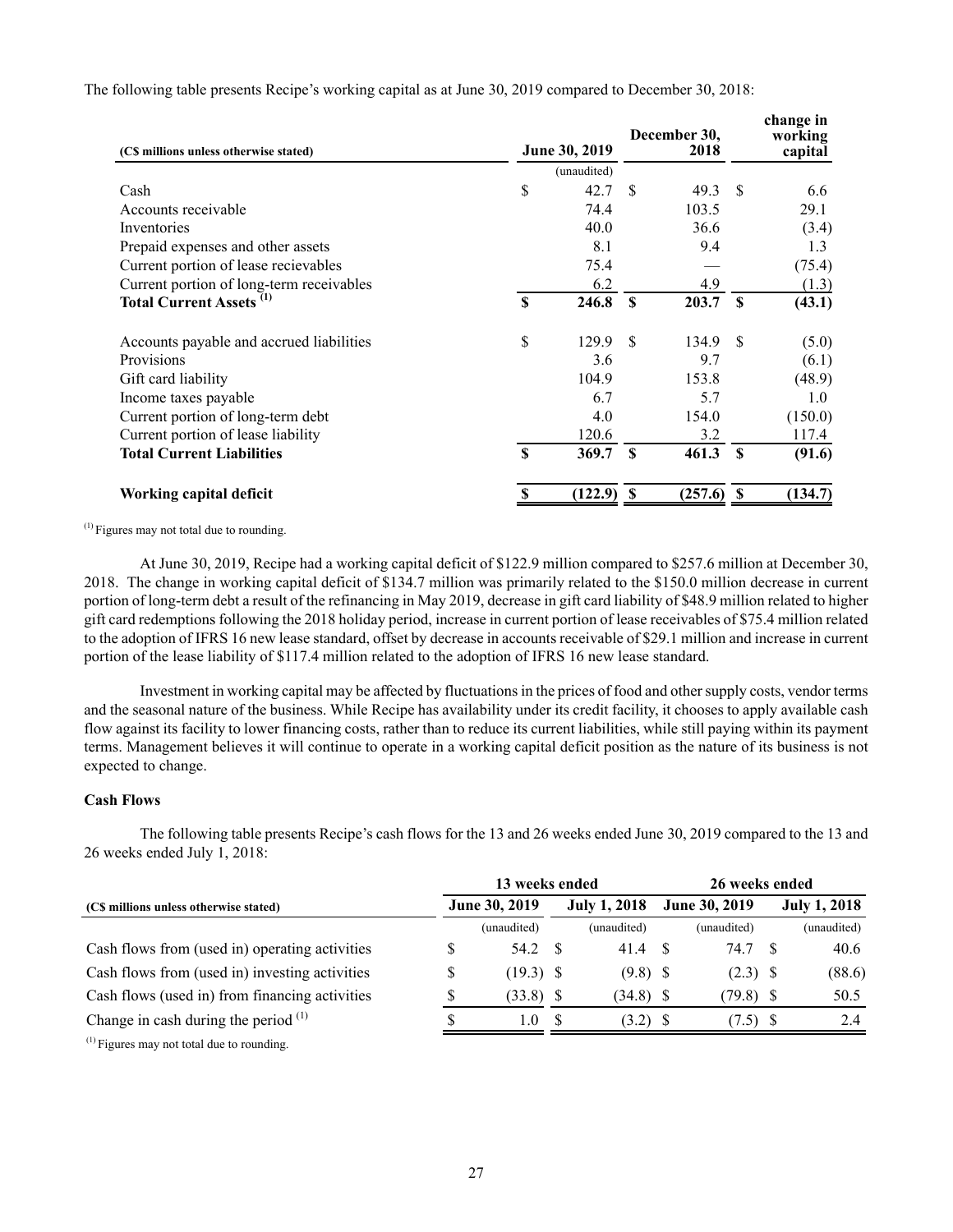The following table presents Recipe's working capital as at June 30, 2019 compared to December 30, 2018:

| (C$ millions unless otherwise stated) | June 30, 2019 | December 30, 2018 | change in working capital |
|---|---|---|---|
| | (unaudited) | | |
| Cash | $ 42.7 | $ 49.3 | $ 6.6 |
| Accounts receivable | 74.4 | 103.5 | 29.1 |
| Inventories | 40.0 | 36.6 | (3.4) |
| Prepaid expenses and other assets | 8.1 | 9.4 | 1.3 |
| Current portion of lease recievables | 75.4 | — | (75.4) |
| Current portion of long-term receivables | 6.2 | 4.9 | (1.3) |
| **Total Current Assets (1)** | **$ 246.8** | **$ 203.7** | **$ (43.1)** |
| | | | |
| Accounts payable and accrued liabilities | $ 129.9 | $ 134.9 | $ (5.0) |
| Provisions | 3.6 | 9.7 | (6.1) |
| Gift card liability | 104.9 | 153.8 | (48.9) |
| Income taxes payable | 6.7 | 5.7 | 1.0 |
| Current portion of long-term debt | 4.0 | 154.0 | (150.0) |
| Current portion of lease liability | 120.6 | 3.2 | 117.4 |
| **Total Current Liabilities** | **$ 369.7** | **$ 461.3** | **$ (91.6)** |
| | | | |
| **Working capital deficit** | **$ (122.9)** | **$ (257.6)** | **$ (134.7)** |

(1) Figures may not total due to rounding.

At June 30, 2019, Recipe had a working capital deficit of $122.9 million compared to $257.6 million at December 30, 2018. The change in working capital deficit of $134.7 million was primarily related to the $150.0 million decrease in current portion of long-term debt a result of the refinancing in May 2019, decrease in gift card liability of $48.9 million related to higher gift card redemptions following the 2018 holiday period, increase in current portion of lease receivables of $75.4 million related to the adoption of IFRS 16 new lease standard, offset by decrease in accounts receivable of $29.1 million and increase in current portion of the lease liability of $117.4 million related to the adoption of IFRS 16 new lease standard.

Investment in working capital may be affected by fluctuations in the prices of food and other supply costs, vendor terms and the seasonal nature of the business. While Recipe has availability under its credit facility, it chooses to apply available cash flow against its facility to lower financing costs, rather than to reduce its current liabilities, while still paying within its payment terms. Management believes it will continue to operate in a working capital deficit position as the nature of its business is not expected to change.

**Cash Flows**

The following table presents Recipe's cash flows for the 13 and 26 weeks ended June 30, 2019 compared to the 13 and 26 weeks ended July 1, 2018:

| | 13 weeks ended | | 26 weeks ended | |
|---|---|---|---|---|
| (C$ millions unless otherwise stated) | June 30, 2019 | July 1, 2018 | June 30, 2019 | July 1, 2018 |
| | (unaudited) | (unaudited) | (unaudited) | (unaudited) |
| Cash flows from (used in) operating activities | $ 54.2 | $ 41.4 | $ 74.7 | $ 40.6 |
| Cash flows from (used in) investing activities | $ (19.3) | $ (9.8) | $ (2.3) | $ (88.6) |
| Cash flows (used in) from financing activities | $ (33.8) | $ (34.8) | $ (79.8) | $ 50.5 |
| Change in cash during the period (1) | $ 1.0 | $ (3.2) | $ (7.5) | $ 2.4 |

(1) Figures may not total due to rounding.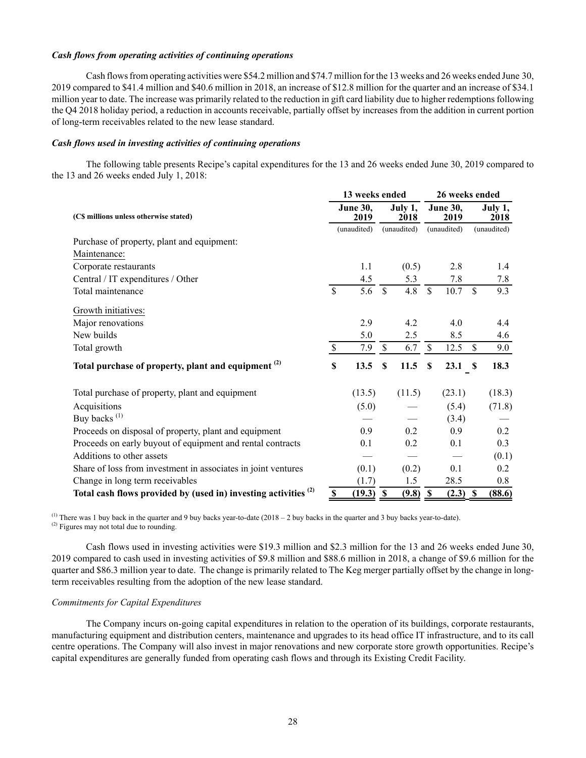***Cash flows from operating activities of continuing operations***

Cash flows from operating activities were \$54.2 million and \$74.7 million for the 13 weeks and 26 weeks ended June 30, 2019 compared to \$41.4 million and \$40.6 million in 2018, an increase of \$12.8 million for the quarter and an increase of \$34.1 million year to date. The increase was primarily related to the reduction in gift card liability due to higher redemptions following the Q4 2018 holiday period, a reduction in accounts receivable, partially offset by increases from the addition in current portion of long-term receivables related to the new lease standard.

***Cash flows used in investing activities of continuing operations***

The following table presents Recipe's capital expenditures for the 13 and 26 weeks ended June 30, 2019 compared to the 13 and 26 weeks ended July 1, 2018:

| (C$ millions unless otherwise stated) | 13 weeks ended | | 26 weeks ended | |
|---|---|---|---|---|
| | June 30, 2019 | July 1, 2018 | June 30, 2019 | July 1, 2018 |
| | (unaudited) | (unaudited) | (unaudited) | (unaudited) |
| Purchase of property, plant and equipment: | | | | |
| Maintenance: | | | | |
| Corporate restaurants | 1.1 | (0.5) | 2.8 | 1.4 |
| Central / IT expenditures / Other | 4.5 | 5.3 | 7.8 | 7.8 |
| Total maintenance | $ 5.6 | $ 4.8 | $ 10.7 | $ 9.3 |
| Growth initiatives: | | | | |
| Major renovations | 2.9 | 4.2 | 4.0 | 4.4 |
| New builds | 5.0 | 2.5 | 8.5 | 4.6 |
| Total growth | $ 7.9 | $ 6.7 | $ 12.5 | $ 9.0 |
| **Total purchase of property, plant and equipment (2)** | **$ 13.5** | **$ 11.5** | **$ 23.1** | **$ 18.3** |
| Total purchase of property, plant and equipment | (13.5) | (11.5) | (23.1) | (18.3) |
| Acquisitions | (5.0) | — | (5.4) | (71.8) |
| Buy backs (1) | — | — | (3.4) | — |
| Proceeds on disposal of property, plant and equipment | 0.9 | 0.2 | 0.9 | 0.2 |
| Proceeds on early buyout of equipment and rental contracts | 0.1 | 0.2 | 0.1 | 0.3 |
| Additions to other assets | — | — | — | (0.1) |
| Share of loss from investment in associates in joint ventures | (0.1) | (0.2) | 0.1 | 0.2 |
| Change in long term receivables | (1.7) | 1.5 | 28.5 | 0.8 |
| **Total cash flows provided by (used in) investing activities (2)** | **$ (19.3)** | **$ (9.8)** | **$ (2.3)** | **$ (88.6)** |

(1) There was 1 buy back in the quarter and 9 buy backs year-to-date (2018 – 2 buy backs in the quarter and 3 buy backs year-to-date).
(2) Figures may not total due to rounding.

Cash flows used in investing activities were \$19.3 million and \$2.3 million for the 13 and 26 weeks ended June 30, 2019 compared to cash used in investing activities of \$9.8 million and \$88.6 million in 2018, a change of \$9.6 million for the quarter and \$86.3 million year to date. The change is primarily related to The Keg merger partially offset by the change in long-term receivables resulting from the adoption of the new lease standard.

*Commitments for Capital Expenditures*

The Company incurs on-going capital expenditures in relation to the operation of its buildings, corporate restaurants, manufacturing equipment and distribution centers, maintenance and upgrades to its head office IT infrastructure, and to its call centre operations. The Company will also invest in major renovations and new corporate store growth opportunities. Recipe's capital expenditures are generally funded from operating cash flows and through its Existing Credit Facility.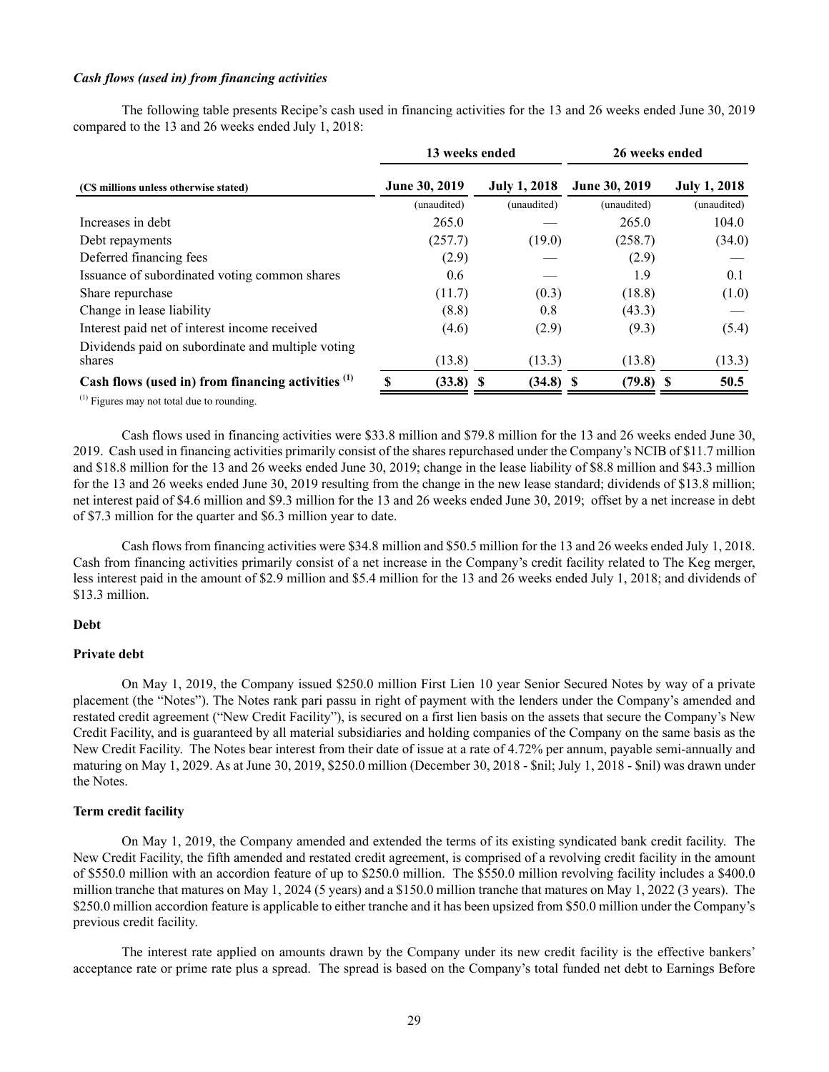### *Cash flows (used in) from financing activities*

The following table presents Recipe's cash used in financing activities for the 13 and 26 weeks ended June 30, 2019 compared to the 13 and 26 weeks ended July 1, 2018:

| | 13 weeks ended | | 26 weeks ended | |
|---|---|---|---|---|
| **(C$ millions unless otherwise stated)** | **June 30, 2019** | **July 1, 2018** | **June 30, 2019** | **July 1, 2018** |
| | (unaudited) | (unaudited) | (unaudited) | (unaudited) |
| Increases in debt | 265.0 | — | 265.0 | 104.0 |
| Debt repayments | (257.7) | (19.0) | (258.7) | (34.0) |
| Deferred financing fees | (2.9) | — | (2.9) | — |
| Issuance of subordinated voting common shares | 0.6 | — | 1.9 | 0.1 |
| Share repurchase | (11.7) | (0.3) | (18.8) | (1.0) |
| Change in lease liability | (8.8) | 0.8 | (43.3) | — |
| Interest paid net of interest income received | (4.6) | (2.9) | (9.3) | (5.4) |
| Dividends paid on subordinate and multiple voting shares | (13.8) | (13.3) | (13.8) | (13.3) |
| **Cash flows (used in) from financing activities [(1)]** | **$ (33.8)** | **$ (34.8)** | **$ (79.8)** | **$ 50.5** |

[(1)] Figures may not total due to rounding.

Cash flows used in financing activities were $33.8 million and $79.8 million for the 13 and 26 weeks ended June 30, 2019. Cash used in financing activities primarily consist of the shares repurchased under the Company's NCIB of $11.7 million and $18.8 million for the 13 and 26 weeks ended June 30, 2019; change in the lease liability of $8.8 million and $43.3 million for the 13 and 26 weeks ended June 30, 2019 resulting from the change in the new lease standard; dividends of $13.8 million; net interest paid of $4.6 million and $9.3 million for the 13 and 26 weeks ended June 30, 2019; offset by a net increase in debt of $7.3 million for the quarter and $6.3 million year to date.

Cash flows from financing activities were $34.8 million and $50.5 million for the 13 and 26 weeks ended July 1, 2018. Cash from financing activities primarily consist of a net increase in the Company's credit facility related to The Keg merger, less interest paid in the amount of $2.9 million and $5.4 million for the 13 and 26 weeks ended July 1, 2018; and dividends of $13.3 million.

**Debt**

**Private debt**

On May 1, 2019, the Company issued $250.0 million First Lien 10 year Senior Secured Notes by way of a private placement (the "Notes"). The Notes rank pari passu in right of payment with the lenders under the Company's amended and restated credit agreement ("New Credit Facility"), is secured on a first lien basis on the assets that secure the Company's New Credit Facility, and is guaranteed by all material subsidiaries and holding companies of the Company on the same basis as the New Credit Facility. The Notes bear interest from their date of issue at a rate of 4.72% per annum, payable semi-annually and maturing on May 1, 2029. As at June 30, 2019, $250.0 million (December 30, 2018 - $nil; July 1, 2018 - $nil) was drawn under the Notes.

**Term credit facility**

On May 1, 2019, the Company amended and extended the terms of its existing syndicated bank credit facility. The New Credit Facility, the fifth amended and restated credit agreement, is comprised of a revolving credit facility in the amount of $550.0 million with an accordion feature of up to $250.0 million. The $550.0 million revolving facility includes a $400.0 million tranche that matures on May 1, 2024 (5 years) and a $150.0 million tranche that matures on May 1, 2022 (3 years). The $250.0 million accordion feature is applicable to either tranche and it has been upsized from $50.0 million under the Company's previous credit facility.

The interest rate applied on amounts drawn by the Company under its new credit facility is the effective bankers' acceptance rate or prime rate plus a spread. The spread is based on the Company's total funded net debt to Earnings Before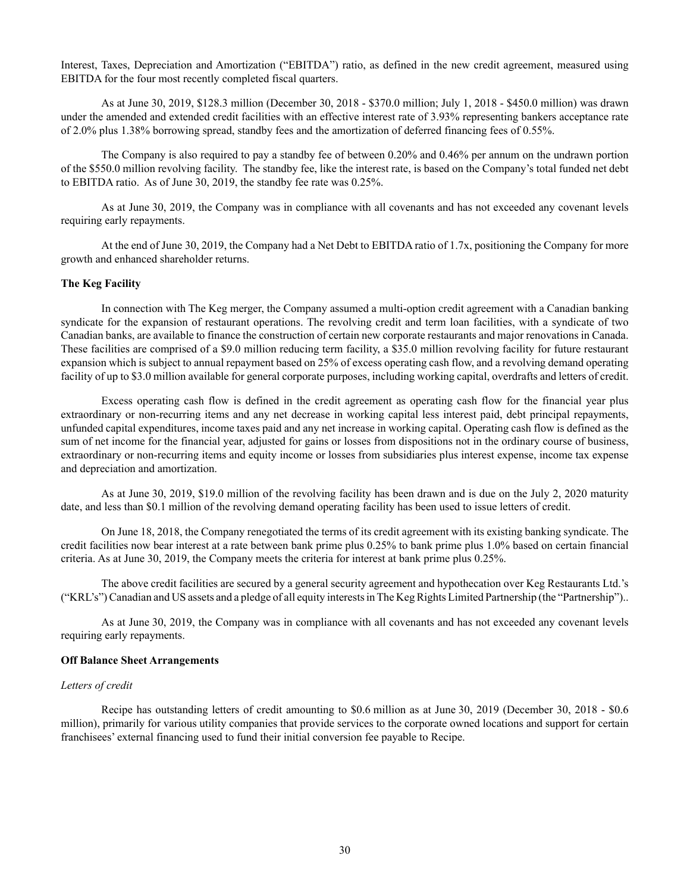Interest, Taxes, Depreciation and Amortization ("EBITDA") ratio, as defined in the new credit agreement, measured using EBITDA for the four most recently completed fiscal quarters.

As at June 30, 2019, $128.3 million (December 30, 2018 - $370.0 million; July 1, 2018 - $450.0 million) was drawn under the amended and extended credit facilities with an effective interest rate of 3.93% representing bankers acceptance rate of 2.0% plus 1.38% borrowing spread, standby fees and the amortization of deferred financing fees of 0.55%.

The Company is also required to pay a standby fee of between 0.20% and 0.46% per annum on the undrawn portion of the $550.0 million revolving facility. The standby fee, like the interest rate, is based on the Company's total funded net debt to EBITDA ratio. As of June 30, 2019, the standby fee rate was 0.25%.

As at June 30, 2019, the Company was in compliance with all covenants and has not exceeded any covenant levels requiring early repayments.

At the end of June 30, 2019, the Company had a Net Debt to EBITDA ratio of 1.7x, positioning the Company for more growth and enhanced shareholder returns.

**The Keg Facility**

In connection with The Keg merger, the Company assumed a multi-option credit agreement with a Canadian banking syndicate for the expansion of restaurant operations. The revolving credit and term loan facilities, with a syndicate of two Canadian banks, are available to finance the construction of certain new corporate restaurants and major renovations in Canada. These facilities are comprised of a $9.0 million reducing term facility, a $35.0 million revolving facility for future restaurant expansion which is subject to annual repayment based on 25% of excess operating cash flow, and a revolving demand operating facility of up to $3.0 million available for general corporate purposes, including working capital, overdrafts and letters of credit.

Excess operating cash flow is defined in the credit agreement as operating cash flow for the financial year plus extraordinary or non-recurring items and any net decrease in working capital less interest paid, debt principal repayments, unfunded capital expenditures, income taxes paid and any net increase in working capital. Operating cash flow is defined as the sum of net income for the financial year, adjusted for gains or losses from dispositions not in the ordinary course of business, extraordinary or non-recurring items and equity income or losses from subsidiaries plus interest expense, income tax expense and depreciation and amortization.

As at June 30, 2019, $19.0 million of the revolving facility has been drawn and is due on the July 2, 2020 maturity date, and less than $0.1 million of the revolving demand operating facility has been used to issue letters of credit.

On June 18, 2018, the Company renegotiated the terms of its credit agreement with its existing banking syndicate. The credit facilities now bear interest at a rate between bank prime plus 0.25% to bank prime plus 1.0% based on certain financial criteria. As at June 30, 2019, the Company meets the criteria for interest at bank prime plus 0.25%.

The above credit facilities are secured by a general security agreement and hypothecation over Keg Restaurants Ltd.'s ("KRL's") Canadian and US assets and a pledge of all equity interests in The Keg Rights Limited Partnership (the "Partnership")..

As at June 30, 2019, the Company was in compliance with all covenants and has not exceeded any covenant levels requiring early repayments.

**Off Balance Sheet Arrangements**

*Letters of credit*

Recipe has outstanding letters of credit amounting to $0.6 million as at June 30, 2019 (December 30, 2018 - $0.6 million), primarily for various utility companies that provide services to the corporate owned locations and support for certain franchisees' external financing used to fund their initial conversion fee payable to Recipe.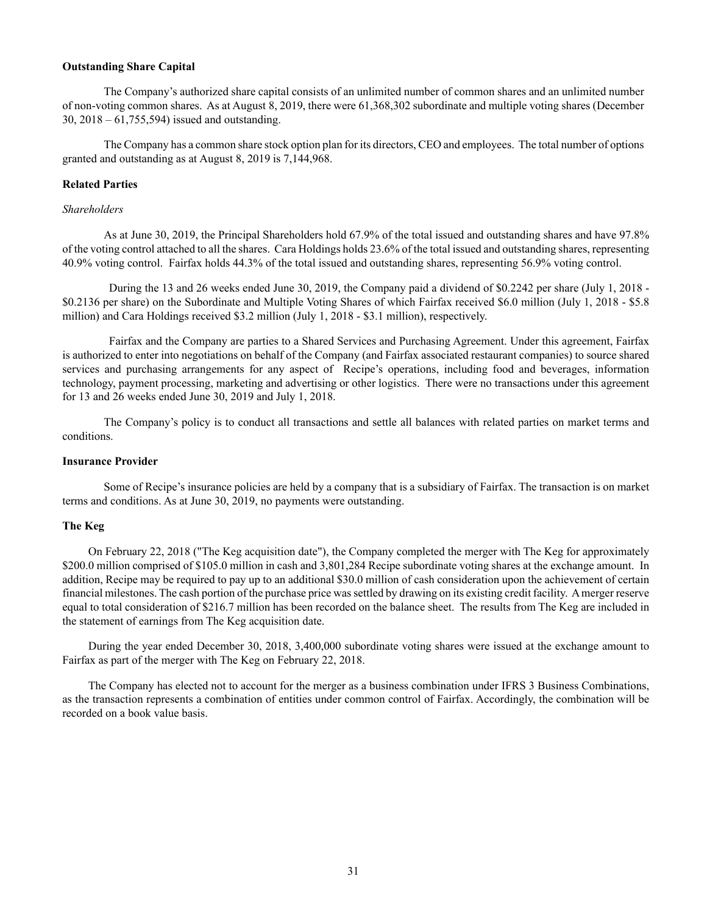**Outstanding Share Capital**

The Company's authorized share capital consists of an unlimited number of common shares and an unlimited number of non-voting common shares. As at August 8, 2019, there were 61,368,302 subordinate and multiple voting shares (December 30, 2018 – 61,755,594) issued and outstanding.

The Company has a common share stock option plan for its directors, CEO and employees. The total number of options granted and outstanding as at August 8, 2019 is 7,144,968.

**Related Parties**

*Shareholders*

As at June 30, 2019, the Principal Shareholders hold 67.9% of the total issued and outstanding shares and have 97.8% of the voting control attached to all the shares. Cara Holdings holds 23.6% of the total issued and outstanding shares, representing 40.9% voting control. Fairfax holds 44.3% of the total issued and outstanding shares, representing 56.9% voting control.

During the 13 and 26 weeks ended June 30, 2019, the Company paid a dividend of $0.2242 per share (July 1, 2018 - $0.2136 per share) on the Subordinate and Multiple Voting Shares of which Fairfax received $6.0 million (July 1, 2018 - $5.8 million) and Cara Holdings received $3.2 million (July 1, 2018 - $3.1 million), respectively.

Fairfax and the Company are parties to a Shared Services and Purchasing Agreement. Under this agreement, Fairfax is authorized to enter into negotiations on behalf of the Company (and Fairfax associated restaurant companies) to source shared services and purchasing arrangements for any aspect of Recipe's operations, including food and beverages, information technology, payment processing, marketing and advertising or other logistics. There were no transactions under this agreement for 13 and 26 weeks ended June 30, 2019 and July 1, 2018.

The Company's policy is to conduct all transactions and settle all balances with related parties on market terms and conditions.

**Insurance Provider**

Some of Recipe's insurance policies are held by a company that is a subsidiary of Fairfax. The transaction is on market terms and conditions. As at June 30, 2019, no payments were outstanding.

**The Keg**

On February 22, 2018 ("The Keg acquisition date"), the Company completed the merger with The Keg for approximately $200.0 million comprised of $105.0 million in cash and 3,801,284 Recipe subordinate voting shares at the exchange amount. In addition, Recipe may be required to pay up to an additional $30.0 million of cash consideration upon the achievement of certain financial milestones. The cash portion of the purchase price was settled by drawing on its existing credit facility. A merger reserve equal to total consideration of $216.7 million has been recorded on the balance sheet. The results from The Keg are included in the statement of earnings from The Keg acquisition date.

During the year ended December 30, 2018, 3,400,000 subordinate voting shares were issued at the exchange amount to Fairfax as part of the merger with The Keg on February 22, 2018.

The Company has elected not to account for the merger as a business combination under IFRS 3 Business Combinations, as the transaction represents a combination of entities under common control of Fairfax. Accordingly, the combination will be recorded on a book value basis.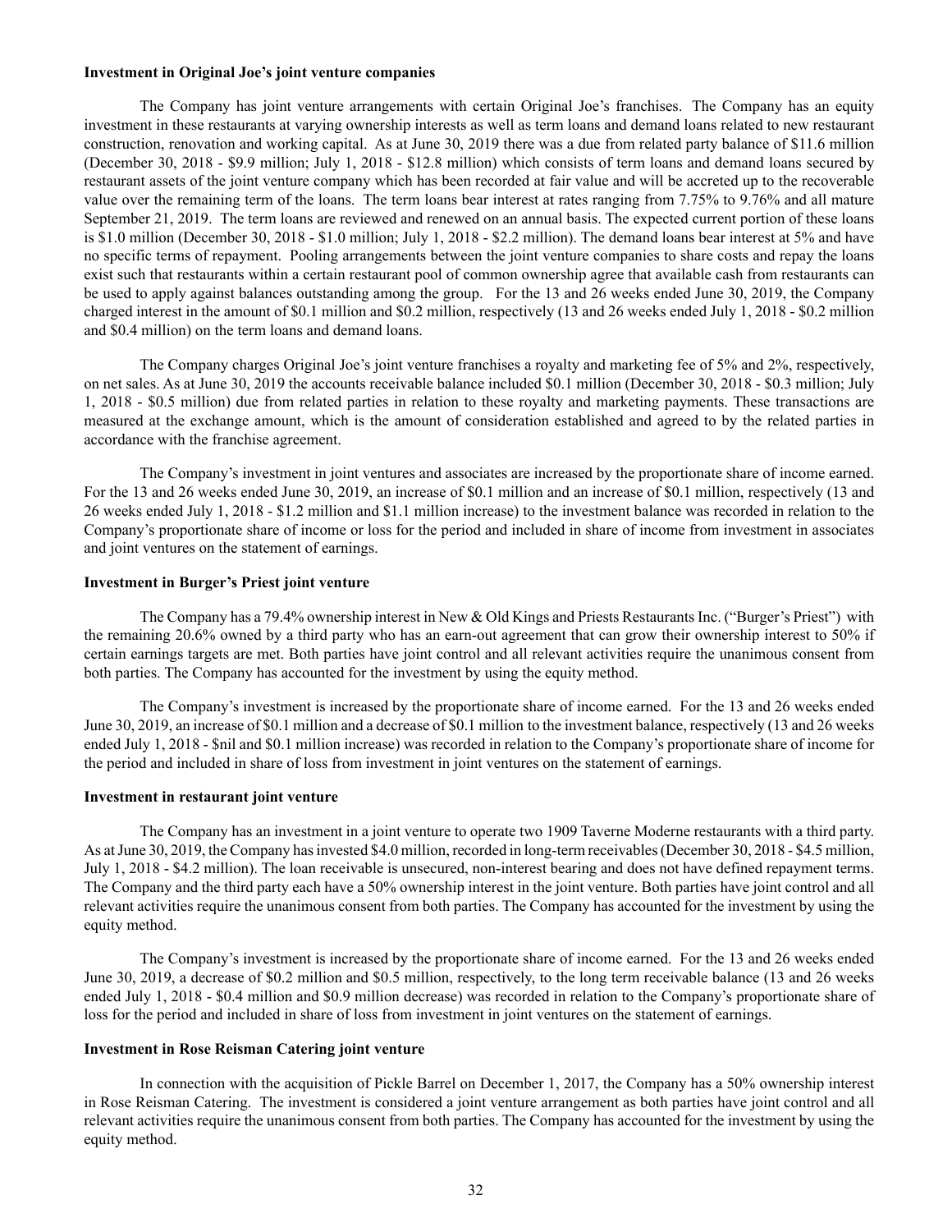**Investment in Original Joe's joint venture companies**

The Company has joint venture arrangements with certain Original Joe's franchises. The Company has an equity investment in these restaurants at varying ownership interests as well as term loans and demand loans related to new restaurant construction, renovation and working capital. As at June 30, 2019 there was a due from related party balance of $11.6 million (December 30, 2018 - $9.9 million; July 1, 2018 - $12.8 million) which consists of term loans and demand loans secured by restaurant assets of the joint venture company which has been recorded at fair value and will be accreted up to the recoverable value over the remaining term of the loans. The term loans bear interest at rates ranging from 7.75% to 9.76% and all mature September 21, 2019. The term loans are reviewed and renewed on an annual basis. The expected current portion of these loans is $1.0 million (December 30, 2018 - $1.0 million; July 1, 2018 - $2.2 million). The demand loans bear interest at 5% and have no specific terms of repayment. Pooling arrangements between the joint venture companies to share costs and repay the loans exist such that restaurants within a certain restaurant pool of common ownership agree that available cash from restaurants can be used to apply against balances outstanding among the group. For the 13 and 26 weeks ended June 30, 2019, the Company charged interest in the amount of $0.1 million and $0.2 million, respectively (13 and 26 weeks ended July 1, 2018 - $0.2 million and $0.4 million) on the term loans and demand loans.

The Company charges Original Joe's joint venture franchises a royalty and marketing fee of 5% and 2%, respectively, on net sales. As at June 30, 2019 the accounts receivable balance included $0.1 million (December 30, 2018 - $0.3 million; July 1, 2018 - $0.5 million) due from related parties in relation to these royalty and marketing payments. These transactions are measured at the exchange amount, which is the amount of consideration established and agreed to by the related parties in accordance with the franchise agreement.

The Company's investment in joint ventures and associates are increased by the proportionate share of income earned. For the 13 and 26 weeks ended June 30, 2019, an increase of $0.1 million and an increase of $0.1 million, respectively (13 and 26 weeks ended July 1, 2018 - $1.2 million and $1.1 million increase) to the investment balance was recorded in relation to the Company's proportionate share of income or loss for the period and included in share of income from investment in associates and joint ventures on the statement of earnings.

**Investment in Burger's Priest joint venture**

The Company has a 79.4% ownership interest in New & Old Kings and Priests Restaurants Inc. ("Burger's Priest") with the remaining 20.6% owned by a third party who has an earn-out agreement that can grow their ownership interest to 50% if certain earnings targets are met. Both parties have joint control and all relevant activities require the unanimous consent from both parties. The Company has accounted for the investment by using the equity method.

The Company's investment is increased by the proportionate share of income earned. For the 13 and 26 weeks ended June 30, 2019, an increase of $0.1 million and a decrease of $0.1 million to the investment balance, respectively (13 and 26 weeks ended July 1, 2018 - $nil and $0.1 million increase) was recorded in relation to the Company's proportionate share of income for the period and included in share of loss from investment in joint ventures on the statement of earnings.

**Investment in restaurant joint venture**

The Company has an investment in a joint venture to operate two 1909 Taverne Moderne restaurants with a third party. As at June 30, 2019, the Company has invested $4.0 million, recorded in long-term receivables (December 30, 2018 - $4.5 million, July 1, 2018 - $4.2 million). The loan receivable is unsecured, non-interest bearing and does not have defined repayment terms. The Company and the third party each have a 50% ownership interest in the joint venture. Both parties have joint control and all relevant activities require the unanimous consent from both parties. The Company has accounted for the investment by using the equity method.

The Company's investment is increased by the proportionate share of income earned. For the 13 and 26 weeks ended June 30, 2019, a decrease of $0.2 million and $0.5 million, respectively, to the long term receivable balance (13 and 26 weeks ended July 1, 2018 - $0.4 million and $0.9 million decrease) was recorded in relation to the Company's proportionate share of loss for the period and included in share of loss from investment in joint ventures on the statement of earnings.

**Investment in Rose Reisman Catering joint venture**

In connection with the acquisition of Pickle Barrel on December 1, 2017, the Company has a 50% ownership interest in Rose Reisman Catering. The investment is considered a joint venture arrangement as both parties have joint control and all relevant activities require the unanimous consent from both parties. The Company has accounted for the investment by using the equity method.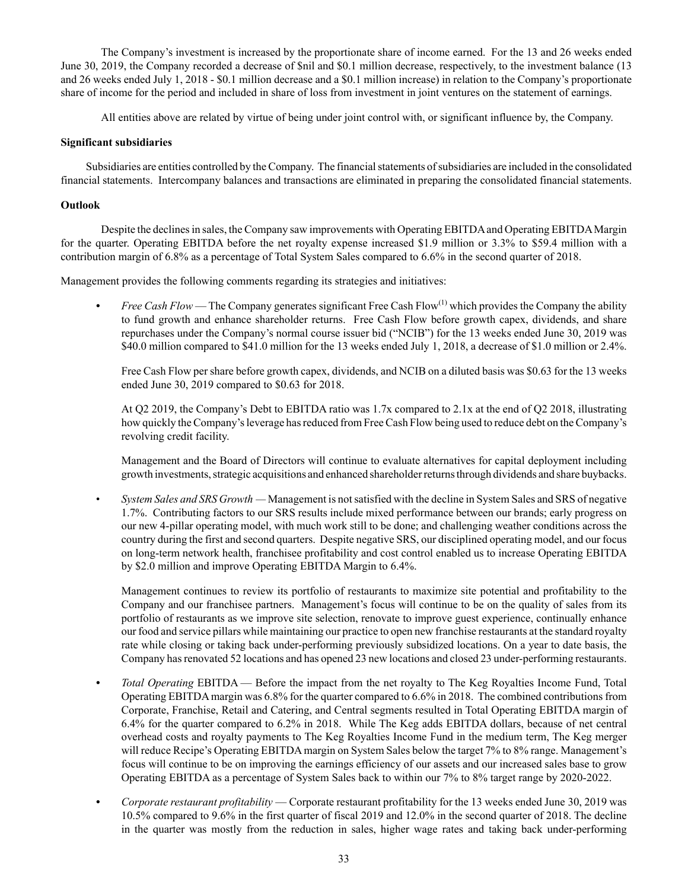The Company's investment is increased by the proportionate share of income earned. For the 13 and 26 weeks ended June 30, 2019, the Company recorded a decrease of $nil and $0.1 million decrease, respectively, to the investment balance (13 and 26 weeks ended July 1, 2018 - $0.1 million decrease and a $0.1 million increase) in relation to the Company's proportionate share of income for the period and included in share of loss from investment in joint ventures on the statement of earnings.

All entities above are related by virtue of being under joint control with, or significant influence by, the Company.

**Significant subsidiaries**

Subsidiaries are entities controlled by the Company. The financial statements of subsidiaries are included in the consolidated financial statements. Intercompany balances and transactions are eliminated in preparing the consolidated financial statements.

**Outlook**

Despite the declines in sales, the Company saw improvements with Operating EBITDA and Operating EBITDA Margin for the quarter. Operating EBITDA before the net royalty expense increased $1.9 million or 3.3% to $59.4 million with a contribution margin of 6.8% as a percentage of Total System Sales compared to 6.6% in the second quarter of 2018.

Management provides the following comments regarding its strategies and initiatives:

- *Free Cash Flow* — The Company generates significant Free Cash Flow[1] which provides the Company the ability to fund growth and enhance shareholder returns. Free Cash Flow before growth capex, dividends, and share repurchases under the Company's normal course issuer bid ("NCIB") for the 13 weeks ended June 30, 2019 was $40.0 million compared to $41.0 million for the 13 weeks ended July 1, 2018, a decrease of $1.0 million or 2.4%.

  Free Cash Flow per share before growth capex, dividends, and NCIB on a diluted basis was $0.63 for the 13 weeks ended June 30, 2019 compared to $0.63 for 2018.

  At Q2 2019, the Company's Debt to EBITDA ratio was 1.7x compared to 2.1x at the end of Q2 2018, illustrating how quickly the Company's leverage has reduced from Free Cash Flow being used to reduce debt on the Company's revolving credit facility.

  Management and the Board of Directors will continue to evaluate alternatives for capital deployment including growth investments, strategic acquisitions and enhanced shareholder returns through dividends and share buybacks.

- *System Sales and SRS Growth* — Management is not satisfied with the decline in System Sales and SRS of negative 1.7%. Contributing factors to our SRS results include mixed performance between our brands; early progress on our new 4-pillar operating model, with much work still to be done; and challenging weather conditions across the country during the first and second quarters. Despite negative SRS, our disciplined operating model, and our focus on long-term network health, franchisee profitability and cost control enabled us to increase Operating EBITDA by $2.0 million and improve Operating EBITDA Margin to 6.4%.

  Management continues to review its portfolio of restaurants to maximize site potential and profitability to the Company and our franchisee partners. Management's focus will continue to be on the quality of sales from its portfolio of restaurants as we improve site selection, renovate to improve guest experience, continually enhance our food and service pillars while maintaining our practice to open new franchise restaurants at the standard royalty rate while closing or taking back under-performing previously subsidized locations. On a year to date basis, the Company has renovated 52 locations and has opened 23 new locations and closed 23 under-performing restaurants.

- *Total Operating* EBITDA — Before the impact from the net royalty to The Keg Royalties Income Fund, Total Operating EBITDA margin was 6.8% for the quarter compared to 6.6% in 2018. The combined contributions from Corporate, Franchise, Retail and Catering, and Central segments resulted in Total Operating EBITDA margin of 6.4% for the quarter compared to 6.2% in 2018. While The Keg adds EBITDA dollars, because of net central overhead costs and royalty payments to The Keg Royalties Income Fund in the medium term, The Keg merger will reduce Recipe's Operating EBITDA margin on System Sales below the target 7% to 8% range. Management's focus will continue to be on improving the earnings efficiency of our assets and our increased sales base to grow Operating EBITDA as a percentage of System Sales back to within our 7% to 8% target range by 2020-2022.

- *Corporate restaurant profitability* — Corporate restaurant profitability for the 13 weeks ended June 30, 2019 was 10.5% compared to 9.6% in the first quarter of fiscal 2019 and 12.0% in the second quarter of 2018. The decline in the quarter was mostly from the reduction in sales, higher wage rates and taking back under-performing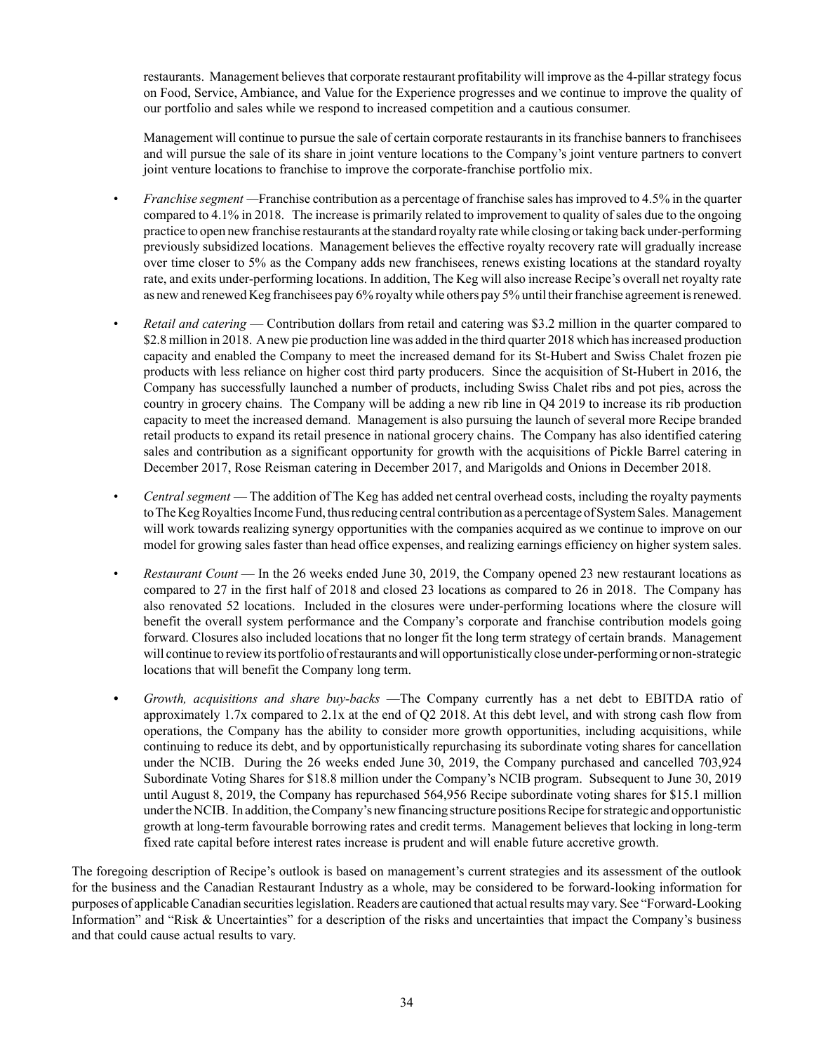restaurants. Management believes that corporate restaurant profitability will improve as the 4-pillar strategy focus on Food, Service, Ambiance, and Value for the Experience progresses and we continue to improve the quality of our portfolio and sales while we respond to increased competition and a cautious consumer.

Management will continue to pursue the sale of certain corporate restaurants in its franchise banners to franchisees and will pursue the sale of its share in joint venture locations to the Company's joint venture partners to convert joint venture locations to franchise to improve the corporate-franchise portfolio mix.

- *Franchise segment* —Franchise contribution as a percentage of franchise sales has improved to 4.5% in the quarter compared to 4.1% in 2018. The increase is primarily related to improvement to quality of sales due to the ongoing practice to open new franchise restaurants at the standard royalty rate while closing or taking back under-performing previously subsidized locations. Management believes the effective royalty recovery rate will gradually increase over time closer to 5% as the Company adds new franchisees, renews existing locations at the standard royalty rate, and exits under-performing locations. In addition, The Keg will also increase Recipe's overall net royalty rate as new and renewed Keg franchisees pay 6% royalty while others pay 5% until their franchise agreement is renewed.
- *Retail and catering* — Contribution dollars from retail and catering was $3.2 million in the quarter compared to $2.8 million in 2018. A new pie production line was added in the third quarter 2018 which has increased production capacity and enabled the Company to meet the increased demand for its St-Hubert and Swiss Chalet frozen pie products with less reliance on higher cost third party producers. Since the acquisition of St-Hubert in 2016, the Company has successfully launched a number of products, including Swiss Chalet ribs and pot pies, across the country in grocery chains. The Company will be adding a new rib line in Q4 2019 to increase its rib production capacity to meet the increased demand. Management is also pursuing the launch of several more Recipe branded retail products to expand its retail presence in national grocery chains. The Company has also identified catering sales and contribution as a significant opportunity for growth with the acquisitions of Pickle Barrel catering in December 2017, Rose Reisman catering in December 2017, and Marigolds and Onions in December 2018.
- *Central segment* — The addition of The Keg has added net central overhead costs, including the royalty payments to The Keg Royalties Income Fund, thus reducing central contribution as a percentage of System Sales. Management will work towards realizing synergy opportunities with the companies acquired as we continue to improve on our model for growing sales faster than head office expenses, and realizing earnings efficiency on higher system sales.
- *Restaurant Count* — In the 26 weeks ended June 30, 2019, the Company opened 23 new restaurant locations as compared to 27 in the first half of 2018 and closed 23 locations as compared to 26 in 2018. The Company has also renovated 52 locations. Included in the closures were under-performing locations where the closure will benefit the overall system performance and the Company's corporate and franchise contribution models going forward. Closures also included locations that no longer fit the long term strategy of certain brands. Management will continue to review its portfolio of restaurants and will opportunistically close under-performing or non-strategic locations that will benefit the Company long term.
- *Growth, acquisitions and share buy-backs* —The Company currently has a net debt to EBITDA ratio of approximately 1.7x compared to 2.1x at the end of Q2 2018. At this debt level, and with strong cash flow from operations, the Company has the ability to consider more growth opportunities, including acquisitions, while continuing to reduce its debt, and by opportunistically repurchasing its subordinate voting shares for cancellation under the NCIB. During the 26 weeks ended June 30, 2019, the Company purchased and cancelled 703,924 Subordinate Voting Shares for $18.8 million under the Company's NCIB program. Subsequent to June 30, 2019 until August 8, 2019, the Company has repurchased 564,956 Recipe subordinate voting shares for $15.1 million under the NCIB. In addition, the Company's new financing structure positions Recipe for strategic and opportunistic growth at long-term favourable borrowing rates and credit terms. Management believes that locking in long-term fixed rate capital before interest rates increase is prudent and will enable future accretive growth.

The foregoing description of Recipe's outlook is based on management's current strategies and its assessment of the outlook for the business and the Canadian Restaurant Industry as a whole, may be considered to be forward-looking information for purposes of applicable Canadian securities legislation. Readers are cautioned that actual results may vary. See "Forward-Looking Information" and "Risk & Uncertainties" for a description of the risks and uncertainties that impact the Company's business and that could cause actual results to vary.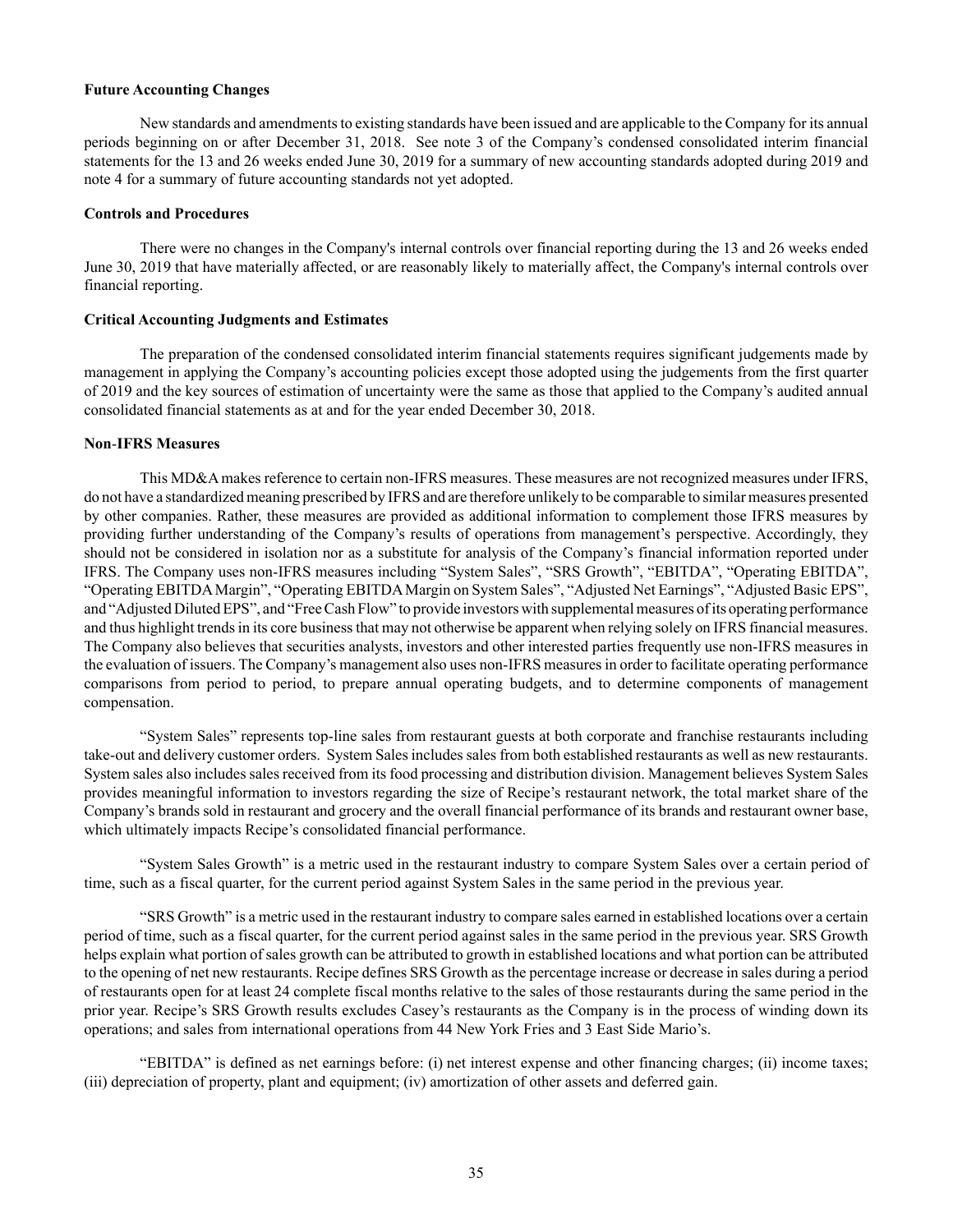**Future Accounting Changes**

New standards and amendments to existing standards have been issued and are applicable to the Company for its annual periods beginning on or after December 31, 2018. See note 3 of the Company's condensed consolidated interim financial statements for the 13 and 26 weeks ended June 30, 2019 for a summary of new accounting standards adopted during 2019 and note 4 for a summary of future accounting standards not yet adopted.

**Controls and Procedures**

There were no changes in the Company's internal controls over financial reporting during the 13 and 26 weeks ended June 30, 2019 that have materially affected, or are reasonably likely to materially affect, the Company's internal controls over financial reporting.

**Critical Accounting Judgments and Estimates**

The preparation of the condensed consolidated interim financial statements requires significant judgements made by management in applying the Company's accounting policies except those adopted using the judgements from the first quarter of 2019 and the key sources of estimation of uncertainty were the same as those that applied to the Company's audited annual consolidated financial statements as at and for the year ended December 30, 2018.

**Non-IFRS Measures**

This MD&A makes reference to certain non-IFRS measures. These measures are not recognized measures under IFRS, do not have a standardized meaning prescribed by IFRS and are therefore unlikely to be comparable to similar measures presented by other companies. Rather, these measures are provided as additional information to complement those IFRS measures by providing further understanding of the Company's results of operations from management's perspective. Accordingly, they should not be considered in isolation nor as a substitute for analysis of the Company's financial information reported under IFRS. The Company uses non-IFRS measures including "System Sales", "SRS Growth", "EBITDA", "Operating EBITDA", "Operating EBITDA Margin", "Operating EBITDA Margin on System Sales", "Adjusted Net Earnings", "Adjusted Basic EPS", and "Adjusted Diluted EPS", and "Free Cash Flow" to provide investors with supplemental measures of its operating performance and thus highlight trends in its core business that may not otherwise be apparent when relying solely on IFRS financial measures. The Company also believes that securities analysts, investors and other interested parties frequently use non-IFRS measures in the evaluation of issuers. The Company's management also uses non-IFRS measures in order to facilitate operating performance comparisons from period to period, to prepare annual operating budgets, and to determine components of management compensation.

"System Sales" represents top-line sales from restaurant guests at both corporate and franchise restaurants including take-out and delivery customer orders. System Sales includes sales from both established restaurants as well as new restaurants. System sales also includes sales received from its food processing and distribution division. Management believes System Sales provides meaningful information to investors regarding the size of Recipe's restaurant network, the total market share of the Company's brands sold in restaurant and grocery and the overall financial performance of its brands and restaurant owner base, which ultimately impacts Recipe's consolidated financial performance.

"System Sales Growth" is a metric used in the restaurant industry to compare System Sales over a certain period of time, such as a fiscal quarter, for the current period against System Sales in the same period in the previous year.

"SRS Growth" is a metric used in the restaurant industry to compare sales earned in established locations over a certain period of time, such as a fiscal quarter, for the current period against sales in the same period in the previous year. SRS Growth helps explain what portion of sales growth can be attributed to growth in established locations and what portion can be attributed to the opening of net new restaurants. Recipe defines SRS Growth as the percentage increase or decrease in sales during a period of restaurants open for at least 24 complete fiscal months relative to the sales of those restaurants during the same period in the prior year. Recipe's SRS Growth results excludes Casey's restaurants as the Company is in the process of winding down its operations; and sales from international operations from 44 New York Fries and 3 East Side Mario's.

"EBITDA" is defined as net earnings before: (i) net interest expense and other financing charges; (ii) income taxes; (iii) depreciation of property, plant and equipment; (iv) amortization of other assets and deferred gain.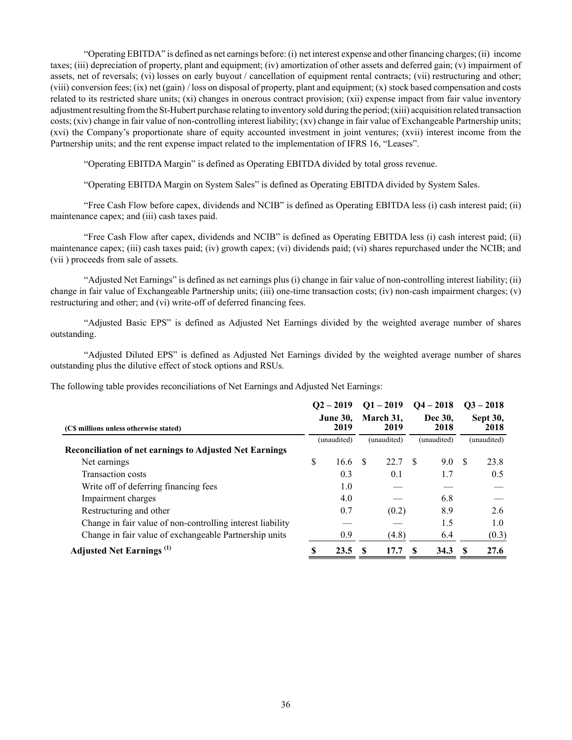"Operating EBITDA" is defined as net earnings before: (i) net interest expense and other financing charges; (ii) income taxes; (iii) depreciation of property, plant and equipment; (iv) amortization of other assets and deferred gain; (v) impairment of assets, net of reversals; (vi) losses on early buyout / cancellation of equipment rental contracts; (vii) restructuring and other; (viii) conversion fees; (ix) net (gain) / loss on disposal of property, plant and equipment; (x) stock based compensation and costs related to its restricted share units; (xi) changes in onerous contract provision; (xii) expense impact from fair value inventory adjustment resulting from the St-Hubert purchase relating to inventory sold during the period; (xiii) acquisition related transaction costs; (xiv) change in fair value of non-controlling interest liability; (xv) change in fair value of Exchangeable Partnership units; (xvi) the Company's proportionate share of equity accounted investment in joint ventures; (xvii) interest income from the Partnership units; and the rent expense impact related to the implementation of IFRS 16, "Leases".

"Operating EBITDA Margin" is defined as Operating EBITDA divided by total gross revenue.

"Operating EBITDA Margin on System Sales" is defined as Operating EBITDA divided by System Sales.

"Free Cash Flow before capex, dividends and NCIB" is defined as Operating EBITDA less (i) cash interest paid; (ii) maintenance capex; and (iii) cash taxes paid.

"Free Cash Flow after capex, dividends and NCIB" is defined as Operating EBITDA less (i) cash interest paid; (ii) maintenance capex; (iii) cash taxes paid; (iv) growth capex; (vi) dividends paid; (vi) shares repurchased under the NCIB; and (vii ) proceeds from sale of assets.

"Adjusted Net Earnings" is defined as net earnings plus (i) change in fair value of non-controlling interest liability; (ii) change in fair value of Exchangeable Partnership units; (iii) one-time transaction costs; (iv) non-cash impairment charges; (v) restructuring and other; and (vi) write-off of deferred financing fees.

"Adjusted Basic EPS" is defined as Adjusted Net Earnings divided by the weighted average number of shares outstanding.

"Adjusted Diluted EPS" is defined as Adjusted Net Earnings divided by the weighted average number of shares outstanding plus the dilutive effect of stock options and RSUs.

The following table provides reconciliations of Net Earnings and Adjusted Net Earnings:

| (C$ millions unless otherwise stated) | Q2 – 2019 June 30, 2019 | Q1 – 2019 March 31, 2019 | Q4 – 2018 Dec 30, 2018 | Q3 – 2018 Sept 30, 2018 |
|---|---|---|---|---|
| | (unaudited) | (unaudited) | (unaudited) | (unaudited) |
| **Reconciliation of net earnings to Adjusted Net Earnings** | | | | |
| Net earnings | $ 16.6 | $ 22.7 | $ 9.0 | $ 23.8 |
| Transaction costs | 0.3 | 0.1 | 1.7 | 0.5 |
| Write off of deferring financing fees | 1.0 | — | — | — |
| Impairment charges | 4.0 | — | 6.8 | — |
| Restructuring and other | 0.7 | (0.2) | 8.9 | 2.6 |
| Change in fair value of non-controlling interest liability | — | — | 1.5 | 1.0 |
| Change in fair value of exchangeable Partnership units | 0.9 | (4.8) | 6.4 | (0.3) |
| **Adjusted Net Earnings (1)** | **$ 23.5** | **$ 17.7** | **$ 34.3** | **$ 27.6** |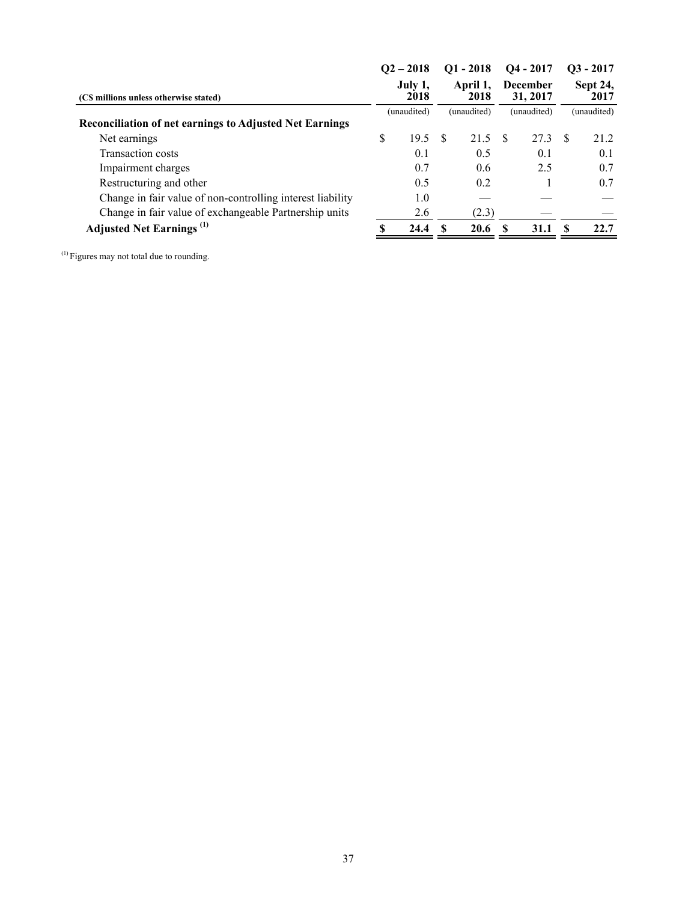| (C$ millions unless otherwise stated) | Q2 – 2018 July 1, 2018 | Q1 - 2018 April 1, 2018 | Q4 - 2017 December 31, 2017 | Q3 - 2017 Sept 24, 2017 |
|---|---|---|---|---|
| | (unaudited) | (unaudited) | (unaudited) | (unaudited) |
| **Reconciliation of net earnings to Adjusted Net Earnings** | | | | |
| Net earnings | $ 19.5 | $ 21.5 | $ 27.3 | $ 21.2 |
| Transaction costs | 0.1 | 0.5 | 0.1 | 0.1 |
| Impairment charges | 0.7 | 0.6 | 2.5 | 0.7 |
| Restructuring and other | 0.5 | 0.2 | 1 | 0.7 |
| Change in fair value of non-controlling interest liability | 1.0 | — | — | — |
| Change in fair value of exchangeable Partnership units | 2.6 | (2.3) | — | — |
| **Adjusted Net Earnings** [(1)] | **$ 24.4** | **$ 20.6** | **$ 31.1** | **$ 22.7** |

[(1)] Figures may not total due to rounding.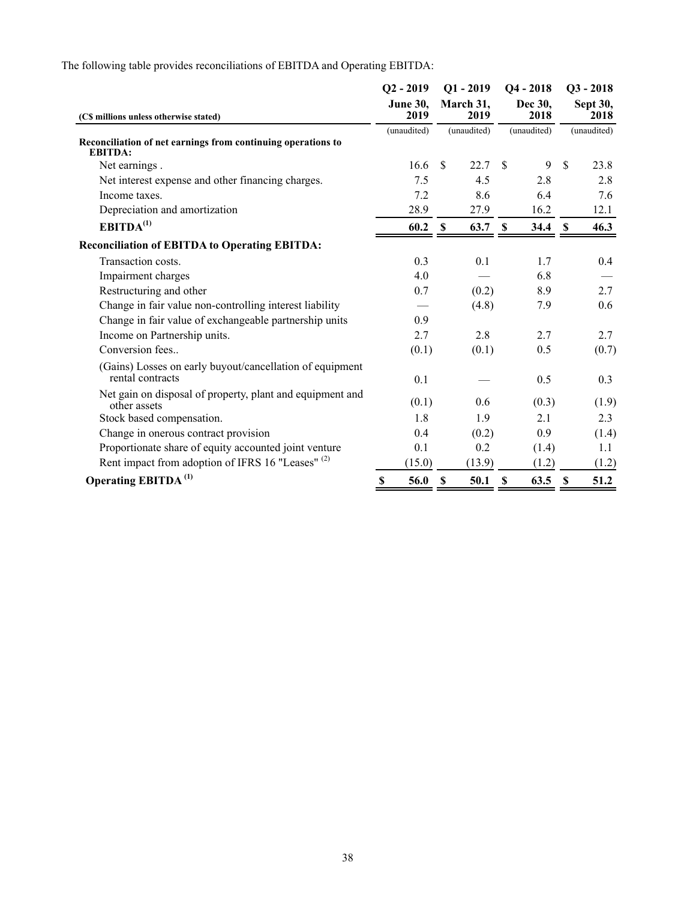The following table provides reconciliations of EBITDA and Operating EBITDA:

| (C$ millions unless otherwise stated) | Q2 - 2019<br>June 30, 2019 | Q1 - 2019<br>March 31, 2019 | Q4 - 2018<br>Dec 30, 2018 | Q3 - 2018<br>Sept 30, 2018 |
|---|---|---|---|---|
| | (unaudited) | (unaudited) | (unaudited) | (unaudited) |
| **Reconciliation of net earnings from continuing operations to EBITDA:** | | | | |
| Net earnings . | 16.6 | $ 22.7 | $ 9 | $ 23.8 |
| Net interest expense and other financing charges. | 7.5 | 4.5 | 2.8 | 2.8 |
| Income taxes. | 7.2 | 8.6 | 6.4 | 7.6 |
| Depreciation and amortization | 28.9 | 27.9 | 16.2 | 12.1 |
| **EBITDA[1]** | **60.2** | **$ 63.7** | **$ 34.4** | **$ 46.3** |
| **Reconciliation of EBITDA to Operating EBITDA:** | | | | |
| Transaction costs. | 0.3 | 0.1 | 1.7 | 0.4 |
| Impairment charges | 4.0 | — | 6.8 | — |
| Restructuring and other | 0.7 | (0.2) | 8.9 | 2.7 |
| Change in fair value non-controlling interest liability | — | (4.8) | 7.9 | 0.6 |
| Change in fair value of exchangeable partnership units | 0.9 | | | |
| Income on Partnership units. | 2.7 | 2.8 | 2.7 | 2.7 |
| Conversion fees.. | (0.1) | (0.1) | 0.5 | (0.7) |
| (Gains) Losses on early buyout/cancellation of equipment rental contracts | 0.1 | — | 0.5 | 0.3 |
| Net gain on disposal of property, plant and equipment and other assets | (0.1) | 0.6 | (0.3) | (1.9) |
| Stock based compensation. | 1.8 | 1.9 | 2.1 | 2.3 |
| Change in onerous contract provision | 0.4 | (0.2) | 0.9 | (1.4) |
| Proportionate share of equity accounted joint venture | 0.1 | 0.2 | (1.4) | 1.1 |
| Rent impact from adoption of IFRS 16 "Leases" [2] | (15.0) | (13.9) | (1.2) | (1.2) |
| **Operating EBITDA [1]** | **$ 56.0** | **$ 50.1** | **$ 63.5** | **$ 51.2** |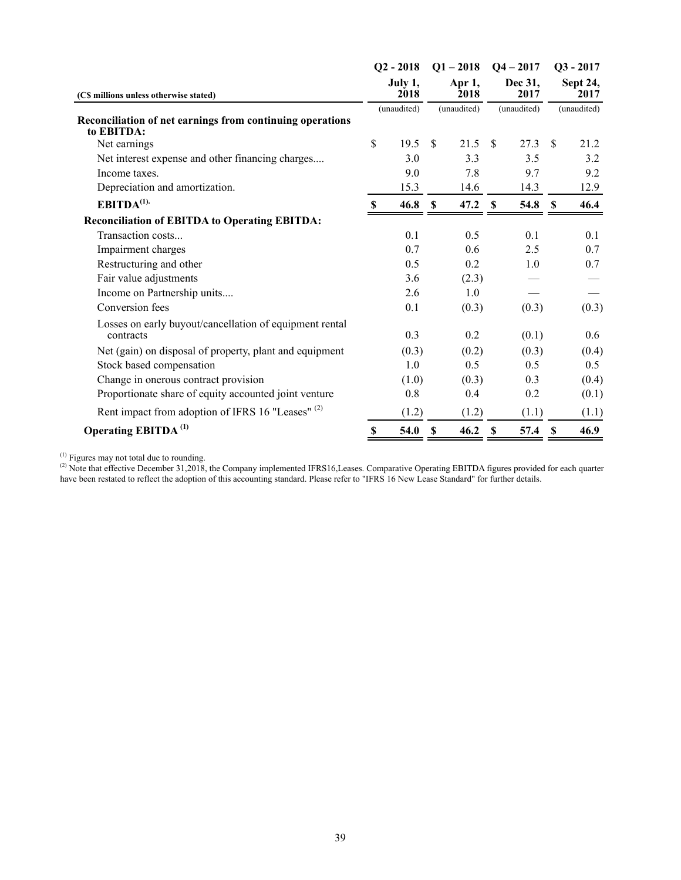| (C$ millions unless otherwise stated) | Q2 - 2018 July 1, 2018 | Q1 – 2018 Apr 1, 2018 | Q4 – 2017 Dec 31, 2017 | Q3 - 2017 Sept 24, 2017 |
|---|---|---|---|---|
| | (unaudited) | (unaudited) | (unaudited) | (unaudited) |
| **Reconciliation of net earnings from continuing operations to EBITDA:** | | | | |
| Net earnings | $ 19.5 | $ 21.5 | $ 27.3 | $ 21.2 |
| Net interest expense and other financing charges.... | 3.0 | 3.3 | 3.5 | 3.2 |
| Income taxes. | 9.0 | 7.8 | 9.7 | 9.2 |
| Depreciation and amortization. | 15.3 | 14.6 | 14.3 | 12.9 |
| **EBITDA[1].** | **$ 46.8** | **$ 47.2** | **$ 54.8** | **$ 46.4** |
| **Reconciliation of EBITDA to Operating EBITDA:** | | | | |
| Transaction costs... | 0.1 | 0.5 | 0.1 | 0.1 |
| Impairment charges | 0.7 | 0.6 | 2.5 | 0.7 |
| Restructuring and other | 0.5 | 0.2 | 1.0 | 0.7 |
| Fair value adjustments | 3.6 | (2.3) | — | — |
| Income on Partnership units.... | 2.6 | 1.0 | — | — |
| Conversion fees | 0.1 | (0.3) | (0.3) | (0.3) |
| Losses on early buyout/cancellation of equipment rental contracts | 0.3 | 0.2 | (0.1) | 0.6 |
| Net (gain) on disposal of property, plant and equipment | (0.3) | (0.2) | (0.3) | (0.4) |
| Stock based compensation | 1.0 | 0.5 | 0.5 | 0.5 |
| Change in onerous contract provision | (1.0) | (0.3) | 0.3 | (0.4) |
| Proportionate share of equity accounted joint venture | 0.8 | 0.4 | 0.2 | (0.1) |
| Rent impact from adoption of IFRS 16 "Leases" [2] | (1.2) | (1.2) | (1.1) | (1.1) |
| **Operating EBITDA [1]** | **$ 54.0** | **$ 46.2** | **$ 57.4** | **$ 46.9** |

[1] Figures may not total due to rounding.
[2] Note that effective December 31,2018, the Company implemented IFRS16,Leases. Comparative Operating EBITDA figures provided for each quarter have been restated to reflect the adoption of this accounting standard. Please refer to "IFRS 16 New Lease Standard" for further details.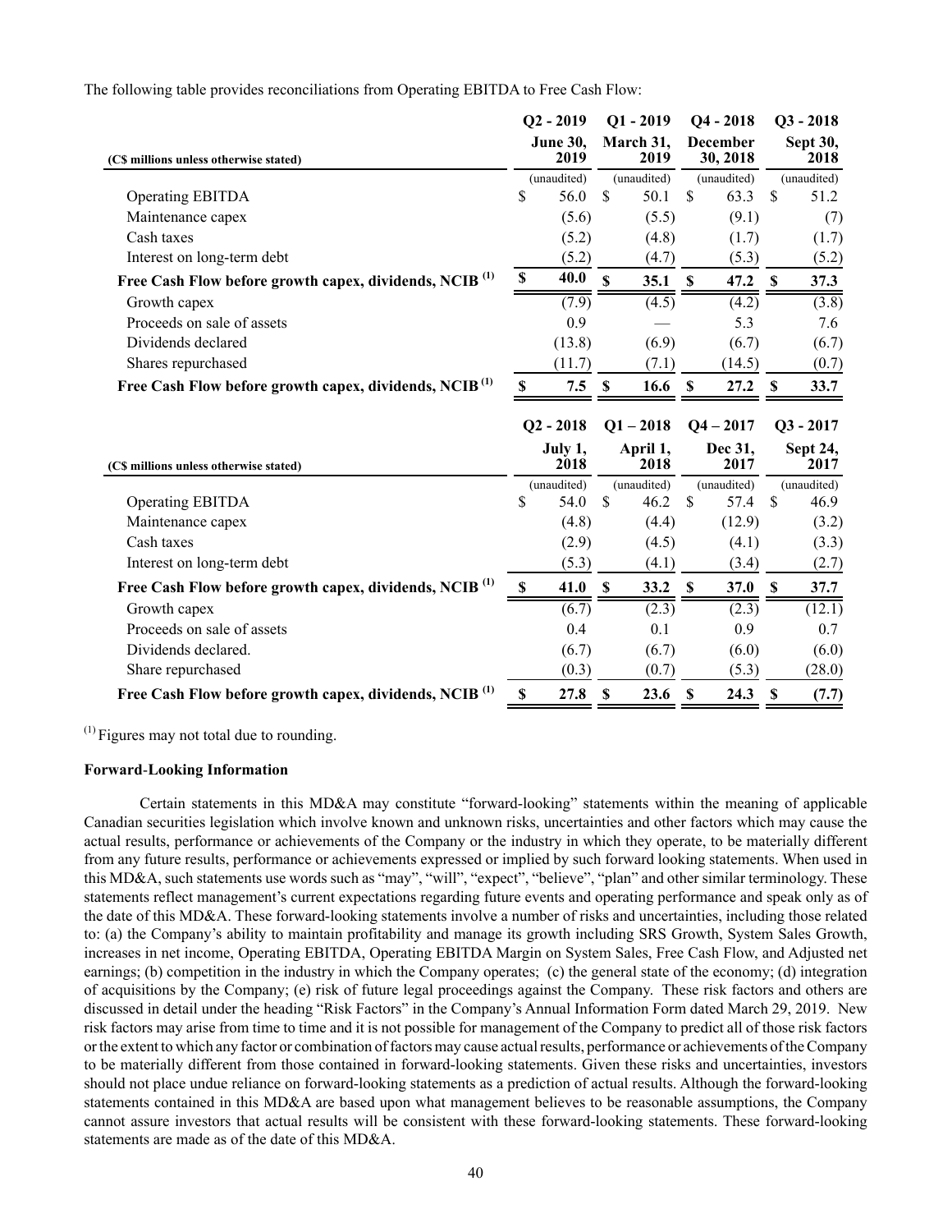The following table provides reconciliations from Operating EBITDA to Free Cash Flow:

| (C$ millions unless otherwise stated) | Q2 - 2019 June 30, 2019 | Q1 - 2019 March 31, 2019 | Q4 - 2018 December 30, 2018 | Q3 - 2018 Sept 30, 2018 |
|---|---|---|---|---|
| | (unaudited) | (unaudited) | (unaudited) | (unaudited) |
| Operating EBITDA | $ 56.0 | $ 50.1 | $ 63.3 | $ 51.2 |
| Maintenance capex | (5.6) | (5.5) | (9.1) | (7) |
| Cash taxes | (5.2) | (4.8) | (1.7) | (1.7) |
| Interest on long-term debt | (5.2) | (4.7) | (5.3) | (5.2) |
| **Free Cash Flow before growth capex, dividends, NCIB [(1)]** | **$ 40.0** | **$ 35.1** | **$ 47.2** | **$ 37.3** |
| Growth capex | (7.9) | (4.5) | (4.2) | (3.8) |
| Proceeds on sale of assets | 0.9 | — | 5.3 | 7.6 |
| Dividends declared | (13.8) | (6.9) | (6.7) | (6.7) |
| Shares repurchased | (11.7) | (7.1) | (14.5) | (0.7) |
| **Free Cash Flow before growth capex, dividends, NCIB [(1)]** | **$ 7.5** | **$ 16.6** | **$ 27.2** | **$ 33.7** |

| (C$ millions unless otherwise stated) | Q2 - 2018 July 1, 2018 | Q1 – 2018 April 1, 2018 | Q4 – 2017 Dec 31, 2017 | Q3 - 2017 Sept 24, 2017 |
|---|---|---|---|---|
| | (unaudited) | (unaudited) | (unaudited) | (unaudited) |
| Operating EBITDA | $ 54.0 | $ 46.2 | $ 57.4 | $ 46.9 |
| Maintenance capex | (4.8) | (4.4) | (12.9) | (3.2) |
| Cash taxes | (2.9) | (4.5) | (4.1) | (3.3) |
| Interest on long-term debt | (5.3) | (4.1) | (3.4) | (2.7) |
| **Free Cash Flow before growth capex, dividends, NCIB [(1)]** | **$ 41.0** | **$ 33.2** | **$ 37.0** | **$ 37.7** |
| Growth capex | (6.7) | (2.3) | (2.3) | (12.1) |
| Proceeds on sale of assets | 0.4 | 0.1 | 0.9 | 0.7 |
| Dividends declared. | (6.7) | (6.7) | (6.0) | (6.0) |
| Share repurchased | (0.3) | (0.7) | (5.3) | (28.0) |
| **Free Cash Flow before growth capex, dividends, NCIB [(1)]** | **$ 27.8** | **$ 23.6** | **$ 24.3** | **$ (7.7)** |

[(1)] Figures may not total due to rounding.

**Forward-Looking Information**

Certain statements in this MD&A may constitute "forward-looking" statements within the meaning of applicable Canadian securities legislation which involve known and unknown risks, uncertainties and other factors which may cause the actual results, performance or achievements of the Company or the industry in which they operate, to be materially different from any future results, performance or achievements expressed or implied by such forward looking statements. When used in this MD&A, such statements use words such as "may", "will", "expect", "believe", "plan" and other similar terminology. These statements reflect management's current expectations regarding future events and operating performance and speak only as of the date of this MD&A. These forward-looking statements involve a number of risks and uncertainties, including those related to: (a) the Company's ability to maintain profitability and manage its growth including SRS Growth, System Sales Growth, increases in net income, Operating EBITDA, Operating EBITDA Margin on System Sales, Free Cash Flow, and Adjusted net earnings; (b) competition in the industry in which the Company operates; (c) the general state of the economy; (d) integration of acquisitions by the Company; (e) risk of future legal proceedings against the Company. These risk factors and others are discussed in detail under the heading "Risk Factors" in the Company's Annual Information Form dated March 29, 2019. New risk factors may arise from time to time and it is not possible for management of the Company to predict all of those risk factors or the extent to which any factor or combination of factors may cause actual results, performance or achievements of the Company to be materially different from those contained in forward-looking statements. Given these risks and uncertainties, investors should not place undue reliance on forward-looking statements as a prediction of actual results. Although the forward-looking statements contained in this MD&A are based upon what management believes to be reasonable assumptions, the Company cannot assure investors that actual results will be consistent with these forward-looking statements. These forward-looking statements are made as of the date of this MD&A.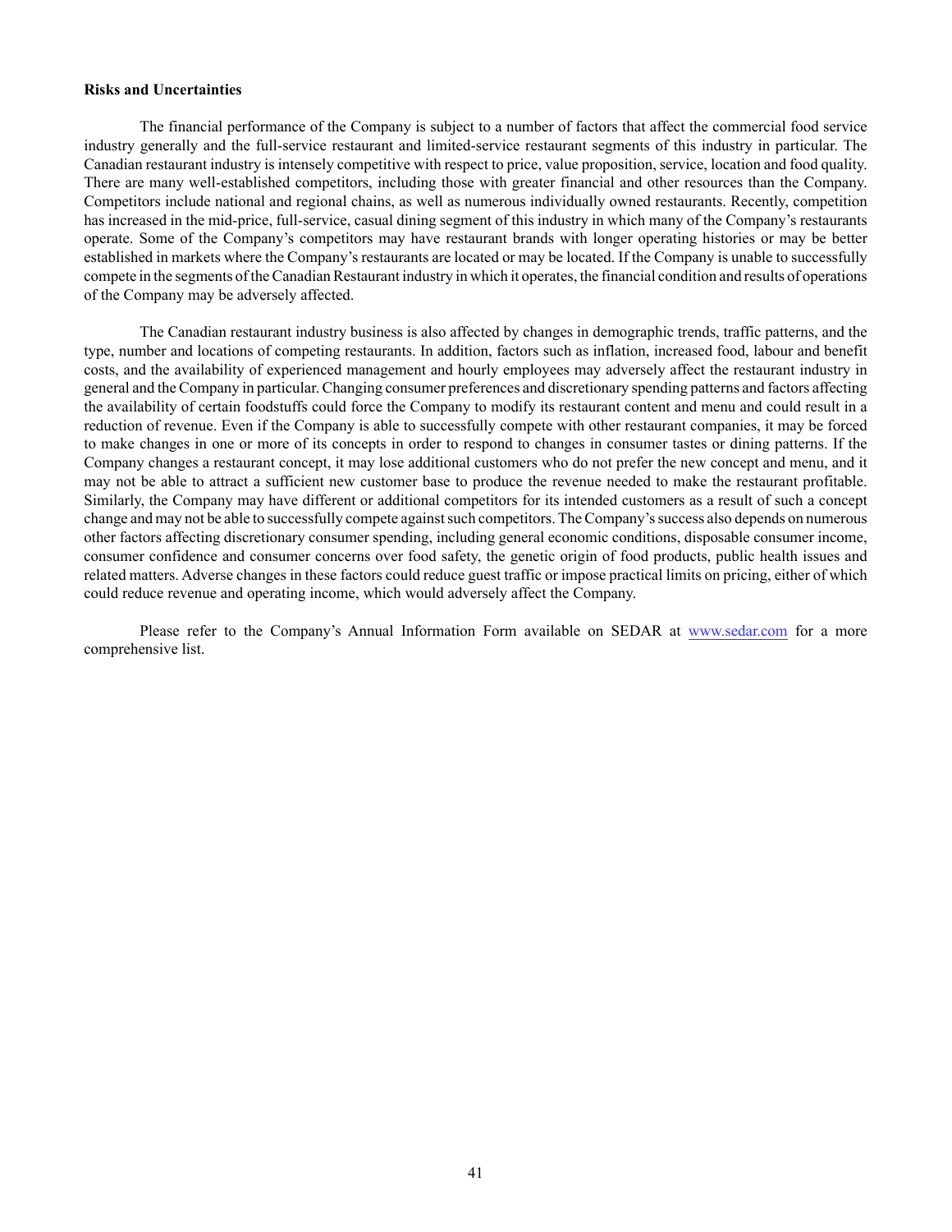**Risks and Uncertainties**

The financial performance of the Company is subject to a number of factors that affect the commercial food service industry generally and the full-service restaurant and limited-service restaurant segments of this industry in particular. The Canadian restaurant industry is intensely competitive with respect to price, value proposition, service, location and food quality. There are many well-established competitors, including those with greater financial and other resources than the Company. Competitors include national and regional chains, as well as numerous individually owned restaurants. Recently, competition has increased in the mid-price, full-service, casual dining segment of this industry in which many of the Company's restaurants operate. Some of the Company's competitors may have restaurant brands with longer operating histories or may be better established in markets where the Company's restaurants are located or may be located. If the Company is unable to successfully compete in the segments of the Canadian Restaurant industry in which it operates, the financial condition and results of operations of the Company may be adversely affected.

The Canadian restaurant industry business is also affected by changes in demographic trends, traffic patterns, and the type, number and locations of competing restaurants. In addition, factors such as inflation, increased food, labour and benefit costs, and the availability of experienced management and hourly employees may adversely affect the restaurant industry in general and the Company in particular. Changing consumer preferences and discretionary spending patterns and factors affecting the availability of certain foodstuffs could force the Company to modify its restaurant content and menu and could result in a reduction of revenue. Even if the Company is able to successfully compete with other restaurant companies, it may be forced to make changes in one or more of its concepts in order to respond to changes in consumer tastes or dining patterns. If the Company changes a restaurant concept, it may lose additional customers who do not prefer the new concept and menu, and it may not be able to attract a sufficient new customer base to produce the revenue needed to make the restaurant profitable. Similarly, the Company may have different or additional competitors for its intended customers as a result of such a concept change and may not be able to successfully compete against such competitors. The Company's success also depends on numerous other factors affecting discretionary consumer spending, including general economic conditions, disposable consumer income, consumer confidence and consumer concerns over food safety, the genetic origin of food products, public health issues and related matters. Adverse changes in these factors could reduce guest traffic or impose practical limits on pricing, either of which could reduce revenue and operating income, which would adversely affect the Company.

Please refer to the Company's Annual Information Form available on SEDAR at www.sedar.com for a more comprehensive list.